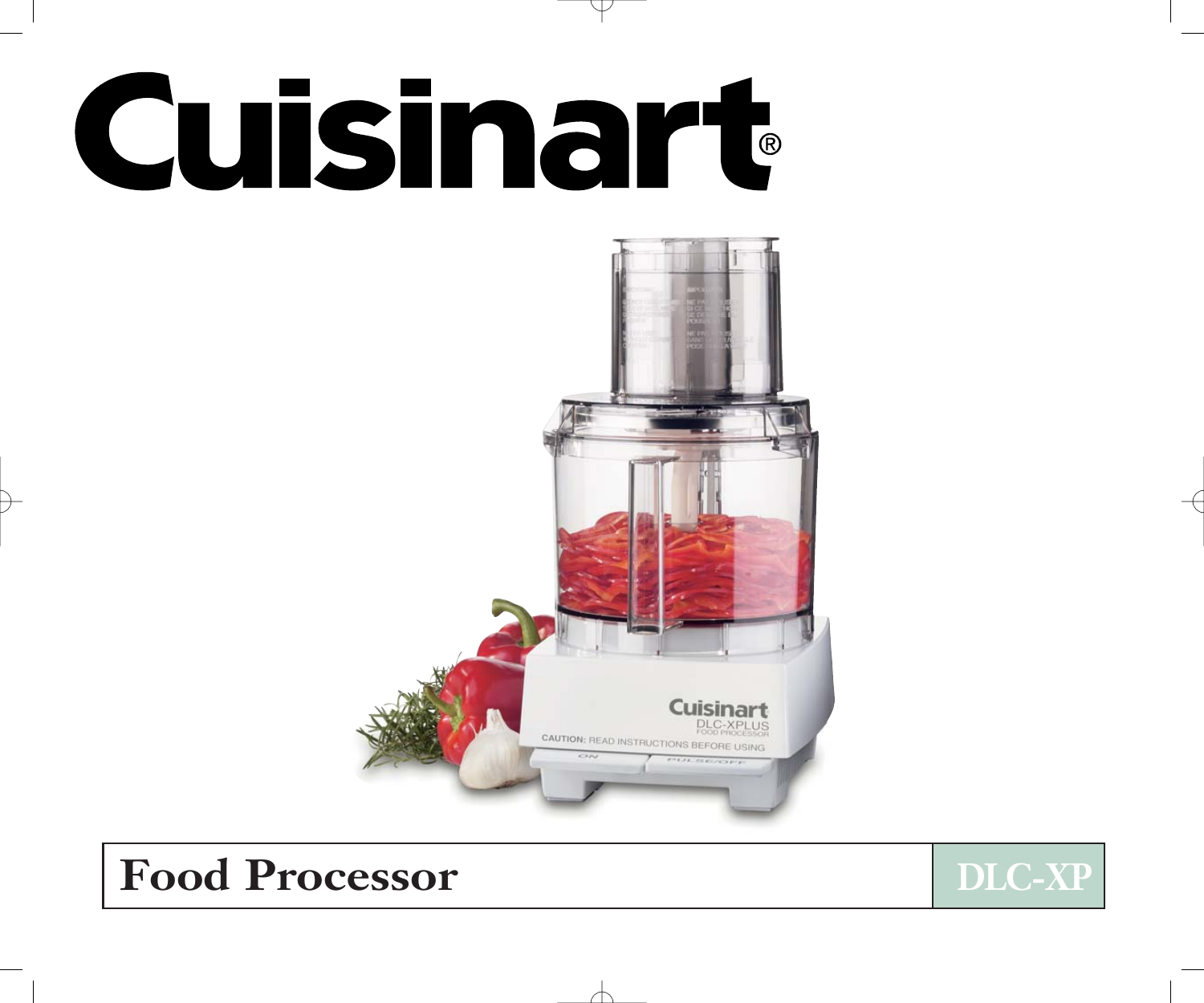# Cuisinart®

**Food Processor** | **DLC-XP**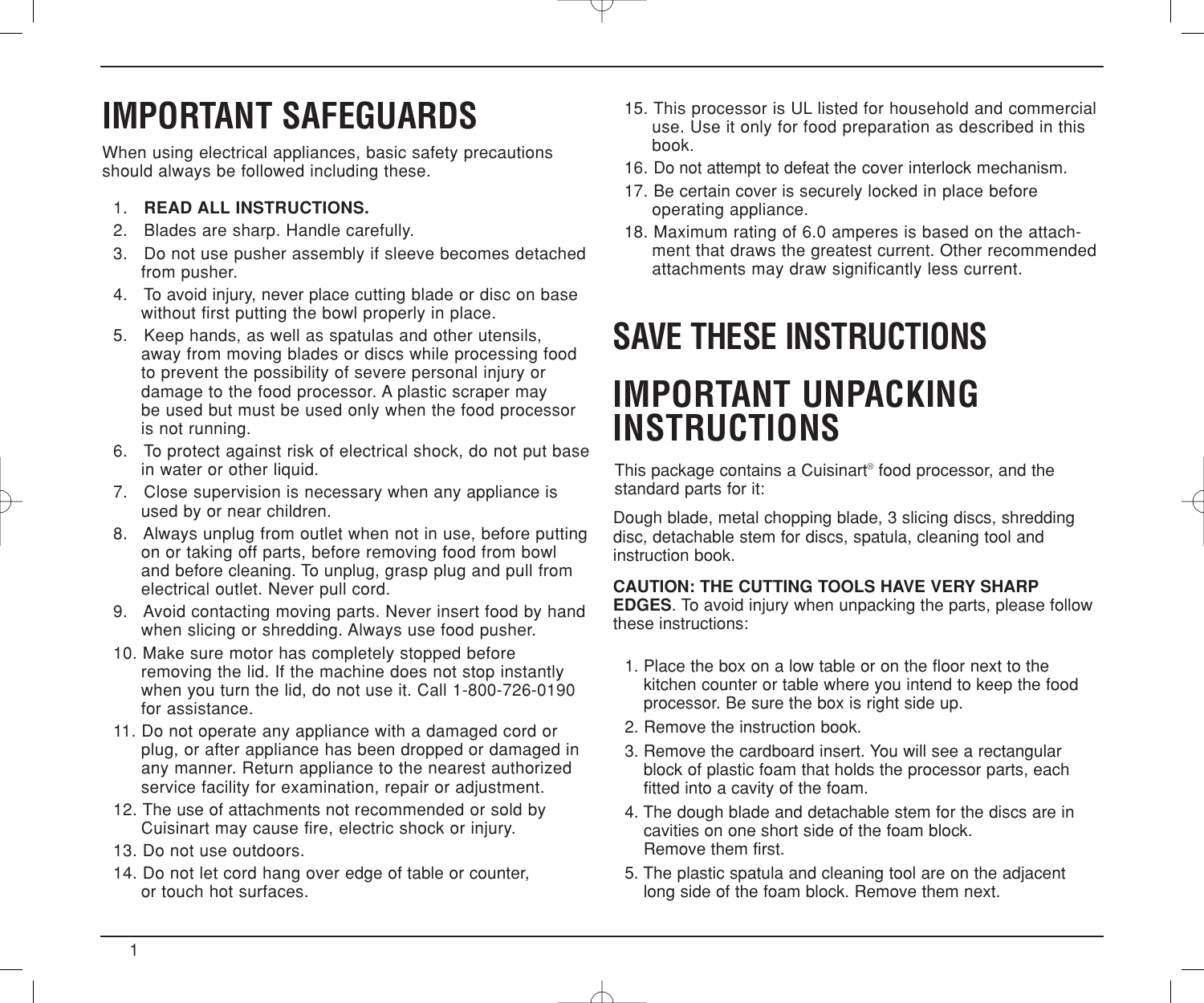# IMPORTANT SAFEGUARDS

When using electrical appliances, basic safety precautions should always be followed including these.

1. **READ ALL INSTRUCTIONS.**
2. Blades are sharp. Handle carefully.
3. Do not use pusher assembly if sleeve becomes detached from pusher.
4. To avoid injury, never place cutting blade or disc on base without first putting the bowl properly in place.
5. Keep hands, as well as spatulas and other utensils, away from moving blades or discs while processing food to prevent the possibility of severe personal injury or damage to the food processor. A plastic scraper may be used but must be used only when the food processor is not running.
6. To protect against risk of electrical shock, do not put base in water or other liquid.
7. Close supervision is necessary when any appliance is used by or near children.
8. Always unplug from outlet when not in use, before putting on or taking off parts, before removing food from bowl and before cleaning. To unplug, grasp plug and pull from electrical outlet. Never pull cord.
9. Avoid contacting moving parts. Never insert food by hand when slicing or shredding. Always use food pusher.
10. Make sure motor has completely stopped before removing the lid. If the machine does not stop instantly when you turn the lid, do not use it. Call 1-800-726-0190 for assistance.
11. Do not operate any appliance with a damaged cord or plug, or after appliance has been dropped or damaged in any manner. Return appliance to the nearest authorized service facility for examination, repair or adjustment.
12. The use of attachments not recommended or sold by Cuisinart may cause fire, electric shock or injury.
13. Do not use outdoors.
14. Do not let cord hang over edge of table or counter, or touch hot surfaces.
15. This processor is UL listed for household and commercial use. Use it only for food preparation as described in this book.
16. Do not attempt to defeat the cover interlock mechanism.
17. Be certain cover is securely locked in place before operating appliance.
18. Maximum rating of 6.0 amperes is based on the attachment that draws the greatest current. Other recommended attachments may draw significantly less current.

# SAVE THESE INSTRUCTIONS

# IMPORTANT UNPACKING INSTRUCTIONS

This package contains a Cuisinart® food processor, and the standard parts for it:

Dough blade, metal chopping blade, 3 slicing discs, shredding disc, detachable stem for discs, spatula, cleaning tool and instruction book.

**CAUTION: THE CUTTING TOOLS HAVE VERY SHARP EDGES**. To avoid injury when unpacking the parts, please follow these instructions:

1. Place the box on a low table or on the floor next to the kitchen counter or table where you intend to keep the food processor. Be sure the box is right side up.
2. Remove the instruction book.
3. Remove the cardboard insert. You will see a rectangular block of plastic foam that holds the processor parts, each fitted into a cavity of the foam.
4. The dough blade and detachable stem for the discs are in cavities on one short side of the foam block. Remove them first.
5. The plastic spatula and cleaning tool are on the adjacent long side of the foam block. Remove them next.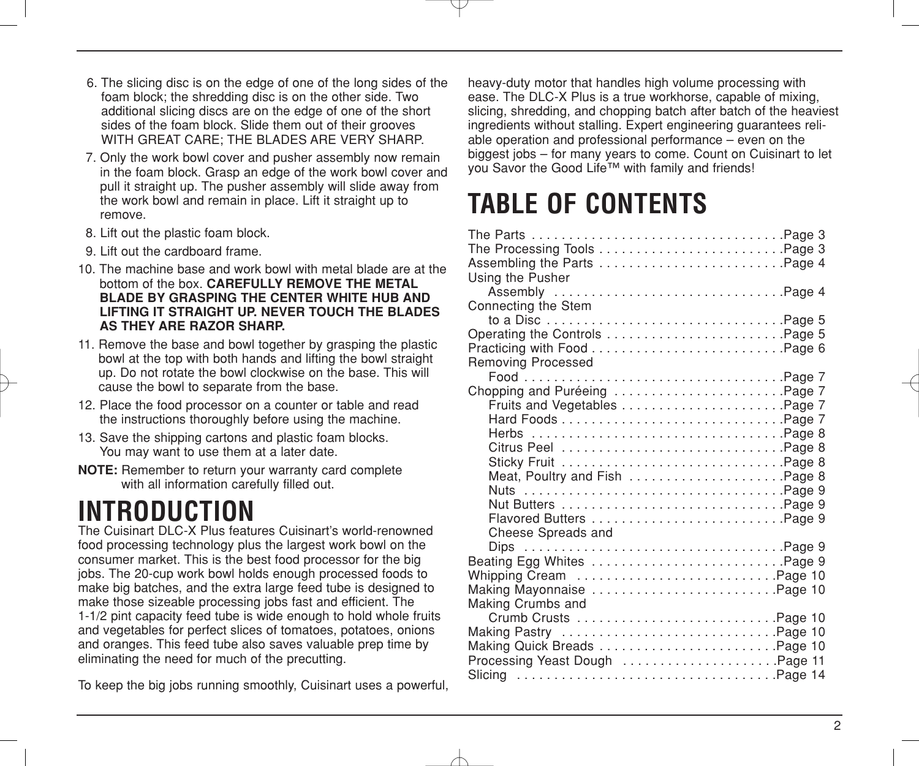6. The slicing disc is on the edge of one of the long sides of the foam block; the shredding disc is on the other side. Two additional slicing discs are on the edge of one of the short sides of the foam block. Slide them out of their grooves WITH GREAT CARE; THE BLADES ARE VERY SHARP.
7. Only the work bowl cover and pusher assembly now remain in the foam block. Grasp an edge of the work bowl cover and pull it straight up. The pusher assembly will slide away from the work bowl and remain in place. Lift it straight up to remove.
8. Lift out the plastic foam block.
9. Lift out the cardboard frame.
10. The machine base and work bowl with metal blade are at the bottom of the box. **CAREFULLY REMOVE THE METAL BLADE BY GRASPING THE CENTER WHITE HUB AND LIFTING IT STRAIGHT UP. NEVER TOUCH THE BLADES AS THEY ARE RAZOR SHARP.**
11. Remove the base and bowl together by grasping the plastic bowl at the top with both hands and lifting the bowl straight up. Do not rotate the bowl clockwise on the base. This will cause the bowl to separate from the base.
12. Place the food processor on a counter or table and read the instructions thoroughly before using the machine.
13. Save the shipping cartons and plastic foam blocks. You may want to use them at a later date.

**NOTE:** Remember to return your warranty card complete with all information carefully filled out.

# INTRODUCTION

The Cuisinart DLC-X Plus features Cuisinart's world-renowned food processing technology plus the largest work bowl on the consumer market. This is the best food processor for the big jobs. The 20-cup work bowl holds enough processed foods to make big batches, and the extra large feed tube is designed to make those sizeable processing jobs fast and efficient. The 1-1/2 pint capacity feed tube is wide enough to hold whole fruits and vegetables for perfect slices of tomatoes, potatoes, onions and oranges. This feed tube also saves valuable prep time by eliminating the need for much of the precutting.

To keep the big jobs running smoothly, Cuisinart uses a powerful, heavy-duty motor that handles high volume processing with ease. The DLC-X Plus is a true workhorse, capable of mixing, slicing, shredding, and chopping batch after batch of the heaviest ingredients without stalling. Expert engineering guarantees reliable operation and professional performance – even on the biggest jobs – for many years to come. Count on Cuisinart to let you Savor the Good Life™ with family and friends!

# TABLE OF CONTENTS

The Parts . . . . . . . . . . . . . . . . . . . . . . . . . . . . . . . . . .Page 3
The Processing Tools . . . . . . . . . . . . . . . . . . . . . . . . .Page 3
Assembling the Parts . . . . . . . . . . . . . . . . . . . . . . . . .Page 4
Using the Pusher
  Assembly . . . . . . . . . . . . . . . . . . . . . . . . . . . . . .Page 4
Connecting the Stem
  to a Disc . . . . . . . . . . . . . . . . . . . . . . . . . . . . . . .Page 5
Operating the Controls . . . . . . . . . . . . . . . . . . . . . . . .Page 5
Practicing with Food . . . . . . . . . . . . . . . . . . . . . . . . . .Page 6
Removing Processed
  Food . . . . . . . . . . . . . . . . . . . . . . . . . . . . . . . . . .Page 7
Chopping and Puréeing . . . . . . . . . . . . . . . . . . . . . . .Page 7
  Fruits and Vegetables . . . . . . . . . . . . . . . . . . . . .Page 7
  Hard Foods . . . . . . . . . . . . . . . . . . . . . . . . . . . . .Page 7
  Herbs . . . . . . . . . . . . . . . . . . . . . . . . . . . . . . . . .Page 8
  Citrus Peel . . . . . . . . . . . . . . . . . . . . . . . . . . . .Page 8
  Sticky Fruit . . . . . . . . . . . . . . . . . . . . . . . . . . . .Page 8
  Meat, Poultry and Fish . . . . . . . . . . . . . . . . . . . .Page 8
  Nuts . . . . . . . . . . . . . . . . . . . . . . . . . . . . . . . . . .Page 9
  Nut Butters . . . . . . . . . . . . . . . . . . . . . . . . . . . .Page 9
  Flavored Butters . . . . . . . . . . . . . . . . . . . . . . . . .Page 9
  Cheese Spreads and
  Dips . . . . . . . . . . . . . . . . . . . . . . . . . . . . . . . . .Page 9
Beating Egg Whites . . . . . . . . . . . . . . . . . . . . . . . . .Page 9
Whipping Cream . . . . . . . . . . . . . . . . . . . . . . . . . .Page 10
Making Mayonnaise . . . . . . . . . . . . . . . . . . . . . . . .Page 10
Making Crumbs and
  Crumb Crusts . . . . . . . . . . . . . . . . . . . . . . . . . .Page 10
Making Pastry . . . . . . . . . . . . . . . . . . . . . . . . . . . .Page 10
Making Quick Breads . . . . . . . . . . . . . . . . . . . . . . .Page 10
Processing Yeast Dough . . . . . . . . . . . . . . . . . . . .Page 11
Slicing . . . . . . . . . . . . . . . . . . . . . . . . . . . . . . . . . .Page 14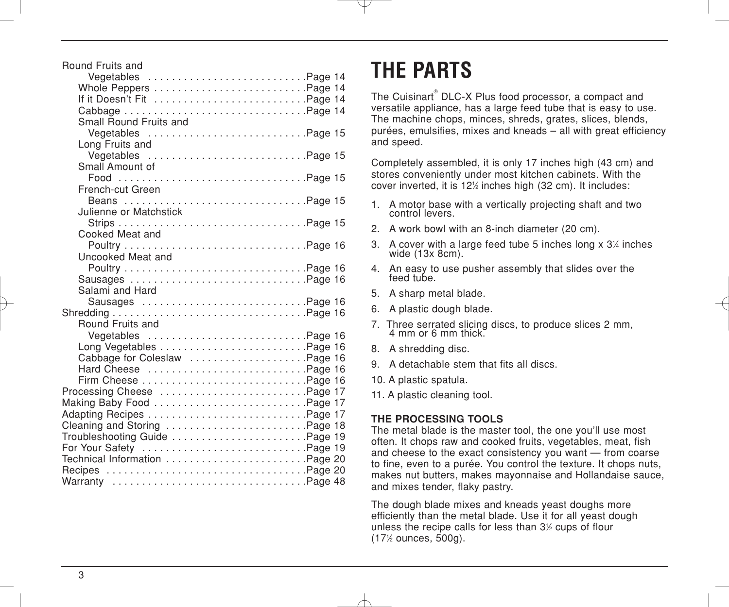Round Fruits and Vegetables . . . . . . . . . . . . . . . . . . . . . . . . . . .Page 14
- Whole Peppers . . . . . . . . . . . . . . . . . . . . . . . . . .Page 14
- If it Doesn’t Fit . . . . . . . . . . . . . . . . . . . . . . . . . .Page 14
- Cabbage . . . . . . . . . . . . . . . . . . . . . . . . . . . . . .Page 14
- Small Round Fruits and Vegetables . . . . . . . . . . . . . . . . . . . . . . . . . . .Page 15
- Long Fruits and Vegetables . . . . . . . . . . . . . . . . . . . . . . . . . . .Page 15
- Small Amount of Food . . . . . . . . . . . . . . . . . . . . . . . . . . . . . . . .Page 15
- French-cut Green Beans . . . . . . . . . . . . . . . . . . . . . . . . . . . . . . .Page 15
- Julienne or Matchstick Strips . . . . . . . . . . . . . . . . . . . . . . . . . . . . . . . .Page 15
- Cooked Meat and Poultry . . . . . . . . . . . . . . . . . . . . . . . . . . . . . . .Page 16
- Uncooked Meat and Poultry . . . . . . . . . . . . . . . . . . . . . . . . . . . . . . .Page 16
- Sausages . . . . . . . . . . . . . . . . . . . . . . . . . . . . .Page 16
- Salami and Hard Sausages . . . . . . . . . . . . . . . . . . . . . . . . . . . .Page 16

Shredding . . . . . . . . . . . . . . . . . . . . . . . . . . . . . . . . .Page 16
- Round Fruits and Vegetables . . . . . . . . . . . . . . . . . . . . . . . . . . .Page 16
- Long Vegetables . . . . . . . . . . . . . . . . . . . . . . . . .Page 16
- Cabbage for Coleslaw . . . . . . . . . . . . . . . . . . . .Page 16
- Hard Cheese . . . . . . . . . . . . . . . . . . . . . . . . . . .Page 16
- Firm Cheese . . . . . . . . . . . . . . . . . . . . . . . . . . . .Page 16

Processing Cheese . . . . . . . . . . . . . . . . . . . . . . . . .Page 17
Making Baby Food . . . . . . . . . . . . . . . . . . . . . . . . . .Page 17
Adapting Recipes . . . . . . . . . . . . . . . . . . . . . . . . . . .Page 17
Cleaning and Storing . . . . . . . . . . . . . . . . . . . . . . . .Page 18
Troubleshooting Guide . . . . . . . . . . . . . . . . . . . . . . .Page 19
For Your Safety . . . . . . . . . . . . . . . . . . . . . . . . . . . .Page 19
Technical Information . . . . . . . . . . . . . . . . . . . . . . . .Page 20
Recipes . . . . . . . . . . . . . . . . . . . . . . . . . . . . . . . . . .Page 20
Warranty . . . . . . . . . . . . . . . . . . . . . . . . . . . . . . . . .Page 48

# THE PARTS

The Cuisinart® DLC-X Plus food processor, a compact and versatile appliance, has a large feed tube that is easy to use. The machine chops, minces, shreds, grates, slices, blends, purées, emulsifies, mixes and kneads – all with great efficiency and speed.

Completely assembled, it is only 17 inches high (43 cm) and stores conveniently under most kitchen cabinets. With the cover inverted, it is 12½ inches high (32 cm). It includes:

1. A motor base with a vertically projecting shaft and two control levers.
2. A work bowl with an 8-inch diameter (20 cm).
3. A cover with a large feed tube 5 inches long x 3¼ inches wide (13x 8cm).
4. An easy to use pusher assembly that slides over the feed tube.
5. A sharp metal blade.
6. A plastic dough blade.
7. Three serrated slicing discs, to produce slices 2 mm, 4 mm or 6 mm thick.
8. A shredding disc.
9. A detachable stem that fits all discs.
10. A plastic spatula.
11. A plastic cleaning tool.

## THE PROCESSING TOOLS

The metal blade is the master tool, the one you’ll use most often. It chops raw and cooked fruits, vegetables, meat, fish and cheese to the exact consistency you want — from coarse to fine, even to a purée. You control the texture. It chops nuts, makes nut butters, makes mayonnaise and Hollandaise sauce, and mixes tender, flaky pastry.

The dough blade mixes and kneads yeast doughs more efficiently than the metal blade. Use it for all yeast dough unless the recipe calls for less than 3½ cups of flour (17½ ounces, 500g).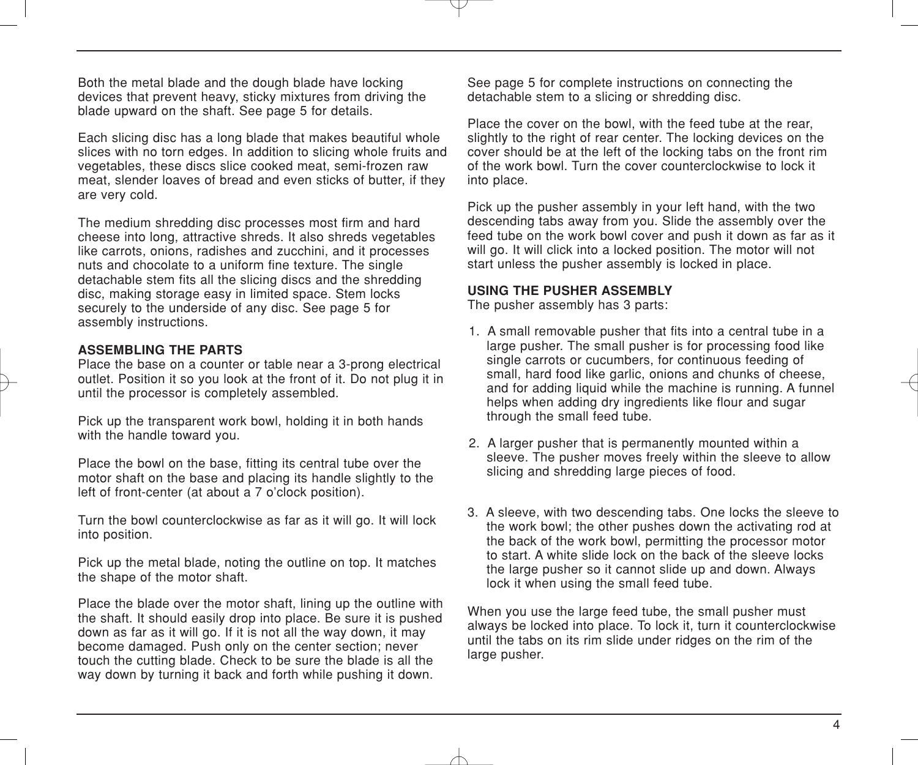Both the metal blade and the dough blade have locking devices that prevent heavy, sticky mixtures from driving the blade upward on the shaft. See page 5 for details.

Each slicing disc has a long blade that makes beautiful whole slices with no torn edges. In addition to slicing whole fruits and vegetables, these discs slice cooked meat, semi-frozen raw meat, slender loaves of bread and even sticks of butter, if they are very cold.

The medium shredding disc processes most firm and hard cheese into long, attractive shreds. It also shreds vegetables like carrots, onions, radishes and zucchini, and it processes nuts and chocolate to a uniform fine texture. The single detachable stem fits all the slicing discs and the shredding disc, making storage easy in limited space. Stem locks securely to the underside of any disc. See page 5 for assembly instructions.

## ASSEMBLING THE PARTS

Place the base on a counter or table near a 3-prong electrical outlet. Position it so you look at the front of it. Do not plug it in until the processor is completely assembled.

Pick up the transparent work bowl, holding it in both hands with the handle toward you.

Place the bowl on the base, fitting its central tube over the motor shaft on the base and placing its handle slightly to the left of front-center (at about a 7 o'clock position).

Turn the bowl counterclockwise as far as it will go. It will lock into position.

Pick up the metal blade, noting the outline on top. It matches the shape of the motor shaft.

Place the blade over the motor shaft, lining up the outline with the shaft. It should easily drop into place. Be sure it is pushed down as far as it will go. If it is not all the way down, it may become damaged. Push only on the center section; never touch the cutting blade. Check to be sure the blade is all the way down by turning it back and forth while pushing it down.

See page 5 for complete instructions on connecting the detachable stem to a slicing or shredding disc.

Place the cover on the bowl, with the feed tube at the rear, slightly to the right of rear center. The locking devices on the cover should be at the left of the locking tabs on the front rim of the work bowl. Turn the cover counterclockwise to lock it into place.

Pick up the pusher assembly in your left hand, with the two descending tabs away from you. Slide the assembly over the feed tube on the work bowl cover and push it down as far as it will go. It will click into a locked position. The motor will not start unless the pusher assembly is locked in place.

## USING THE PUSHER ASSEMBLY

The pusher assembly has 3 parts:

1. A small removable pusher that fits into a central tube in a large pusher. The small pusher is for processing food like single carrots or cucumbers, for continuous feeding of small, hard food like garlic, onions and chunks of cheese, and for adding liquid while the machine is running. A funnel helps when adding dry ingredients like flour and sugar through the small feed tube.
2. A larger pusher that is permanently mounted within a sleeve. The pusher moves freely within the sleeve to allow slicing and shredding large pieces of food.
3. A sleeve, with two descending tabs. One locks the sleeve to the work bowl; the other pushes down the activating rod at the back of the work bowl, permitting the processor motor to start. A white slide lock on the back of the sleeve locks the large pusher so it cannot slide up and down. Always lock it when using the small feed tube.

When you use the large feed tube, the small pusher must always be locked into place. To lock it, turn it counterclockwise until the tabs on its rim slide under ridges on the rim of the large pusher.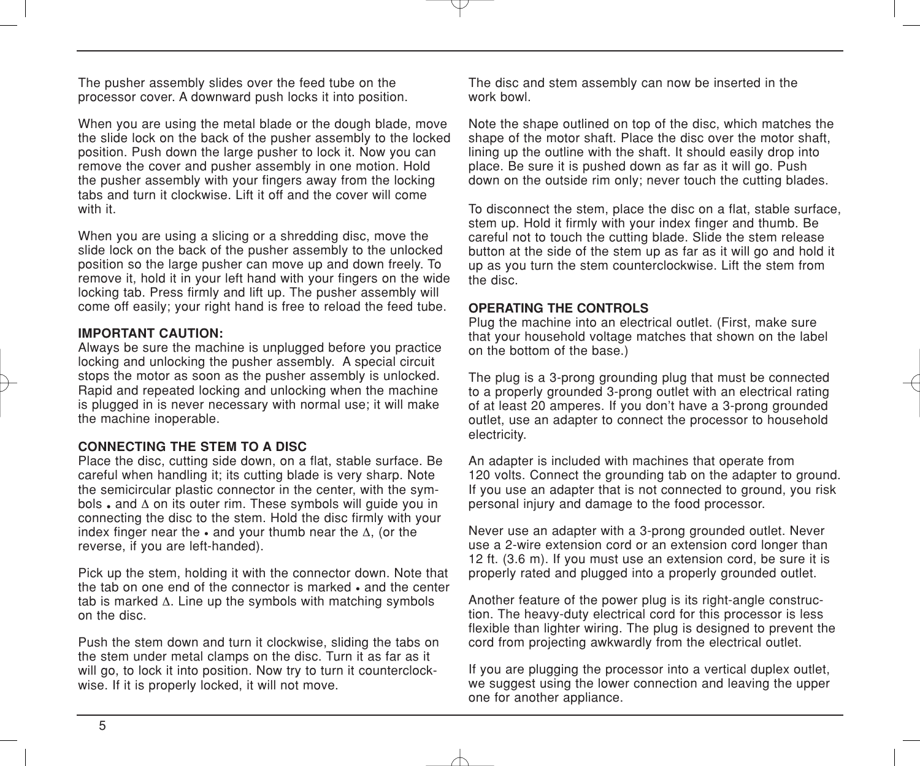The pusher assembly slides over the feed tube on the processor cover. A downward push locks it into position.

When you are using the metal blade or the dough blade, move the slide lock on the back of the pusher assembly to the locked position. Push down the large pusher to lock it. Now you can remove the cover and pusher assembly in one motion. Hold the pusher assembly with your fingers away from the locking tabs and turn it clockwise. Lift it off and the cover will come with it.

When you are using a slicing or a shredding disc, move the slide lock on the back of the pusher assembly to the unlocked position so the large pusher can move up and down freely. To remove it, hold it in your left hand with your fingers on the wide locking tab. Press firmly and lift up. The pusher assembly will come off easily; your right hand is free to reload the feed tube.

**IMPORTANT CAUTION:**
Always be sure the machine is unplugged before you practice locking and unlocking the pusher assembly. A special circuit stops the motor as soon as the pusher assembly is unlocked. Rapid and repeated locking and unlocking when the machine is plugged in is never necessary with normal use; it will make the machine inoperable.

**CONNECTING THE STEM TO A DISC**
Place the disc, cutting side down, on a flat, stable surface. Be careful when handling it; its cutting blade is very sharp. Note the semicircular plastic connector in the center, with the symbols • and Δ on its outer rim. These symbols will guide you in connecting the disc to the stem. Hold the disc firmly with your index finger near the • and your thumb near the Δ, (or the reverse, if you are left-handed).

Pick up the stem, holding it with the connector down. Note that the tab on one end of the connector is marked • and the center tab is marked Δ. Line up the symbols with matching symbols on the disc.

Push the stem down and turn it clockwise, sliding the tabs on the stem under metal clamps on the disc. Turn it as far as it will go, to lock it into position. Now try to turn it counterclockwise. If it is properly locked, it will not move.

The disc and stem assembly can now be inserted in the work bowl.

Note the shape outlined on top of the disc, which matches the shape of the motor shaft. Place the disc over the motor shaft, lining up the outline with the shaft. It should easily drop into place. Be sure it is pushed down as far as it will go. Push down on the outside rim only; never touch the cutting blades.

To disconnect the stem, place the disc on a flat, stable surface, stem up. Hold it firmly with your index finger and thumb. Be careful not to touch the cutting blade. Slide the stem release button at the side of the stem up as far as it will go and hold it up as you turn the stem counterclockwise. Lift the stem from the disc.

**OPERATING THE CONTROLS**
Plug the machine into an electrical outlet. (First, make sure that your household voltage matches that shown on the label on the bottom of the base.)

The plug is a 3-prong grounding plug that must be connected to a properly grounded 3-prong outlet with an electrical rating of at least 20 amperes. If you don't have a 3-prong grounded outlet, use an adapter to connect the processor to household electricity.

An adapter is included with machines that operate from 120 volts. Connect the grounding tab on the adapter to ground. If you use an adapter that is not connected to ground, you risk personal injury and damage to the food processor.

Never use an adapter with a 3-prong grounded outlet. Never use a 2-wire extension cord or an extension cord longer than 12 ft. (3.6 m). If you must use an extension cord, be sure it is properly rated and plugged into a properly grounded outlet.

Another feature of the power plug is its right-angle construction. The heavy-duty electrical cord for this processor is less flexible than lighter wiring. The plug is designed to prevent the cord from projecting awkwardly from the electrical outlet.

If you are plugging the processor into a vertical duplex outlet, we suggest using the lower connection and leaving the upper one for another appliance.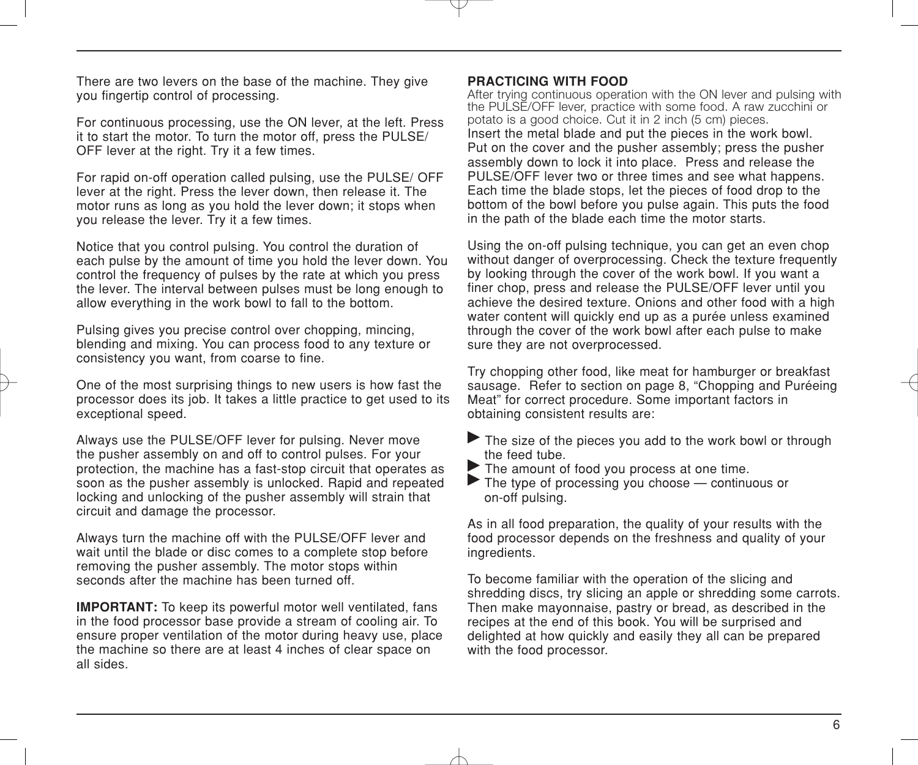There are two levers on the base of the machine. They give you fingertip control of processing.

For continuous processing, use the ON lever, at the left. Press it to start the motor. To turn the motor off, press the PULSE/OFF lever at the right. Try it a few times.

For rapid on-off operation called pulsing, use the PULSE/ OFF lever at the right. Press the lever down, then release it. The motor runs as long as you hold the lever down; it stops when you release the lever. Try it a few times.

Notice that you control pulsing. You control the duration of each pulse by the amount of time you hold the lever down. You control the frequency of pulses by the rate at which you press the lever. The interval between pulses must be long enough to allow everything in the work bowl to fall to the bottom.

Pulsing gives you precise control over chopping, mincing, blending and mixing. You can process food to any texture or consistency you want, from coarse to fine.

One of the most surprising things to new users is how fast the processor does its job. It takes a little practice to get used to its exceptional speed.

Always use the PULSE/OFF lever for pulsing. Never move the pusher assembly on and off to control pulses. For your protection, the machine has a fast-stop circuit that operates as soon as the pusher assembly is unlocked. Rapid and repeated locking and unlocking of the pusher assembly will strain that circuit and damage the processor.

Always turn the machine off with the PULSE/OFF lever and wait until the blade or disc comes to a complete stop before removing the pusher assembly. The motor stops within seconds after the machine has been turned off.

**IMPORTANT:** To keep its powerful motor well ventilated, fans in the food processor base provide a stream of cooling air. To ensure proper ventilation of the motor during heavy use, place the machine so there are at least 4 inches of clear space on all sides.

**PRACTICING WITH FOOD**

After trying continuous operation with the ON lever and pulsing with the PULSE/OFF lever, practice with some food. A raw zucchini or potato is a good choice. Cut it in 2 inch (5 cm) pieces. Insert the metal blade and put the pieces in the work bowl. Put on the cover and the pusher assembly; press the pusher assembly down to lock it into place. Press and release the PULSE/OFF lever two or three times and see what happens. Each time the blade stops, let the pieces of food drop to the bottom of the bowl before you pulse again. This puts the food in the path of the blade each time the motor starts.

Using the on-off pulsing technique, you can get an even chop without danger of overprocessing. Check the texture frequently by looking through the cover of the work bowl. If you want a finer chop, press and release the PULSE/OFF lever until you achieve the desired texture. Onions and other food with a high water content will quickly end up as a purée unless examined through the cover of the work bowl after each pulse to make sure they are not overprocessed.

Try chopping other food, like meat for hamburger or breakfast sausage. Refer to section on page 8, "Chopping and Puréeing Meat" for correct procedure. Some important factors in obtaining consistent results are:

- The size of the pieces you add to the work bowl or through the feed tube.
- The amount of food you process at one time.
- The type of processing you choose — continuous or on-off pulsing.

As in all food preparation, the quality of your results with the food processor depends on the freshness and quality of your ingredients.

To become familiar with the operation of the slicing and shredding discs, try slicing an apple or shredding some carrots. Then make mayonnaise, pastry or bread, as described in the recipes at the end of this book. You will be surprised and delighted at how quickly and easily they all can be prepared with the food processor.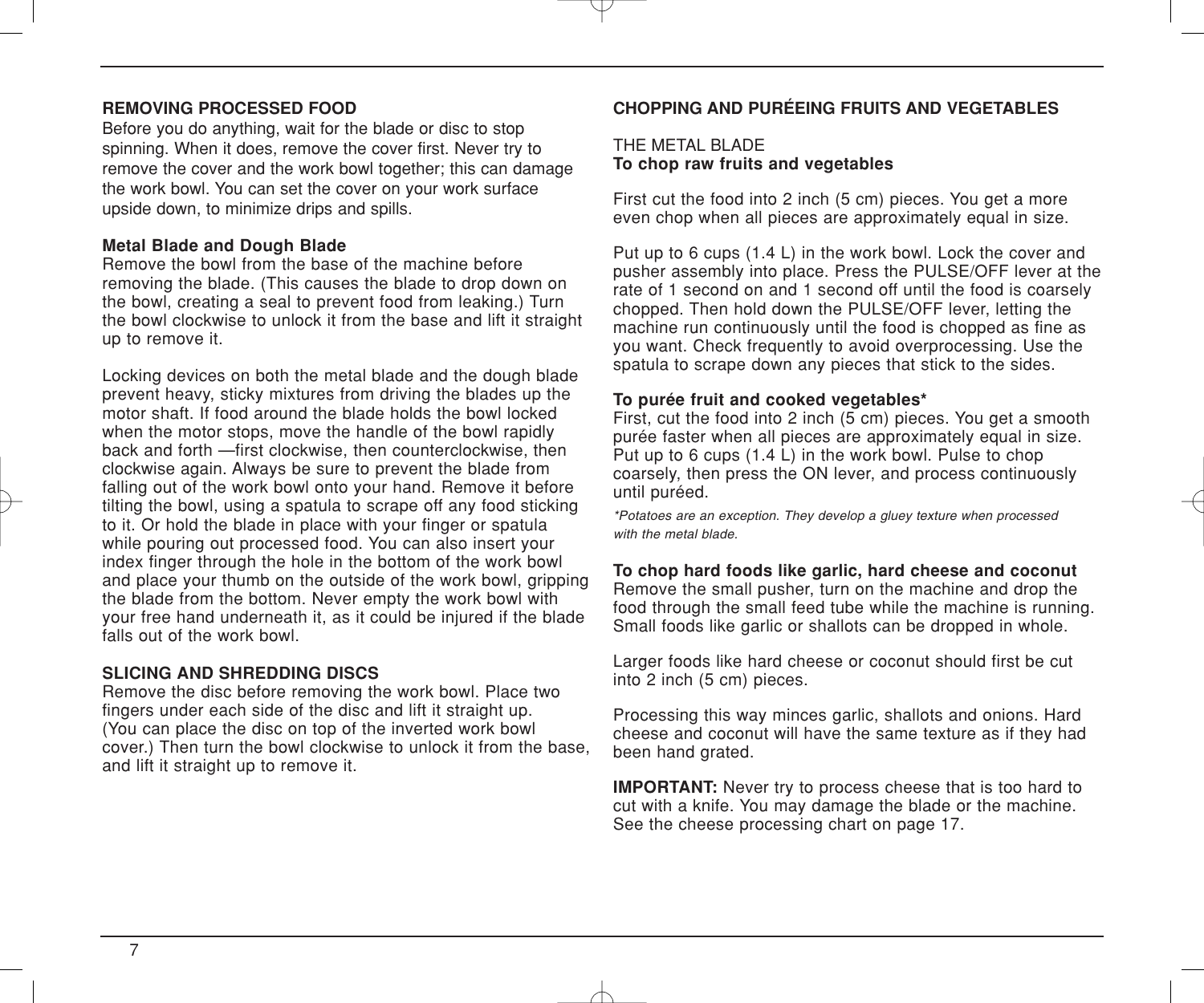## REMOVING PROCESSED FOOD

Before you do anything, wait for the blade or disc to stop spinning. When it does, remove the cover first. Never try to remove the cover and the work bowl together; this can damage the work bowl. You can set the cover on your work surface upside down, to minimize drips and spills.

### Metal Blade and Dough Blade

Remove the bowl from the base of the machine before removing the blade. (This causes the blade to drop down on the bowl, creating a seal to prevent food from leaking.) Turn the bowl clockwise to unlock it from the base and lift it straight up to remove it.

Locking devices on both the metal blade and the dough blade prevent heavy, sticky mixtures from driving the blades up the motor shaft. If food around the blade holds the bowl locked when the motor stops, move the handle of the bowl rapidly back and forth —first clockwise, then counterclockwise, then clockwise again. Always be sure to prevent the blade from falling out of the work bowl onto your hand. Remove it before tilting the bowl, using a spatula to scrape off any food sticking to it. Or hold the blade in place with your finger or spatula while pouring out processed food. You can also insert your index finger through the hole in the bottom of the work bowl and place your thumb on the outside of the work bowl, gripping the blade from the bottom. Never empty the work bowl with your free hand underneath it, as it could be injured if the blade falls out of the work bowl.

## SLICING AND SHREDDING DISCS

Remove the disc before removing the work bowl. Place two fingers under each side of the disc and lift it straight up. (You can place the disc on top of the inverted work bowl cover.) Then turn the bowl clockwise to unlock it from the base, and lift it straight up to remove it.

## CHOPPING AND PURÉEING FRUITS AND VEGETABLES

THE METAL BLADE

### To chop raw fruits and vegetables

First cut the food into 2 inch (5 cm) pieces. You get a more even chop when all pieces are approximately equal in size.

Put up to 6 cups (1.4 L) in the work bowl. Lock the cover and pusher assembly into place. Press the PULSE/OFF lever at the rate of 1 second on and 1 second off until the food is coarsely chopped. Then hold down the PULSE/OFF lever, letting the machine run continuously until the food is chopped as fine as you want. Check frequently to avoid overprocessing. Use the spatula to scrape down any pieces that stick to the sides.

### To purée fruit and cooked vegetables*

First, cut the food into 2 inch (5 cm) pieces. You get a smooth purée faster when all pieces are approximately equal in size. Put up to 6 cups (1.4 L) in the work bowl. Pulse to chop coarsely, then press the ON lever, and process continuously until puréed.

*\*Potatoes are an exception. They develop a gluey texture when processed with the metal blade.*

### To chop hard foods like garlic, hard cheese and coconut

Remove the small pusher, turn on the machine and drop the food through the small feed tube while the machine is running. Small foods like garlic or shallots can be dropped in whole.

Larger foods like hard cheese or coconut should first be cut into 2 inch (5 cm) pieces.

Processing this way minces garlic, shallots and onions. Hard cheese and coconut will have the same texture as if they had been hand grated.

**IMPORTANT:** Never try to process cheese that is too hard to cut with a knife. You may damage the blade or the machine. See the cheese processing chart on page 17.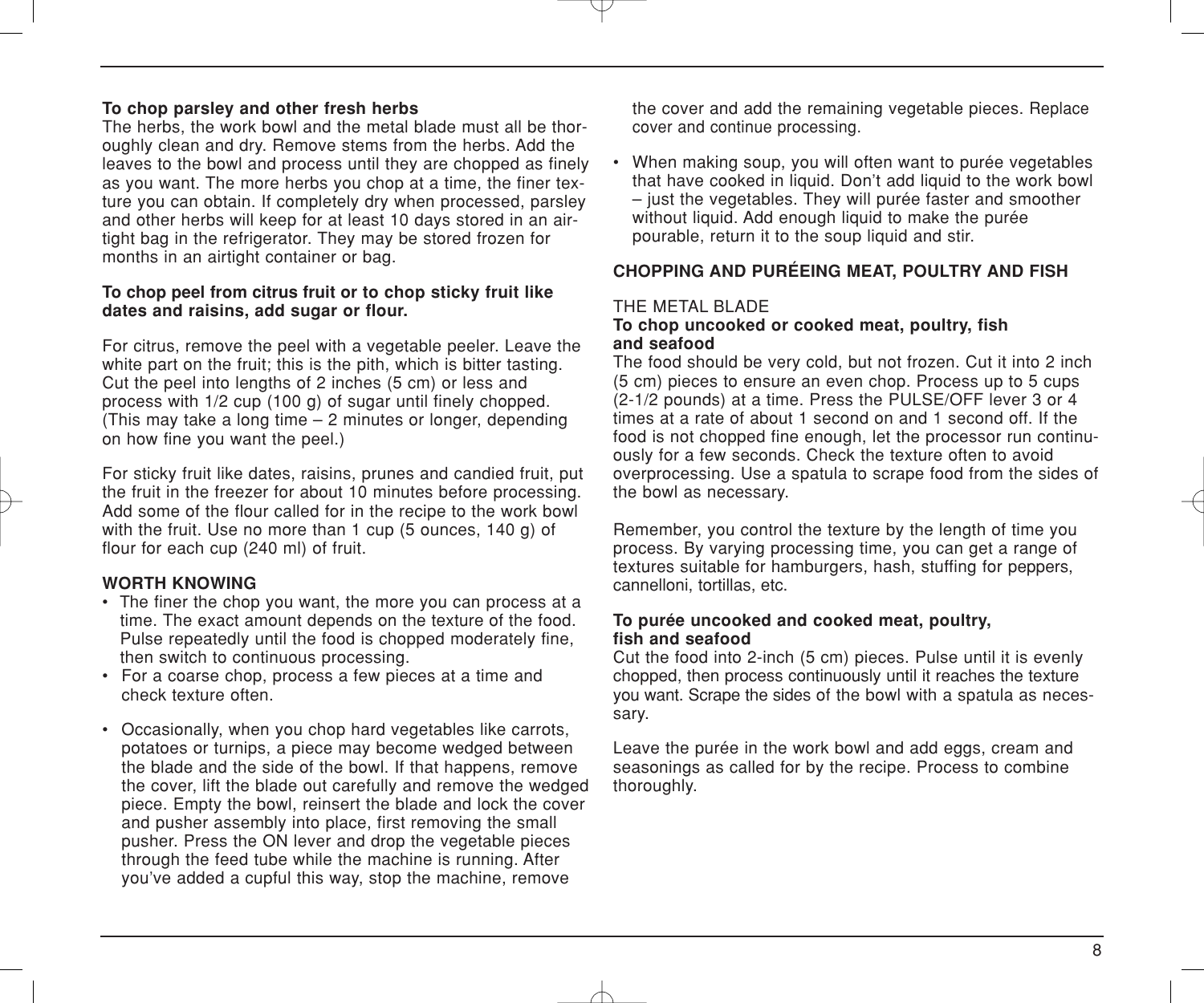**To chop parsley and other fresh herbs**
The herbs, the work bowl and the metal blade must all be thoroughly clean and dry. Remove stems from the herbs. Add the leaves to the bowl and process until they are chopped as finely as you want. The more herbs you chop at a time, the finer texture you can obtain. If completely dry when processed, parsley and other herbs will keep for at least 10 days stored in an airtight bag in the refrigerator. They may be stored frozen for months in an airtight container or bag.

**To chop peel from citrus fruit or to chop sticky fruit like dates and raisins, add sugar or flour.**

For citrus, remove the peel with a vegetable peeler. Leave the white part on the fruit; this is the pith, which is bitter tasting. Cut the peel into lengths of 2 inches (5 cm) or less and process with 1/2 cup (100 g) of sugar until finely chopped. (This may take a long time – 2 minutes or longer, depending on how fine you want the peel.)

For sticky fruit like dates, raisins, prunes and candied fruit, put the fruit in the freezer for about 10 minutes before processing. Add some of the flour called for in the recipe to the work bowl with the fruit. Use no more than 1 cup (5 ounces, 140 g) of flour for each cup (240 ml) of fruit.

**WORTH KNOWING**

- The finer the chop you want, the more you can process at a time. The exact amount depends on the texture of the food. Pulse repeatedly until the food is chopped moderately fine, then switch to continuous processing.
- For a coarse chop, process a few pieces at a time and check texture often.
- Occasionally, when you chop hard vegetables like carrots, potatoes or turnips, a piece may become wedged between the blade and the side of the bowl. If that happens, remove the cover, lift the blade out carefully and remove the wedged piece. Empty the bowl, reinsert the blade and lock the cover and pusher assembly into place, first removing the small pusher. Press the ON lever and drop the vegetable pieces through the feed tube while the machine is running. After you've added a cupful this way, stop the machine, remove the cover and add the remaining vegetable pieces. Replace cover and continue processing.
- When making soup, you will often want to purée vegetables that have cooked in liquid. Don't add liquid to the work bowl – just the vegetables. They will purée faster and smoother without liquid. Add enough liquid to make the purée pourable, return it to the soup liquid and stir.

**CHOPPING AND PURÉEING MEAT, POULTRY AND FISH**

THE METAL BLADE

**To chop uncooked or cooked meat, poultry, fish and seafood**
The food should be very cold, but not frozen. Cut it into 2 inch (5 cm) pieces to ensure an even chop. Process up to 5 cups (2-1/2 pounds) at a time. Press the PULSE/OFF lever 3 or 4 times at a rate of about 1 second on and 1 second off. If the food is not chopped fine enough, let the processor run continuously for a few seconds. Check the texture often to avoid overprocessing. Use a spatula to scrape food from the sides of the bowl as necessary.

Remember, you control the texture by the length of time you process. By varying processing time, you can get a range of textures suitable for hamburgers, hash, stuffing for peppers, cannelloni, tortillas, etc.

**To purée uncooked and cooked meat, poultry, fish and seafood**
Cut the food into 2-inch (5 cm) pieces. Pulse until it is evenly chopped, then process continuously until it reaches the texture you want. Scrape the sides of the bowl with a spatula as necessary.

Leave the purée in the work bowl and add eggs, cream and seasonings as called for by the recipe. Process to combine thoroughly.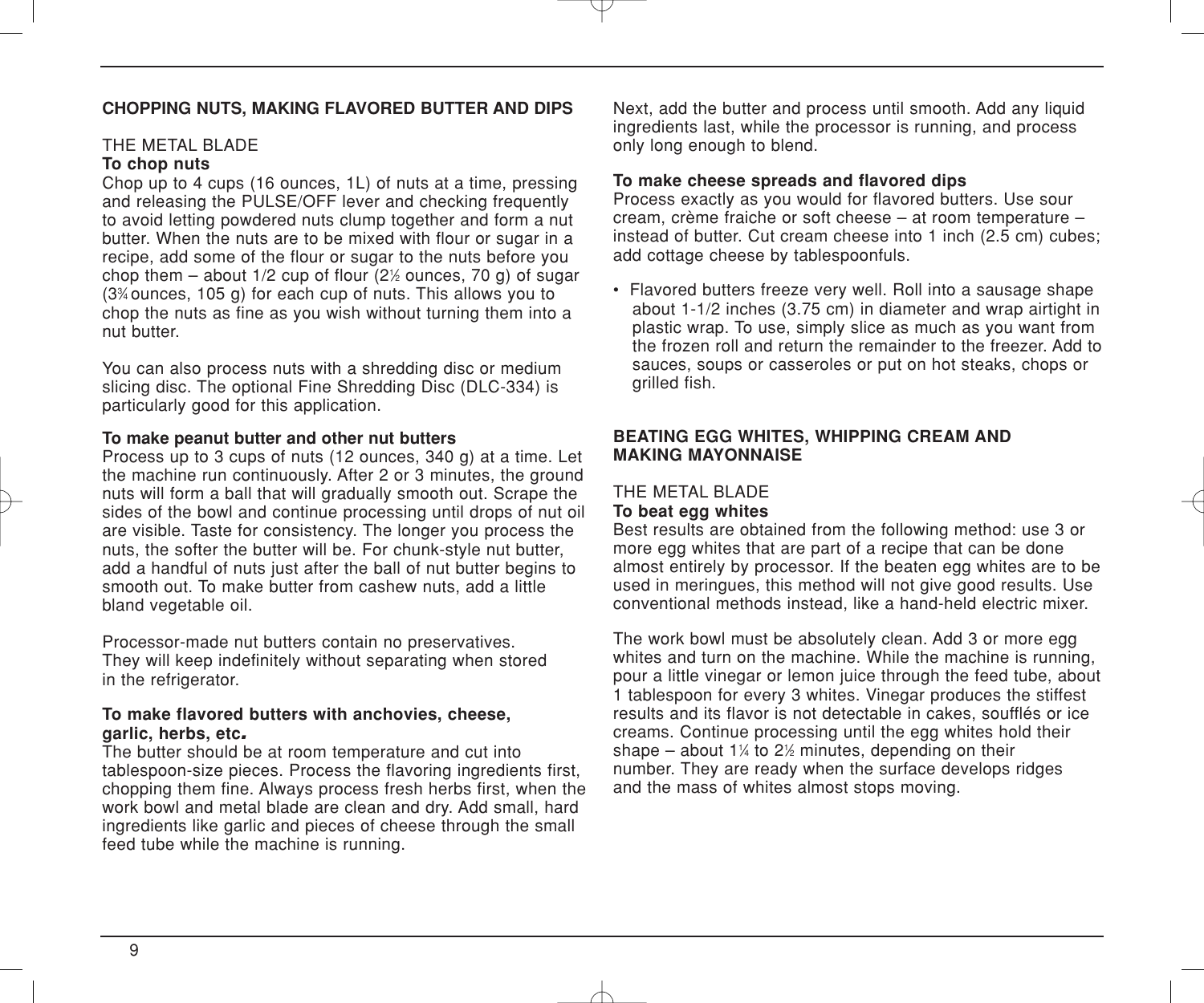## CHOPPING NUTS, MAKING FLAVORED BUTTER AND DIPS

THE METAL BLADE

**To chop nuts**

Chop up to 4 cups (16 ounces, 1L) of nuts at a time, pressing and releasing the PULSE/OFF lever and checking frequently to avoid letting powdered nuts clump together and form a nut butter. When the nuts are to be mixed with flour or sugar in a recipe, add some of the flour or sugar to the nuts before you chop them – about 1/2 cup of flour (2½ ounces, 70 g) of sugar (3¾ ounces, 105 g) for each cup of nuts. This allows you to chop the nuts as fine as you wish without turning them into a nut butter.

You can also process nuts with a shredding disc or medium slicing disc. The optional Fine Shredding Disc (DLC-334) is particularly good for this application.

**To make peanut butter and other nut butters**

Process up to 3 cups of nuts (12 ounces, 340 g) at a time. Let the machine run continuously. After 2 or 3 minutes, the ground nuts will form a ball that will gradually smooth out. Scrape the sides of the bowl and continue processing until drops of nut oil are visible. Taste for consistency. The longer you process the nuts, the softer the butter will be. For chunk-style nut butter, add a handful of nuts just after the ball of nut butter begins to smooth out. To make butter from cashew nuts, add a little bland vegetable oil.

Processor-made nut butters contain no preservatives. They will keep indefinitely without separating when stored in the refrigerator.

**To make flavored butters with anchovies, cheese, garlic, herbs, etc.**

The butter should be at room temperature and cut into tablespoon-size pieces. Process the flavoring ingredients first, chopping them fine. Always process fresh herbs first, when the work bowl and metal blade are clean and dry. Add small, hard ingredients like garlic and pieces of cheese through the small feed tube while the machine is running.

Next, add the butter and process until smooth. Add any liquid ingredients last, while the processor is running, and process only long enough to blend.

**To make cheese spreads and flavored dips**

Process exactly as you would for flavored butters. Use sour cream, crème fraiche or soft cheese – at room temperature – instead of butter. Cut cream cheese into 1 inch (2.5 cm) cubes; add cottage cheese by tablespoonfuls.

- Flavored butters freeze very well. Roll into a sausage shape about 1-1/2 inches (3.75 cm) in diameter and wrap airtight in plastic wrap. To use, simply slice as much as you want from the frozen roll and return the remainder to the freezer. Add to sauces, soups or casseroles or put on hot steaks, chops or grilled fish.

## BEATING EGG WHITES, WHIPPING CREAM AND MAKING MAYONNAISE

THE METAL BLADE

**To beat egg whites**

Best results are obtained from the following method: use 3 or more egg whites that are part of a recipe that can be done almost entirely by processor. If the beaten egg whites are to be used in meringues, this method will not give good results. Use conventional methods instead, like a hand-held electric mixer.

The work bowl must be absolutely clean. Add 3 or more egg whites and turn on the machine. While the machine is running, pour a little vinegar or lemon juice through the feed tube, about 1 tablespoon for every 3 whites. Vinegar produces the stiffest results and its flavor is not detectable in cakes, soufflés or ice creams. Continue processing until the egg whites hold their shape – about 1¼ to 2½ minutes, depending on their number. They are ready when the surface develops ridges and the mass of whites almost stops moving.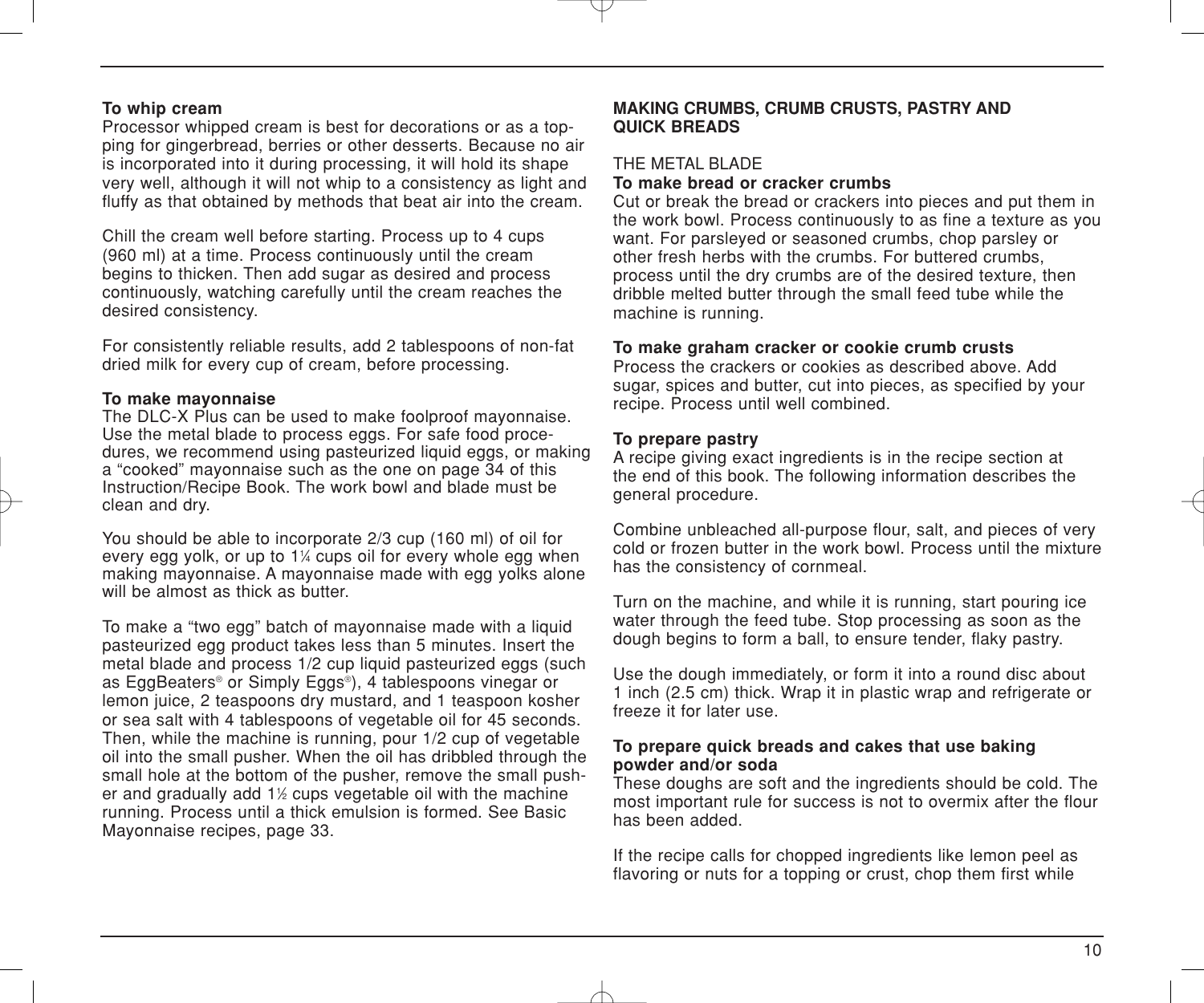**To whip cream**

Processor whipped cream is best for decorations or as a topping for gingerbread, berries or other desserts. Because no air is incorporated into it during processing, it will hold its shape very well, although it will not whip to a consistency as light and fluffy as that obtained by methods that beat air into the cream.

Chill the cream well before starting. Process up to 4 cups (960 ml) at a time. Process continuously until the cream begins to thicken. Then add sugar as desired and process continuously, watching carefully until the cream reaches the desired consistency.

For consistently reliable results, add 2 tablespoons of non-fat dried milk for every cup of cream, before processing.

**To make mayonnaise**

The DLC-X Plus can be used to make foolproof mayonnaise. Use the metal blade to process eggs. For safe food procedures, we recommend using pasteurized liquid eggs, or making a “cooked” mayonnaise such as the one on page 34 of this Instruction/Recipe Book. The work bowl and blade must be clean and dry.

You should be able to incorporate 2/3 cup (160 ml) of oil for every egg yolk, or up to 1¼ cups oil for every whole egg when making mayonnaise. A mayonnaise made with egg yolks alone will be almost as thick as butter.

To make a “two egg” batch of mayonnaise made with a liquid pasteurized egg product takes less than 5 minutes. Insert the metal blade and process 1/2 cup liquid pasteurized eggs (such as EggBeaters® or Simply Eggs®), 4 tablespoons vinegar or lemon juice, 2 teaspoons dry mustard, and 1 teaspoon kosher or sea salt with 4 tablespoons of vegetable oil for 45 seconds. Then, while the machine is running, pour 1/2 cup of vegetable oil into the small pusher. When the oil has dribbled through the small hole at the bottom of the pusher, remove the small pusher and gradually add 1½ cups vegetable oil with the machine running. Process until a thick emulsion is formed. See Basic Mayonnaise recipes, page 33.

## MAKING CRUMBS, CRUMB CRUSTS, PASTRY AND QUICK BREADS

THE METAL BLADE

**To make bread or cracker crumbs**

Cut or break the bread or crackers into pieces and put them in the work bowl. Process continuously to as fine a texture as you want. For parsleyed or seasoned crumbs, chop parsley or other fresh herbs with the crumbs. For buttered crumbs, process until the dry crumbs are of the desired texture, then dribble melted butter through the small feed tube while the machine is running.

**To make graham cracker or cookie crumb crusts**

Process the crackers or cookies as described above. Add sugar, spices and butter, cut into pieces, as specified by your recipe. Process until well combined.

**To prepare pastry**

A recipe giving exact ingredients is in the recipe section at the end of this book. The following information describes the general procedure.

Combine unbleached all-purpose flour, salt, and pieces of very cold or frozen butter in the work bowl. Process until the mixture has the consistency of cornmeal.

Turn on the machine, and while it is running, start pouring ice water through the feed tube. Stop processing as soon as the dough begins to form a ball, to ensure tender, flaky pastry.

Use the dough immediately, or form it into a round disc about 1 inch (2.5 cm) thick. Wrap it in plastic wrap and refrigerate or freeze it for later use.

**To prepare quick breads and cakes that use baking powder and/or soda**

These doughs are soft and the ingredients should be cold. The most important rule for success is not to overmix after the flour has been added.

If the recipe calls for chopped ingredients like lemon peel as flavoring or nuts for a topping or crust, chop them first while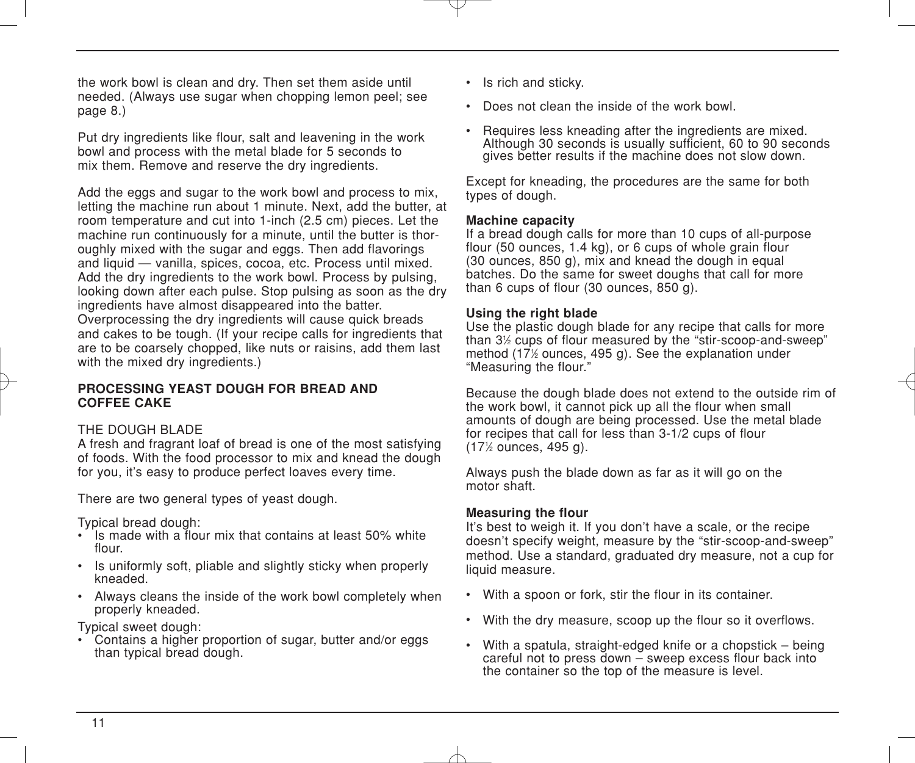the work bowl is clean and dry. Then set them aside until needed. (Always use sugar when chopping lemon peel; see page 8.)

Put dry ingredients like flour, salt and leavening in the work bowl and process with the metal blade for 5 seconds to mix them. Remove and reserve the dry ingredients.

Add the eggs and sugar to the work bowl and process to mix, letting the machine run about 1 minute. Next, add the butter, at room temperature and cut into 1-inch (2.5 cm) pieces. Let the machine run continuously for a minute, until the butter is thoroughly mixed with the sugar and eggs. Then add flavorings and liquid — vanilla, spices, cocoa, etc. Process until mixed. Add the dry ingredients to the work bowl. Process by pulsing, looking down after each pulse. Stop pulsing as soon as the dry ingredients have almost disappeared into the batter. Overprocessing the dry ingredients will cause quick breads and cakes to be tough. (If your recipe calls for ingredients that are to be coarsely chopped, like nuts or raisins, add them last with the mixed dry ingredients.)

## PROCESSING YEAST DOUGH FOR BREAD AND COFFEE CAKE

### THE DOUGH BLADE

A fresh and fragrant loaf of bread is one of the most satisfying of foods. With the food processor to mix and knead the dough for you, it's easy to produce perfect loaves every time.

There are two general types of yeast dough.

Typical bread dough:

- Is made with a flour mix that contains at least 50% white flour.
- Is uniformly soft, pliable and slightly sticky when properly kneaded.
- Always cleans the inside of the work bowl completely when properly kneaded.

Typical sweet dough:

- Contains a higher proportion of sugar, butter and/or eggs than typical bread dough.
- Is rich and sticky.
- Does not clean the inside of the work bowl.
- Requires less kneading after the ingredients are mixed. Although 30 seconds is usually sufficient, 60 to 90 seconds gives better results if the machine does not slow down.

Except for kneading, the procedures are the same for both types of dough.

**Machine capacity**
If a bread dough calls for more than 10 cups of all-purpose flour (50 ounces, 1.4 kg), or 6 cups of whole grain flour (30 ounces, 850 g), mix and knead the dough in equal batches. Do the same for sweet doughs that call for more than 6 cups of flour (30 ounces, 850 g).

**Using the right blade**
Use the plastic dough blade for any recipe that calls for more than 3½ cups of flour measured by the "stir-scoop-and-sweep" method (17½ ounces, 495 g). See the explanation under "Measuring the flour."

Because the dough blade does not extend to the outside rim of the work bowl, it cannot pick up all the flour when small amounts of dough are being processed. Use the metal blade for recipes that call for less than 3-1/2 cups of flour (17½ ounces, 495 g).

Always push the blade down as far as it will go on the motor shaft.

**Measuring the flour**
It's best to weigh it. If you don't have a scale, or the recipe doesn't specify weight, measure by the "stir-scoop-and-sweep" method. Use a standard, graduated dry measure, not a cup for liquid measure.

- With a spoon or fork, stir the flour in its container.
- With the dry measure, scoop up the flour so it overflows.
- With a spatula, straight-edged knife or a chopstick – being careful not to press down – sweep excess flour back into the container so the top of the measure is level.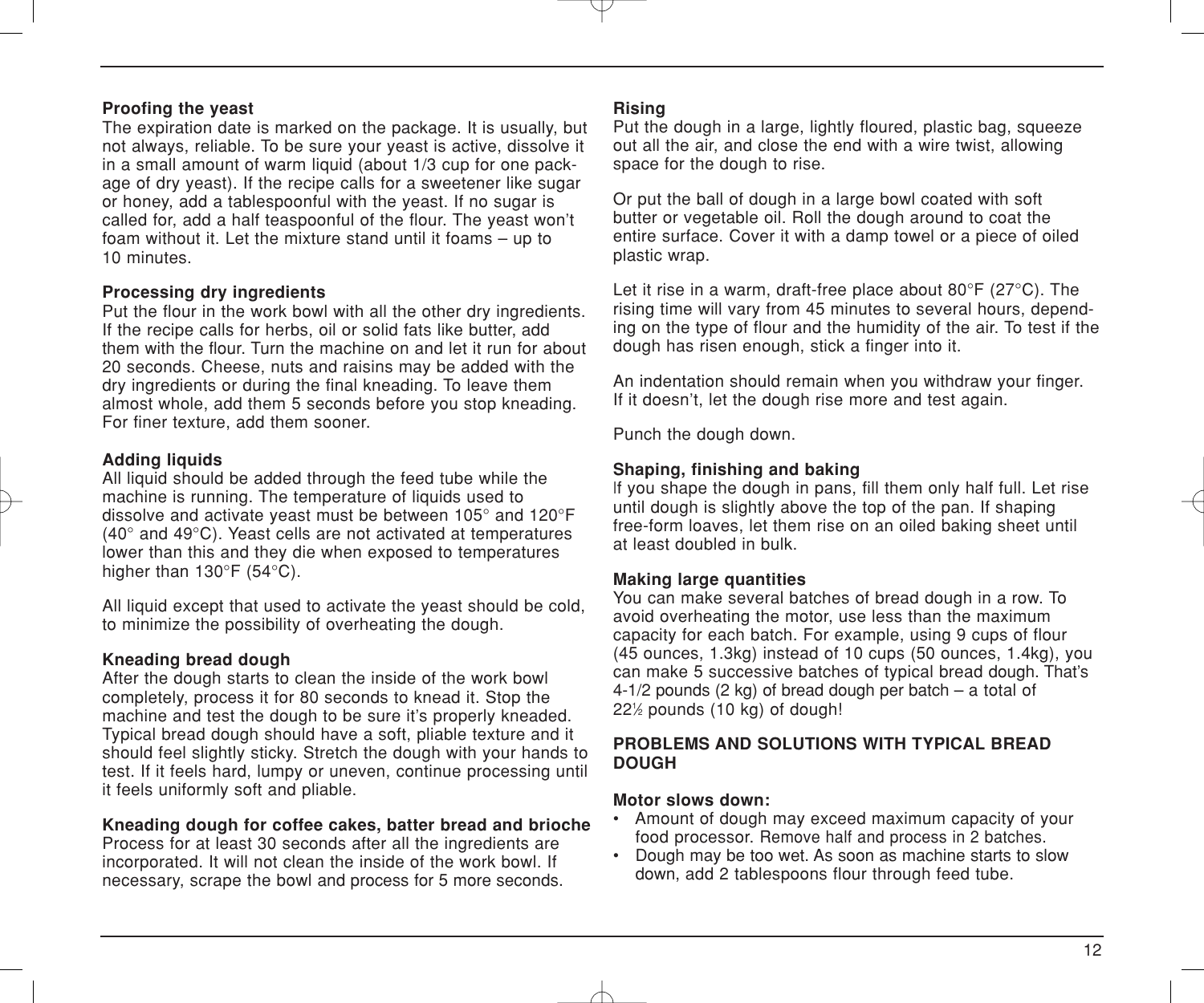**Proofing the yeast**

The expiration date is marked on the package. It is usually, but not always, reliable. To be sure your yeast is active, dissolve it in a small amount of warm liquid (about 1/3 cup for one package of dry yeast). If the recipe calls for a sweetener like sugar or honey, add a tablespoonful with the yeast. If no sugar is called for, add a half teaspoonful of the flour. The yeast won't foam without it. Let the mixture stand until it foams – up to 10 minutes.

**Processing dry ingredients**

Put the flour in the work bowl with all the other dry ingredients. If the recipe calls for herbs, oil or solid fats like butter, add them with the flour. Turn the machine on and let it run for about 20 seconds. Cheese, nuts and raisins may be added with the dry ingredients or during the final kneading. To leave them almost whole, add them 5 seconds before you stop kneading. For finer texture, add them sooner.

**Adding liquids**

All liquid should be added through the feed tube while the machine is running. The temperature of liquids used to dissolve and activate yeast must be between 105° and 120°F (40° and 49°C). Yeast cells are not activated at temperatures lower than this and they die when exposed to temperatures higher than 130°F (54°C).

All liquid except that used to activate the yeast should be cold, to minimize the possibility of overheating the dough.

**Kneading bread dough**

After the dough starts to clean the inside of the work bowl completely, process it for 80 seconds to knead it. Stop the machine and test the dough to be sure it's properly kneaded. Typical bread dough should have a soft, pliable texture and it should feel slightly sticky. Stretch the dough with your hands to test. If it feels hard, lumpy or uneven, continue processing until it feels uniformly soft and pliable.

**Kneading dough for coffee cakes, batter bread and brioche**

Process for at least 30 seconds after all the ingredients are incorporated. It will not clean the inside of the work bowl. If necessary, scrape the bowl and process for 5 more seconds.

**Rising**

Put the dough in a large, lightly floured, plastic bag, squeeze out all the air, and close the end with a wire twist, allowing space for the dough to rise.

Or put the ball of dough in a large bowl coated with soft butter or vegetable oil. Roll the dough around to coat the entire surface. Cover it with a damp towel or a piece of oiled plastic wrap.

Let it rise in a warm, draft-free place about 80°F (27°C). The rising time will vary from 45 minutes to several hours, depending on the type of flour and the humidity of the air. To test if the dough has risen enough, stick a finger into it.

An indentation should remain when you withdraw your finger. If it doesn't, let the dough rise more and test again.

Punch the dough down.

**Shaping, finishing and baking**

If you shape the dough in pans, fill them only half full. Let rise until dough is slightly above the top of the pan. If shaping free-form loaves, let them rise on an oiled baking sheet until at least doubled in bulk.

**Making large quantities**

You can make several batches of bread dough in a row. To avoid overheating the motor, use less than the maximum capacity for each batch. For example, using 9 cups of flour (45 ounces, 1.3kg) instead of 10 cups (50 ounces, 1.4kg), you can make 5 successive batches of typical bread dough. That's 4-1/2 pounds (2 kg) of bread dough per batch – a total of 22½ pounds (10 kg) of dough!

**PROBLEMS AND SOLUTIONS WITH TYPICAL BREAD DOUGH**

**Motor slows down:**

- Amount of dough may exceed maximum capacity of your food processor. Remove half and process in 2 batches.
- Dough may be too wet. As soon as machine starts to slow down, add 2 tablespoons flour through feed tube.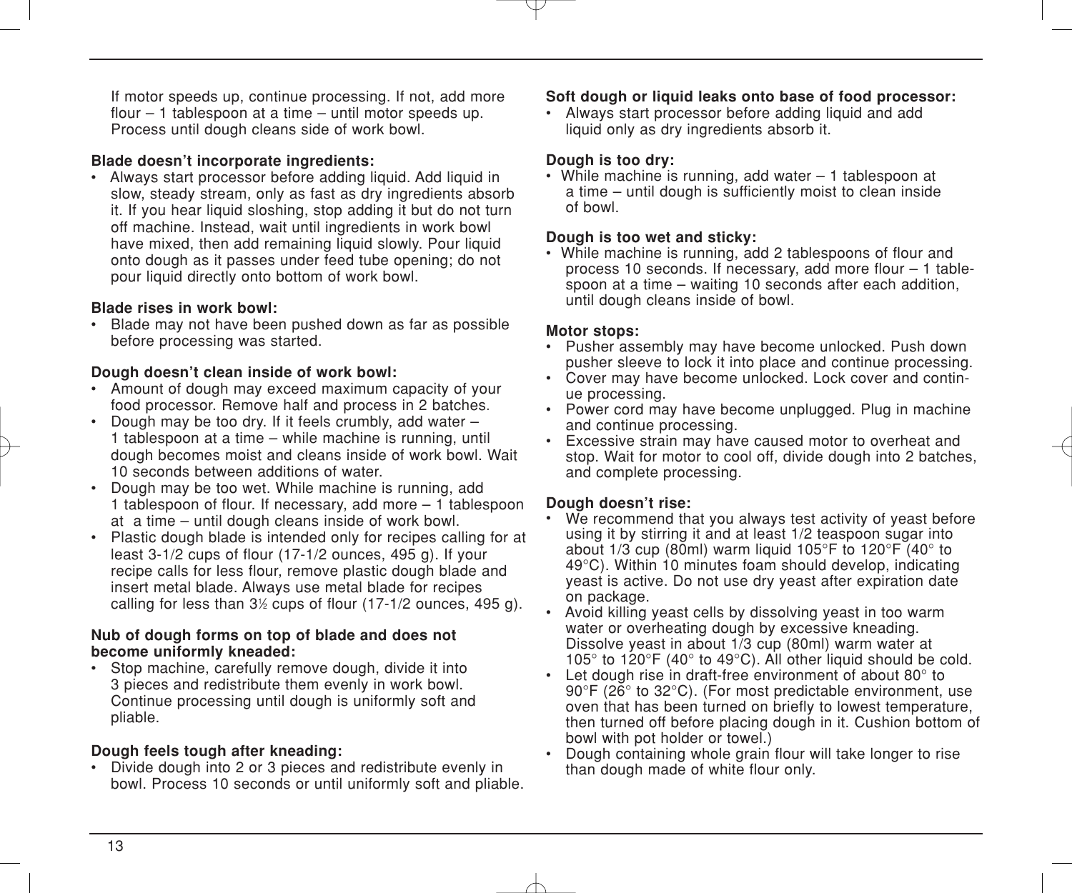If motor speeds up, continue processing. If not, add more flour – 1 tablespoon at a time – until motor speeds up. Process until dough cleans side of work bowl.

**Blade doesn't incorporate ingredients:**

- Always start processor before adding liquid. Add liquid in slow, steady stream, only as fast as dry ingredients absorb it. If you hear liquid sloshing, stop adding it but do not turn off machine. Instead, wait until ingredients in work bowl have mixed, then add remaining liquid slowly. Pour liquid onto dough as it passes under feed tube opening; do not pour liquid directly onto bottom of work bowl.

**Blade rises in work bowl:**

- Blade may not have been pushed down as far as possible before processing was started.

**Dough doesn't clean inside of work bowl:**

- Amount of dough may exceed maximum capacity of your food processor. Remove half and process in 2 batches.
- Dough may be too dry. If it feels crumbly, add water – 1 tablespoon at a time – while machine is running, until dough becomes moist and cleans inside of work bowl. Wait 10 seconds between additions of water.
- Dough may be too wet. While machine is running, add 1 tablespoon of flour. If necessary, add more – 1 tablespoon at a time – until dough cleans inside of work bowl.
- Plastic dough blade is intended only for recipes calling for at least 3-1/2 cups of flour (17-1/2 ounces, 495 g). If your recipe calls for less flour, remove plastic dough blade and insert metal blade. Always use metal blade for recipes calling for less than 3½ cups of flour (17-1/2 ounces, 495 g).

**Nub of dough forms on top of blade and does not become uniformly kneaded:**

- Stop machine, carefully remove dough, divide it into 3 pieces and redistribute them evenly in work bowl. Continue processing until dough is uniformly soft and pliable.

**Dough feels tough after kneading:**

- Divide dough into 2 or 3 pieces and redistribute evenly in bowl. Process 10 seconds or until uniformly soft and pliable.

**Soft dough or liquid leaks onto base of food processor:**

- Always start processor before adding liquid and add liquid only as dry ingredients absorb it.

**Dough is too dry:**

- While machine is running, add water – 1 tablespoon at a time – until dough is sufficiently moist to clean inside of bowl.

**Dough is too wet and sticky:**

- While machine is running, add 2 tablespoons of flour and process 10 seconds. If necessary, add more flour – 1 tablespoon at a time – waiting 10 seconds after each addition, until dough cleans inside of bowl.

**Motor stops:**

- Pusher assembly may have become unlocked. Push down pusher sleeve to lock it into place and continue processing.
- Cover may have become unlocked. Lock cover and continue processing.
- Power cord may have become unplugged. Plug in machine and continue processing.
- Excessive strain may have caused motor to overheat and stop. Wait for motor to cool off, divide dough into 2 batches, and complete processing.

**Dough doesn't rise:**

- We recommend that you always test activity of yeast before using it by stirring it and at least 1/2 teaspoon sugar into about 1/3 cup (80ml) warm liquid 105°F to 120°F (40° to 49°C). Within 10 minutes foam should develop, indicating yeast is active. Do not use dry yeast after expiration date on package.
- Avoid killing yeast cells by dissolving yeast in too warm water or overheating dough by excessive kneading. Dissolve yeast in about 1/3 cup (80ml) warm water at 105° to 120°F (40° to 49°C). All other liquid should be cold.
- Let dough rise in draft-free environment of about 80° to 90°F (26° to 32°C). (For most predictable environment, use oven that has been turned on briefly to lowest temperature, then turned off before placing dough in it. Cushion bottom of bowl with pot holder or towel.)
- Dough containing whole grain flour will take longer to rise than dough made of white flour only.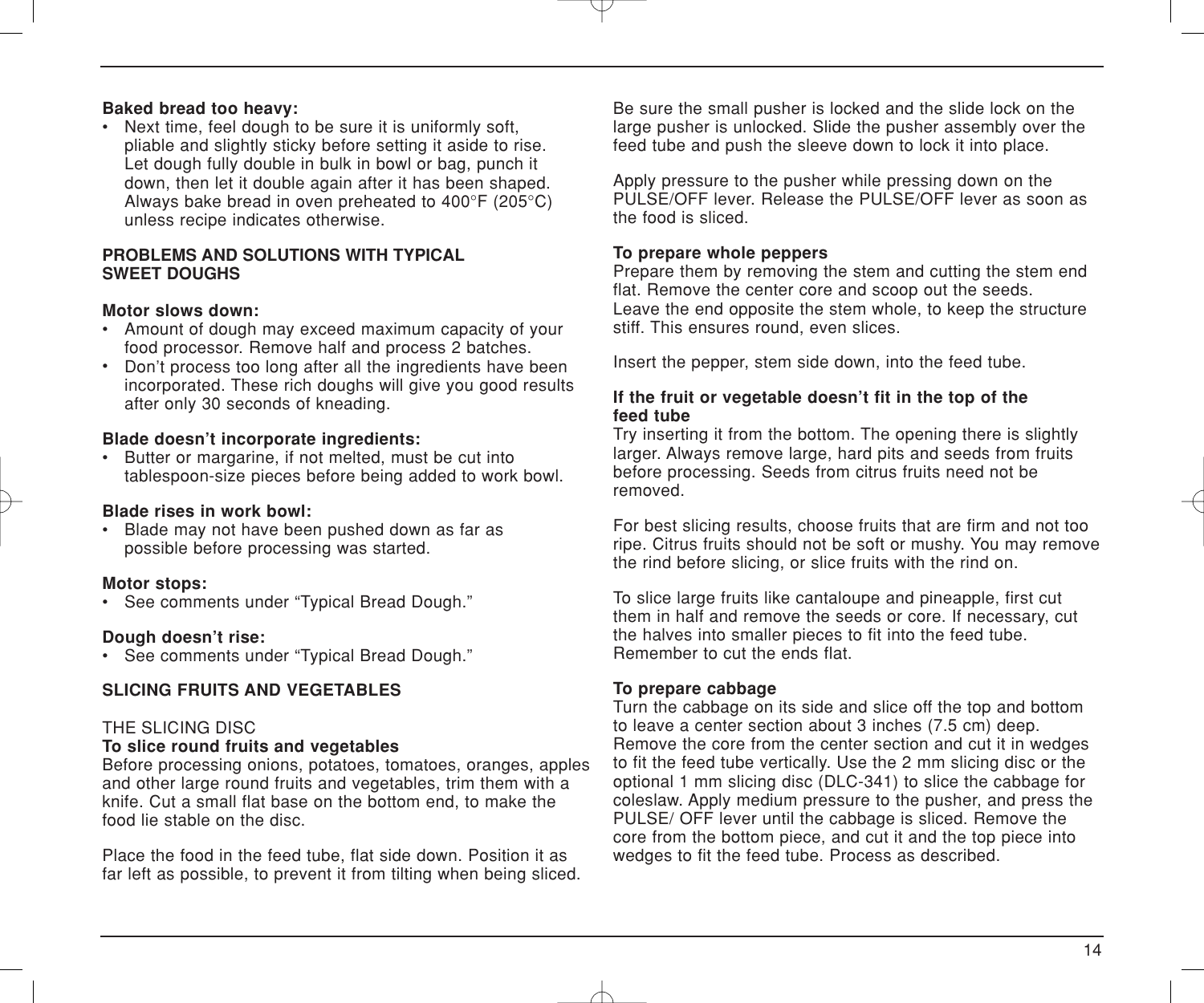**Baked bread too heavy:**

- Next time, feel dough to be sure it is uniformly soft, pliable and slightly sticky before setting it aside to rise. Let dough fully double in bulk in bowl or bag, punch it down, then let it double again after it has been shaped. Always bake bread in oven preheated to 400°F (205°C) unless recipe indicates otherwise.

## PROBLEMS AND SOLUTIONS WITH TYPICAL SWEET DOUGHS

**Motor slows down:**

- Amount of dough may exceed maximum capacity of your food processor. Remove half and process 2 batches.
- Don't process too long after all the ingredients have been incorporated. These rich doughs will give you good results after only 30 seconds of kneading.

**Blade doesn't incorporate ingredients:**

- Butter or margarine, if not melted, must be cut into tablespoon-size pieces before being added to work bowl.

**Blade rises in work bowl:**

- Blade may not have been pushed down as far as possible before processing was started.

**Motor stops:**

- See comments under "Typical Bread Dough."

**Dough doesn't rise:**

- See comments under "Typical Bread Dough."

## SLICING FRUITS AND VEGETABLES

THE SLICING DISC

**To slice round fruits and vegetables**

Before processing onions, potatoes, tomatoes, oranges, apples and other large round fruits and vegetables, trim them with a knife. Cut a small flat base on the bottom end, to make the food lie stable on the disc.

Place the food in the feed tube, flat side down. Position it as far left as possible, to prevent it from tilting when being sliced.

Be sure the small pusher is locked and the slide lock on the large pusher is unlocked. Slide the pusher assembly over the feed tube and push the sleeve down to lock it into place.

Apply pressure to the pusher while pressing down on the PULSE/OFF lever. Release the PULSE/OFF lever as soon as the food is sliced.

**To prepare whole peppers**

Prepare them by removing the stem and cutting the stem end flat. Remove the center core and scoop out the seeds. Leave the end opposite the stem whole, to keep the structure stiff. This ensures round, even slices.

Insert the pepper, stem side down, into the feed tube.

**If the fruit or vegetable doesn't fit in the top of the feed tube**

Try inserting it from the bottom. The opening there is slightly larger. Always remove large, hard pits and seeds from fruits before processing. Seeds from citrus fruits need not be removed.

For best slicing results, choose fruits that are firm and not too ripe. Citrus fruits should not be soft or mushy. You may remove the rind before slicing, or slice fruits with the rind on.

To slice large fruits like cantaloupe and pineapple, first cut them in half and remove the seeds or core. If necessary, cut the halves into smaller pieces to fit into the feed tube. Remember to cut the ends flat.

**To prepare cabbage**

Turn the cabbage on its side and slice off the top and bottom to leave a center section about 3 inches (7.5 cm) deep. Remove the core from the center section and cut it in wedges to fit the feed tube vertically. Use the 2 mm slicing disc or the optional 1 mm slicing disc (DLC-341) to slice the cabbage for coleslaw. Apply medium pressure to the pusher, and press the PULSE/ OFF lever until the cabbage is sliced. Remove the core from the bottom piece, and cut it and the top piece into wedges to fit the feed tube. Process as described.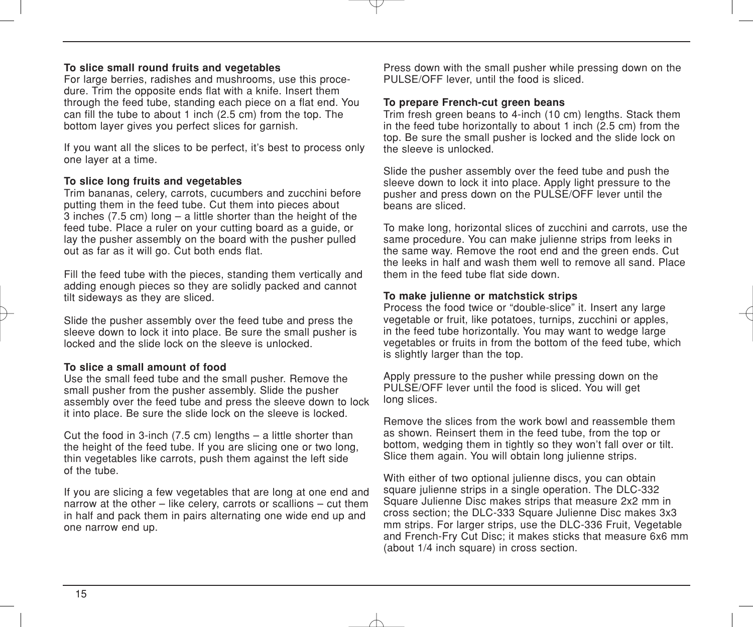### To slice small round fruits and vegetables

For large berries, radishes and mushrooms, use this procedure. Trim the opposite ends flat with a knife. Insert them through the feed tube, standing each piece on a flat end. You can fill the tube to about 1 inch (2.5 cm) from the top. The bottom layer gives you perfect slices for garnish.

If you want all the slices to be perfect, it's best to process only one layer at a time.

### To slice long fruits and vegetables

Trim bananas, celery, carrots, cucumbers and zucchini before putting them in the feed tube. Cut them into pieces about 3 inches (7.5 cm) long – a little shorter than the height of the feed tube. Place a ruler on your cutting board as a guide, or lay the pusher assembly on the board with the pusher pulled out as far as it will go. Cut both ends flat.

Fill the feed tube with the pieces, standing them vertically and adding enough pieces so they are solidly packed and cannot tilt sideways as they are sliced.

Slide the pusher assembly over the feed tube and press the sleeve down to lock it into place. Be sure the small pusher is locked and the slide lock on the sleeve is unlocked.

### To slice a small amount of food

Use the small feed tube and the small pusher. Remove the small pusher from the pusher assembly. Slide the pusher assembly over the feed tube and press the sleeve down to lock it into place. Be sure the slide lock on the sleeve is locked.

Cut the food in 3-inch (7.5 cm) lengths – a little shorter than the height of the feed tube. If you are slicing one or two long, thin vegetables like carrots, push them against the left side of the tube.

If you are slicing a few vegetables that are long at one end and narrow at the other – like celery, carrots or scallions – cut them in half and pack them in pairs alternating one wide end up and one narrow end up.

Press down with the small pusher while pressing down on the PULSE/OFF lever, until the food is sliced.

### To prepare French-cut green beans

Trim fresh green beans to 4-inch (10 cm) lengths. Stack them in the feed tube horizontally to about 1 inch (2.5 cm) from the top. Be sure the small pusher is locked and the slide lock on the sleeve is unlocked.

Slide the pusher assembly over the feed tube and push the sleeve down to lock it into place. Apply light pressure to the pusher and press down on the PULSE/OFF lever until the beans are sliced.

To make long, horizontal slices of zucchini and carrots, use the same procedure. You can make julienne strips from leeks in the same way. Remove the root end and the green ends. Cut the leeks in half and wash them well to remove all sand. Place them in the feed tube flat side down.

### To make julienne or matchstick strips

Process the food twice or "double-slice" it. Insert any large vegetable or fruit, like potatoes, turnips, zucchini or apples, in the feed tube horizontally. You may want to wedge large vegetables or fruits in from the bottom of the feed tube, which is slightly larger than the top.

Apply pressure to the pusher while pressing down on the PULSE/OFF lever until the food is sliced. You will get long slices.

Remove the slices from the work bowl and reassemble them as shown. Reinsert them in the feed tube, from the top or bottom, wedging them in tightly so they won't fall over or tilt. Slice them again. You will obtain long julienne strips.

With either of two optional julienne discs, you can obtain square julienne strips in a single operation. The DLC-332 Square Julienne Disc makes strips that measure 2x2 mm in cross section; the DLC-333 Square Julienne Disc makes 3x3 mm strips. For larger strips, use the DLC-336 Fruit, Vegetable and French-Fry Cut Disc; it makes sticks that measure 6x6 mm (about 1/4 inch square) in cross section.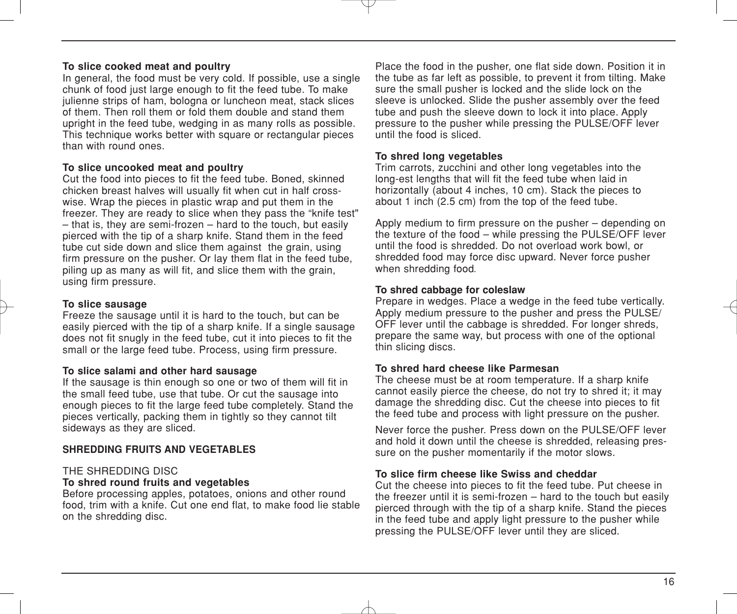**To slice cooked meat and poultry**
In general, the food must be very cold. If possible, use a single chunk of food just large enough to fit the feed tube. To make julienne strips of ham, bologna or luncheon meat, stack slices of them. Then roll them or fold them double and stand them upright in the feed tube, wedging in as many rolls as possible. This technique works better with square or rectangular pieces than with round ones.

**To slice uncooked meat and poultry**
Cut the food into pieces to fit the feed tube. Boned, skinned chicken breast halves will usually fit when cut in half crosswise. Wrap the pieces in plastic wrap and put them in the freezer. They are ready to slice when they pass the "knife test" – that is, they are semi-frozen – hard to the touch, but easily pierced with the tip of a sharp knife. Stand them in the feed tube cut side down and slice them against the grain, using firm pressure on the pusher. Or lay them flat in the feed tube, piling up as many as will fit, and slice them with the grain, using firm pressure.

**To slice sausage**
Freeze the sausage until it is hard to the touch, but can be easily pierced with the tip of a sharp knife. If a single sausage does not fit snugly in the feed tube, cut it into pieces to fit the small or the large feed tube. Process, using firm pressure.

**To slice salami and other hard sausage**
If the sausage is thin enough so one or two of them will fit in the small feed tube, use that tube. Or cut the sausage into enough pieces to fit the large feed tube completely. Stand the pieces vertically, packing them in tightly so they cannot tilt sideways as they are sliced.

## SHREDDING FRUITS AND VEGETABLES

THE SHREDDING DISC

**To shred round fruits and vegetables**
Before processing apples, potatoes, onions and other round food, trim with a knife. Cut one end flat, to make food lie stable on the shredding disc.

Place the food in the pusher, one flat side down. Position it in the tube as far left as possible, to prevent it from tilting. Make sure the small pusher is locked and the slide lock on the sleeve is unlocked. Slide the pusher assembly over the feed tube and push the sleeve down to lock it into place. Apply pressure to the pusher while pressing the PULSE/OFF lever until the food is sliced.

**To shred long vegetables**
Trim carrots, zucchini and other long vegetables into the long-est lengths that will fit the feed tube when laid in horizontally (about 4 inches, 10 cm). Stack the pieces to about 1 inch (2.5 cm) from the top of the feed tube.

Apply medium to firm pressure on the pusher – depending on the texture of the food – while pressing the PULSE/OFF lever until the food is shredded. Do not overload work bowl, or shredded food may force disc upward. Never force pusher when shredding food.

**To shred cabbage for coleslaw**
Prepare in wedges. Place a wedge in the feed tube vertically. Apply medium pressure to the pusher and press the PULSE/OFF lever until the cabbage is shredded. For longer shreds, prepare the same way, but process with one of the optional thin slicing discs.

**To shred hard cheese like Parmesan**
The cheese must be at room temperature. If a sharp knife cannot easily pierce the cheese, do not try to shred it; it may damage the shredding disc. Cut the cheese into pieces to fit the feed tube and process with light pressure on the pusher.

Never force the pusher. Press down on the PULSE/OFF lever and hold it down until the cheese is shredded, releasing pressure on the pusher momentarily if the motor slows.

**To slice firm cheese like Swiss and cheddar**
Cut the cheese into pieces to fit the feed tube. Put cheese in the freezer until it is semi-frozen – hard to the touch but easily pierced through with the tip of a sharp knife. Stand the pieces in the feed tube and apply light pressure to the pusher while pressing the PULSE/OFF lever until they are sliced.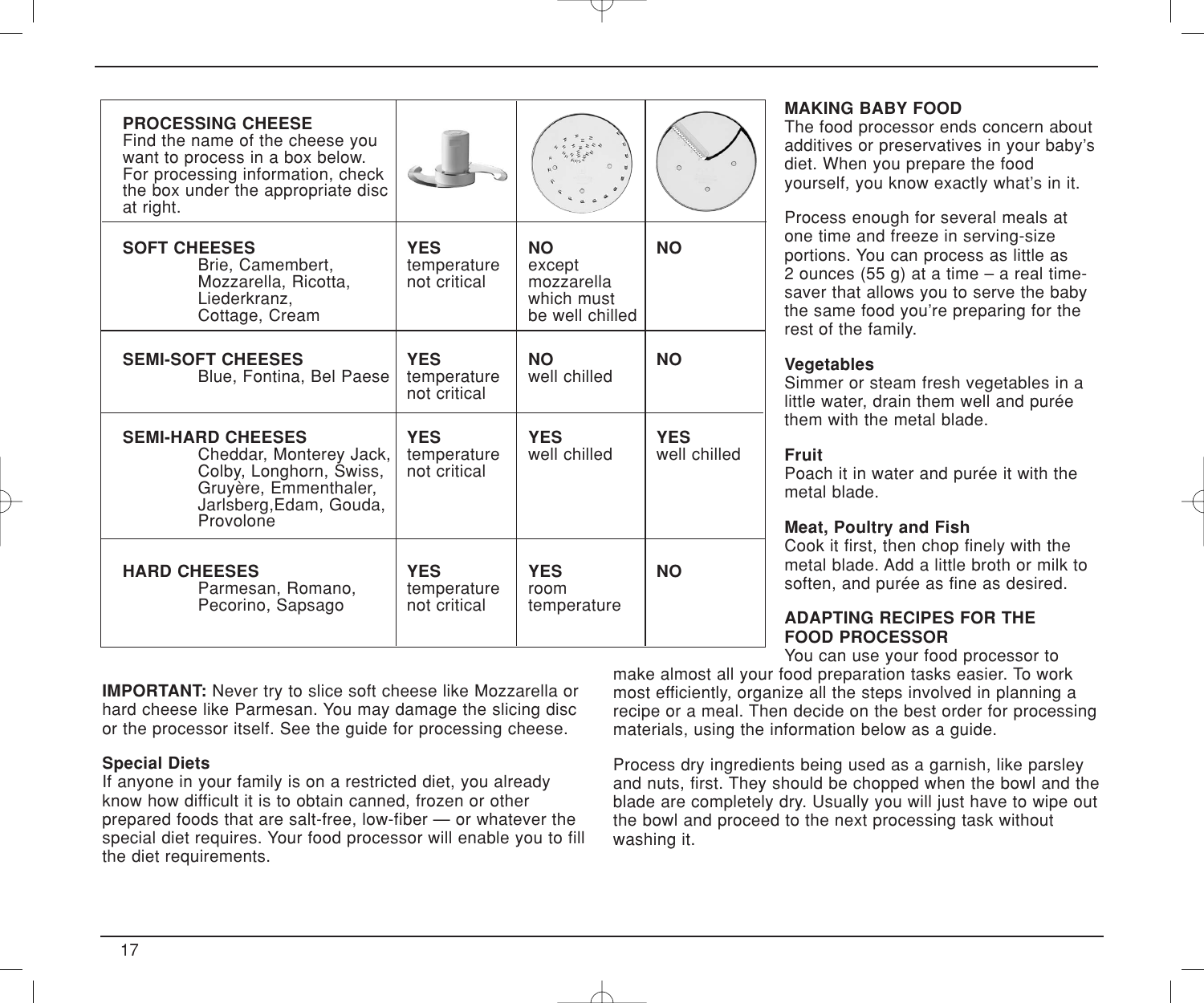| **PROCESSING CHEESE** Find the name of the cheese you want to process in a box below. For processing information, check the box under the appropriate disc at right. | | | |
|---|---|---|---|
| **SOFT CHEESES** Brie, Camembert, Mozzarella, Ricotta, Liederkranz, Cottage, Cream | **YES** temperature not critical | **NO** except mozzarella which must be well chilled | **NO** |
| **SEMI-SOFT CHEESES** Blue, Fontina, Bel Paese | **YES** temperature not critical | **NO** well chilled | **NO** |
| **SEMI-HARD CHEESES** Cheddar, Monterey Jack, Colby, Longhorn, Swiss, Gruyère, Emmenthaler, Jarlsberg,Edam, Gouda, Provolone | **YES** temperature not critical | **YES** well chilled | **YES** well chilled |
| **HARD CHEESES** Parmesan, Romano, Pecorino, Sapsago | **YES** temperature not critical | **YES** room temperature | **NO** |

**IMPORTANT:** Never try to slice soft cheese like Mozzarella or hard cheese like Parmesan. You may damage the slicing disc or the processor itself. See the guide for processing cheese.

**Special Diets**
If anyone in your family is on a restricted diet, you already know how difficult it is to obtain canned, frozen or other prepared foods that are salt-free, low-fiber — or whatever the special diet requires. Your food processor will enable you to fill the diet requirements.

## MAKING BABY FOOD

The food processor ends concern about additives or preservatives in your baby's diet. When you prepare the food yourself, you know exactly what's in it.

Process enough for several meals at one time and freeze in serving-size portions. You can process as little as 2 ounces (55 g) at a time – a real time-saver that allows you to serve the baby the same food you're preparing for the rest of the family.

**Vegetables**
Simmer or steam fresh vegetables in a little water, drain them well and purée them with the metal blade.

**Fruit**
Poach it in water and purée it with the metal blade.

**Meat, Poultry and Fish**
Cook it first, then chop finely with the metal blade. Add a little broth or milk to soften, and purée as fine as desired.

## ADAPTING RECIPES FOR THE FOOD PROCESSOR

You can use your food processor to make almost all your food preparation tasks easier. To work most efficiently, organize all the steps involved in planning a recipe or a meal. Then decide on the best order for processing materials, using the information below as a guide.

Process dry ingredients being used as a garnish, like parsley and nuts, first. They should be chopped when the bowl and the blade are completely dry. Usually you will just have to wipe out the bowl and proceed to the next processing task without washing it.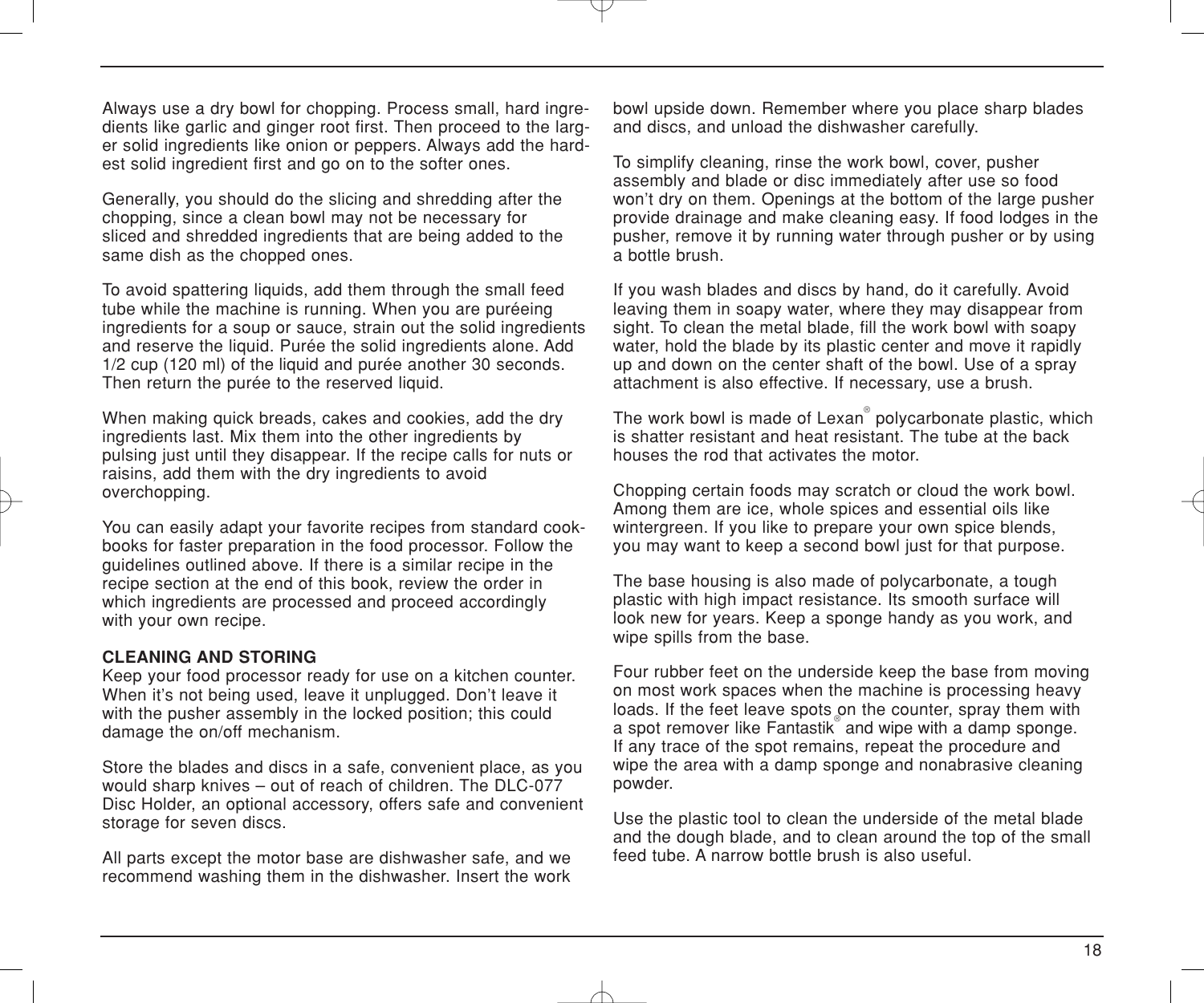Always use a dry bowl for chopping. Process small, hard ingredients like garlic and ginger root first. Then proceed to the larger solid ingredients like onion or peppers. Always add the hardest solid ingredient first and go on to the softer ones.

Generally, you should do the slicing and shredding after the chopping, since a clean bowl may not be necessary for sliced and shredded ingredients that are being added to the same dish as the chopped ones.

To avoid spattering liquids, add them through the small feed tube while the machine is running. When you are puréeing ingredients for a soup or sauce, strain out the solid ingredients and reserve the liquid. Purée the solid ingredients alone. Add 1/2 cup (120 ml) of the liquid and purée another 30 seconds. Then return the purée to the reserved liquid.

When making quick breads, cakes and cookies, add the dry ingredients last. Mix them into the other ingredients by pulsing just until they disappear. If the recipe calls for nuts or raisins, add them with the dry ingredients to avoid overchopping.

You can easily adapt your favorite recipes from standard cookbooks for faster preparation in the food processor. Follow the guidelines outlined above. If there is a similar recipe in the recipe section at the end of this book, review the order in which ingredients are processed and proceed accordingly with your own recipe.

**CLEANING AND STORING**

Keep your food processor ready for use on a kitchen counter. When it's not being used, leave it unplugged. Don't leave it with the pusher assembly in the locked position; this could damage the on/off mechanism.

Store the blades and discs in a safe, convenient place, as you would sharp knives – out of reach of children. The DLC-077 Disc Holder, an optional accessory, offers safe and convenient storage for seven discs.

All parts except the motor base are dishwasher safe, and we recommend washing them in the dishwasher. Insert the work bowl upside down. Remember where you place sharp blades and discs, and unload the dishwasher carefully.

To simplify cleaning, rinse the work bowl, cover, pusher assembly and blade or disc immediately after use so food won't dry on them. Openings at the bottom of the large pusher provide drainage and make cleaning easy. If food lodges in the pusher, remove it by running water through pusher or by using a bottle brush.

If you wash blades and discs by hand, do it carefully. Avoid leaving them in soapy water, where they may disappear from sight. To clean the metal blade, fill the work bowl with soapy water, hold the blade by its plastic center and move it rapidly up and down on the center shaft of the bowl. Use of a spray attachment is also effective. If necessary, use a brush.

The work bowl is made of Lexan® polycarbonate plastic, which is shatter resistant and heat resistant. The tube at the back houses the rod that activates the motor.

Chopping certain foods may scratch or cloud the work bowl. Among them are ice, whole spices and essential oils like wintergreen. If you like to prepare your own spice blends, you may want to keep a second bowl just for that purpose.

The base housing is also made of polycarbonate, a tough plastic with high impact resistance. Its smooth surface will look new for years. Keep a sponge handy as you work, and wipe spills from the base.

Four rubber feet on the underside keep the base from moving on most work spaces when the machine is processing heavy loads. If the feet leave spots on the counter, spray them with a spot remover like Fantastik® and wipe with a damp sponge. If any trace of the spot remains, repeat the procedure and wipe the area with a damp sponge and nonabrasive cleaning powder.

Use the plastic tool to clean the underside of the metal blade and the dough blade, and to clean around the top of the small feed tube. A narrow bottle brush is also useful.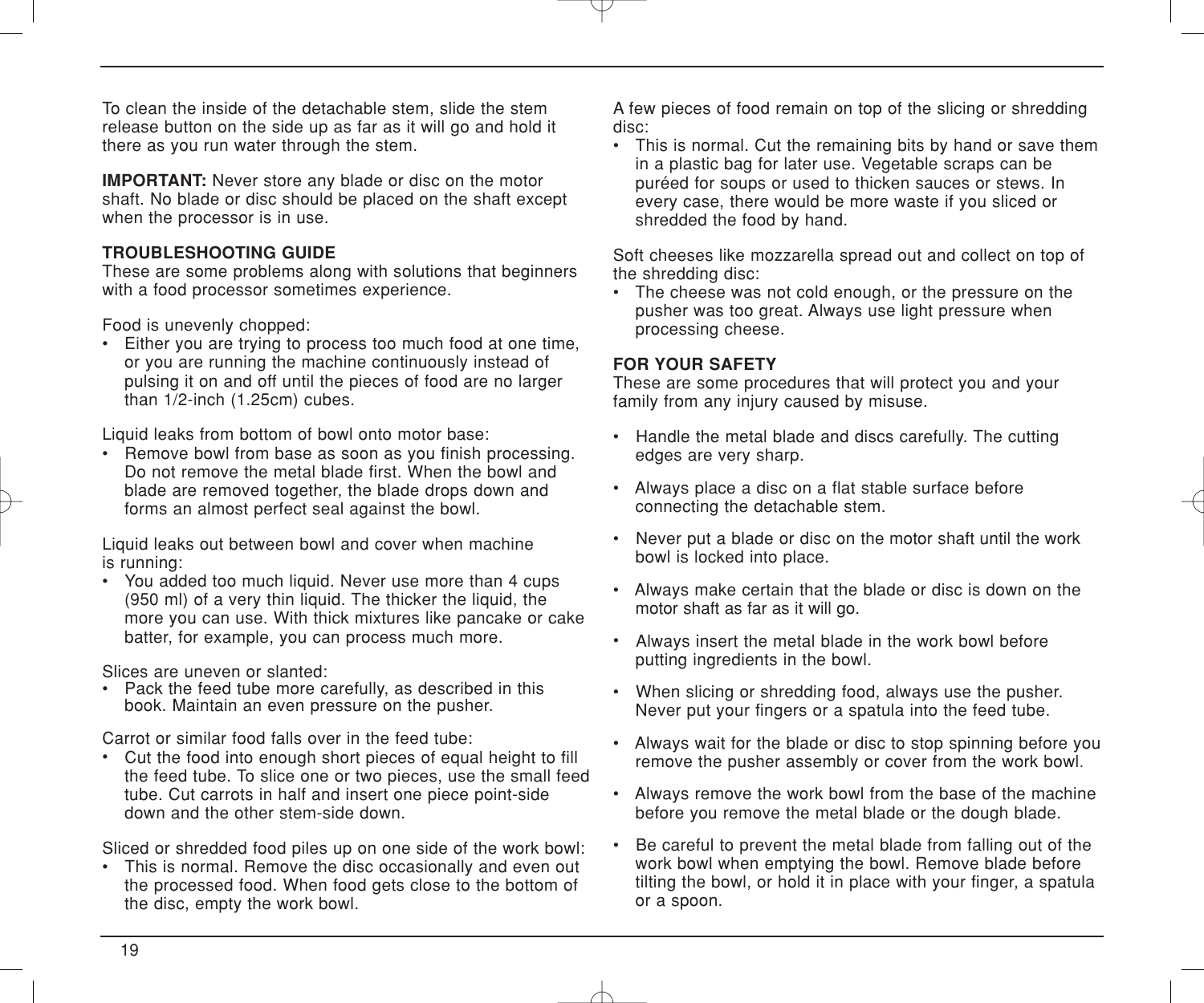To clean the inside of the detachable stem, slide the stem release button on the side up as far as it will go and hold it there as you run water through the stem.

**IMPORTANT:** Never store any blade or disc on the motor shaft. No blade or disc should be placed on the shaft except when the processor is in use.

## TROUBLESHOOTING GUIDE

These are some problems along with solutions that beginners with a food processor sometimes experience.

Food is unevenly chopped:

- Either you are trying to process too much food at one time, or you are running the machine continuously instead of pulsing it on and off until the pieces of food are no larger than 1/2-inch (1.25cm) cubes.

Liquid leaks from bottom of bowl onto motor base:

- Remove bowl from base as soon as you finish processing. Do not remove the metal blade first. When the bowl and blade are removed together, the blade drops down and forms an almost perfect seal against the bowl.

Liquid leaks out between bowl and cover when machine is running:

- You added too much liquid. Never use more than 4 cups (950 ml) of a very thin liquid. The thicker the liquid, the more you can use. With thick mixtures like pancake or cake batter, for example, you can process much more.

Slices are uneven or slanted:

- Pack the feed tube more carefully, as described in this book. Maintain an even pressure on the pusher.

Carrot or similar food falls over in the feed tube:

- Cut the food into enough short pieces of equal height to fill the feed tube. To slice one or two pieces, use the small feed tube. Cut carrots in half and insert one piece point-side down and the other stem-side down.

Sliced or shredded food piles up on one side of the work bowl:

- This is normal. Remove the disc occasionally and even out the processed food. When food gets close to the bottom of the disc, empty the work bowl.

A few pieces of food remain on top of the slicing or shredding disc:

- This is normal. Cut the remaining bits by hand or save them in a plastic bag for later use. Vegetable scraps can be puréed for soups or used to thicken sauces or stews. In every case, there would be more waste if you sliced or shredded the food by hand.

Soft cheeses like mozzarella spread out and collect on top of the shredding disc:

- The cheese was not cold enough, or the pressure on the pusher was too great. Always use light pressure when processing cheese.

## FOR YOUR SAFETY

These are some procedures that will protect you and your family from any injury caused by misuse.

- Handle the metal blade and discs carefully. The cutting edges are very sharp.
- Always place a disc on a flat stable surface before connecting the detachable stem.
- Never put a blade or disc on the motor shaft until the work bowl is locked into place.
- Always make certain that the blade or disc is down on the motor shaft as far as it will go.
- Always insert the metal blade in the work bowl before putting ingredients in the bowl.
- When slicing or shredding food, always use the pusher. Never put your fingers or a spatula into the feed tube.
- Always wait for the blade or disc to stop spinning before you remove the pusher assembly or cover from the work bowl.
- Always remove the work bowl from the base of the machine before you remove the metal blade or the dough blade.
- Be careful to prevent the metal blade from falling out of the work bowl when emptying the bowl. Remove blade before tilting the bowl, or hold it in place with your finger, a spatula or a spoon.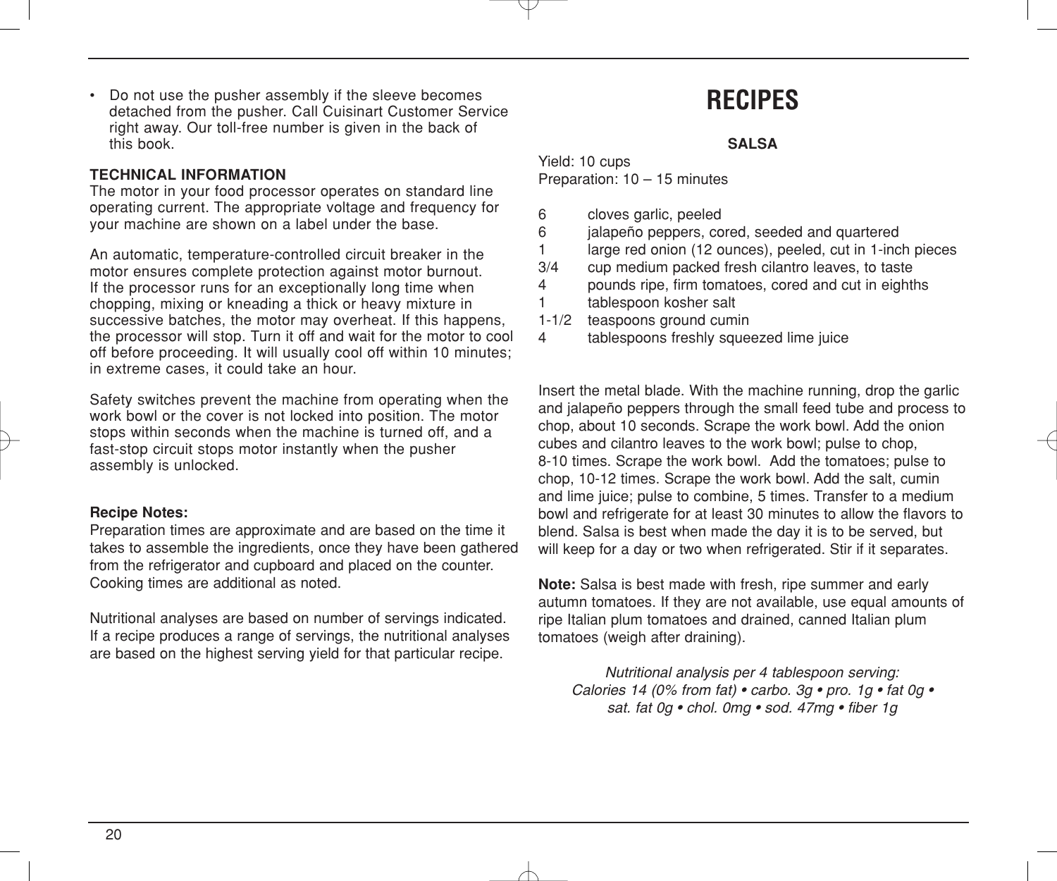- Do not use the pusher assembly if the sleeve becomes detached from the pusher. Call Cuisinart Customer Service right away. Our toll-free number is given in the back of this book.

**TECHNICAL INFORMATION**

The motor in your food processor operates on standard line operating current. The appropriate voltage and frequency for your machine are shown on a label under the base.

An automatic, temperature-controlled circuit breaker in the motor ensures complete protection against motor burnout. If the processor runs for an exceptionally long time when chopping, mixing or kneading a thick or heavy mixture in successive batches, the motor may overheat. If this happens, the processor will stop. Turn it off and wait for the motor to cool off before proceeding. It will usually cool off within 10 minutes; in extreme cases, it could take an hour.

Safety switches prevent the machine from operating when the work bowl or the cover is not locked into position. The motor stops within seconds when the machine is turned off, and a fast-stop circuit stops motor instantly when the pusher assembly is unlocked.

**Recipe Notes:**

Preparation times are approximate and are based on the time it takes to assemble the ingredients, once they have been gathered from the refrigerator and cupboard and placed on the counter. Cooking times are additional as noted.

Nutritional analyses are based on number of servings indicated. If a recipe produces a range of servings, the nutritional analyses are based on the highest serving yield for that particular recipe.

# RECIPES

## SALSA

Yield: 10 cups
Preparation: 10 – 15 minutes

6 cloves garlic, peeled
6 jalapeño peppers, cored, seeded and quartered
1 large red onion (12 ounces), peeled, cut in 1-inch pieces
3/4 cup medium packed fresh cilantro leaves, to taste
4 pounds ripe, firm tomatoes, cored and cut in eighths
1 tablespoon kosher salt
1-1/2 teaspoons ground cumin
4 tablespoons freshly squeezed lime juice

Insert the metal blade. With the machine running, drop the garlic and jalapeño peppers through the small feed tube and process to chop, about 10 seconds. Scrape the work bowl. Add the onion cubes and cilantro leaves to the work bowl; pulse to chop, 8-10 times. Scrape the work bowl. Add the tomatoes; pulse to chop, 10-12 times. Scrape the work bowl. Add the salt, cumin and lime juice; pulse to combine, 5 times. Transfer to a medium bowl and refrigerate for at least 30 minutes to allow the flavors to blend. Salsa is best when made the day it is to be served, but will keep for a day or two when refrigerated. Stir if it separates.

**Note:** Salsa is best made with fresh, ripe summer and early autumn tomatoes. If they are not available, use equal amounts of ripe Italian plum tomatoes and drained, canned Italian plum tomatoes (weigh after draining).

*Nutritional analysis per 4 tablespoon serving:*
*Calories 14 (0% from fat) • carbo. 3g • pro. 1g • fat 0g • sat. fat 0g • chol. 0mg • sod. 47mg • fiber 1g*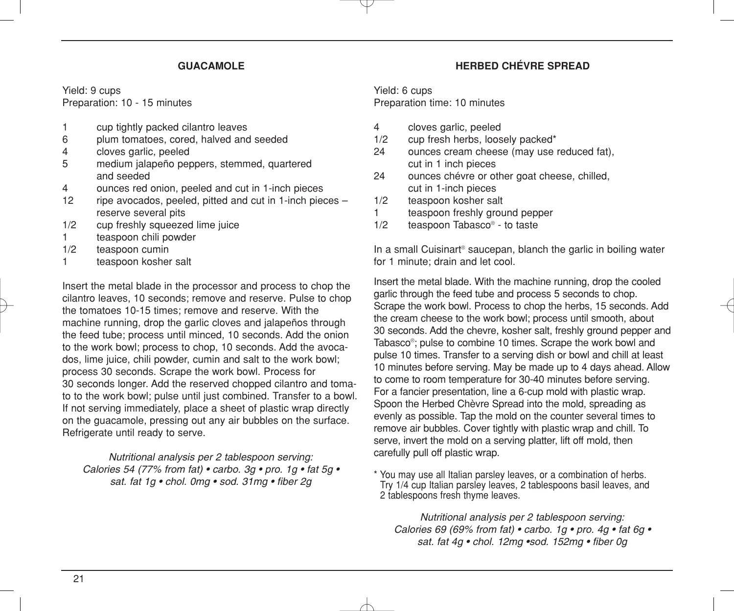## GUACAMOLE

Yield: 9 cups
Preparation: 10 - 15 minutes

| | |
|---|---|
| 1 | cup tightly packed cilantro leaves |
| 6 | plum tomatoes, cored, halved and seeded |
| 4 | cloves garlic, peeled |
| 5 | medium jalapeño peppers, stemmed, quartered and seeded |
| 4 | ounces red onion, peeled and cut in 1-inch pieces |
| 12 | ripe avocados, peeled, pitted and cut in 1-inch pieces – reserve several pits |
| 1/2 | cup freshly squeezed lime juice |
| 1 | teaspoon chili powder |
| 1/2 | teaspoon cumin |
| 1 | teaspoon kosher salt |

Insert the metal blade in the processor and process to chop the cilantro leaves, 10 seconds; remove and reserve. Pulse to chop the tomatoes 10-15 times; remove and reserve. With the machine running, drop the garlic cloves and jalapeños through the feed tube; process until minced, 10 seconds. Add the onion to the work bowl; process to chop, 10 seconds. Add the avocados, lime juice, chili powder, cumin and salt to the work bowl; process 30 seconds. Scrape the work bowl. Process for 30 seconds longer. Add the reserved chopped cilantro and tomato to the work bowl; pulse until just combined. Transfer to a bowl. If not serving immediately, place a sheet of plastic wrap directly on the guacamole, pressing out any air bubbles on the surface. Refrigerate until ready to serve.

*Nutritional analysis per 2 tablespoon serving:*
*Calories 54 (77% from fat) • carbo. 3g • pro. 1g • fat 5g • sat. fat 1g • chol. 0mg • sod. 31mg • fiber 2g*

## HERBED CHÉVRE SPREAD

Yield: 6 cups
Preparation time: 10 minutes

| | |
|---|---|
| 4 | cloves garlic, peeled |
| 1/2 | cup fresh herbs, loosely packed* |
| 24 | ounces cream cheese (may use reduced fat), cut in 1 inch pieces |
| 24 | ounces chévre or other goat cheese, chilled, cut in 1-inch pieces |
| 1/2 | teaspoon kosher salt |
| 1 | teaspoon freshly ground pepper |
| 1/2 | teaspoon Tabasco® - to taste |

In a small Cuisinart® saucepan, blanch the garlic in boiling water for 1 minute; drain and let cool.

Insert the metal blade. With the machine running, drop the cooled garlic through the feed tube and process 5 seconds to chop. Scrape the work bowl. Process to chop the herbs, 15 seconds. Add the cream cheese to the work bowl; process until smooth, about 30 seconds. Add the chevre, kosher salt, freshly ground pepper and Tabasco®; pulse to combine 10 times. Scrape the work bowl and pulse 10 times. Transfer to a serving dish or bowl and chill at least 10 minutes before serving. May be made up to 4 days ahead. Allow to come to room temperature for 30-40 minutes before serving. For a fancier presentation, line a 6-cup mold with plastic wrap. Spoon the Herbed Chèvre Spread into the mold, spreading as evenly as possible. Tap the mold on the counter several times to remove air bubbles. Cover tightly with plastic wrap and chill. To serve, invert the mold on a serving platter, lift off mold, then carefully pull off plastic wrap.

\* You may use all Italian parsley leaves, or a combination of herbs. Try 1/4 cup Italian parsley leaves, 2 tablespoons basil leaves, and 2 tablespoons fresh thyme leaves.

*Nutritional analysis per 2 tablespoon serving:*
*Calories 69 (69% from fat) • carbo. 1g • pro. 4g • fat 6g • sat. fat 4g • chol. 12mg •sod. 152mg • fiber 0g*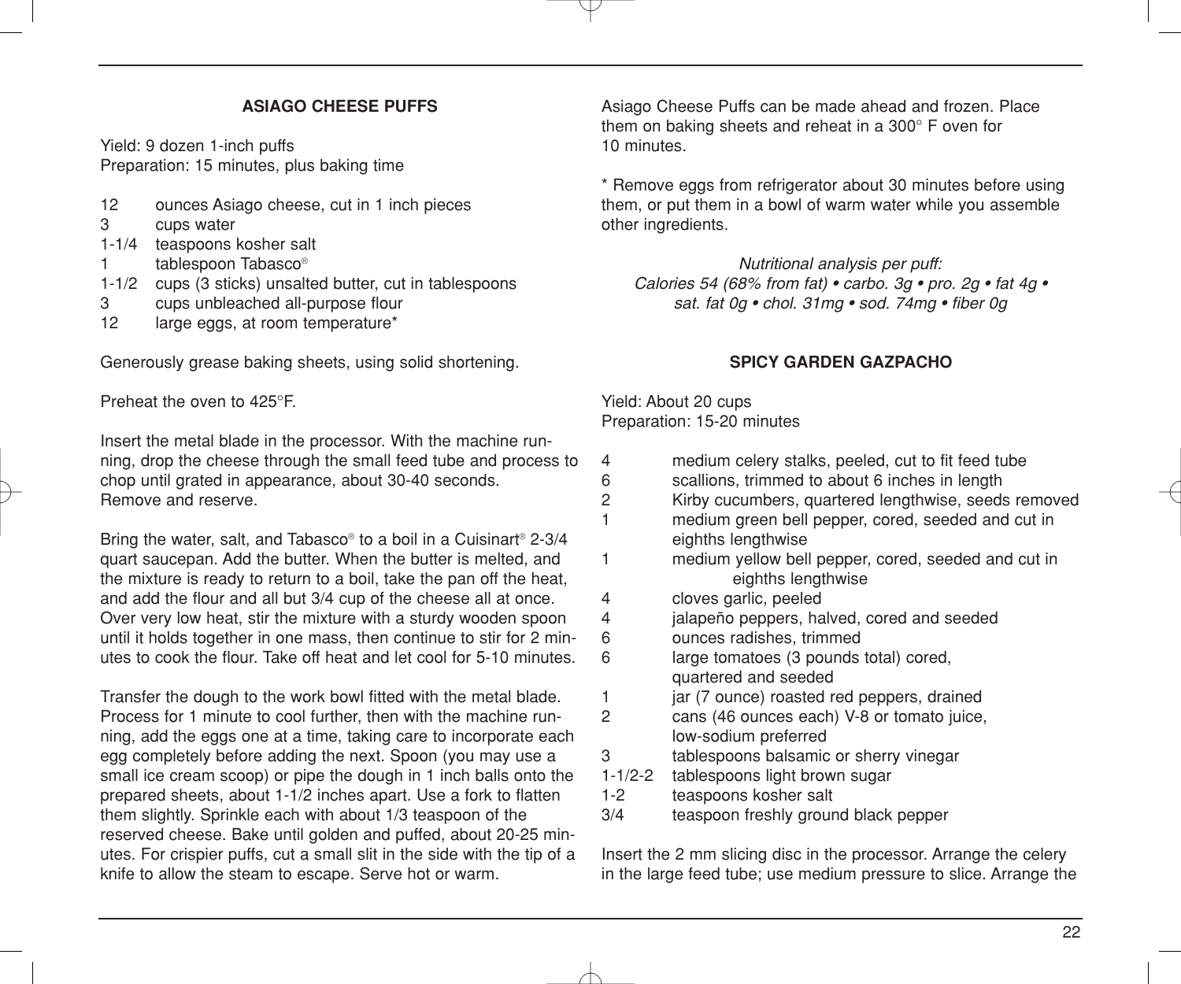## ASIAGO CHEESE PUFFS

Yield: 9 dozen 1-inch puffs
Preparation: 15 minutes, plus baking time

- 12 ounces Asiago cheese, cut in 1 inch pieces
- 3 cups water
- 1-1/4 teaspoons kosher salt
- 1 tablespoon Tabasco®
- 1-1/2 cups (3 sticks) unsalted butter, cut in tablespoons
- 3 cups unbleached all-purpose flour
- 12 large eggs, at room temperature*

Generously grease baking sheets, using solid shortening.

Preheat the oven to 425°F.

Insert the metal blade in the processor. With the machine running, drop the cheese through the small feed tube and process to chop until grated in appearance, about 30-40 seconds. Remove and reserve.

Bring the water, salt, and Tabasco® to a boil in a Cuisinart® 2-3/4 quart saucepan. Add the butter. When the butter is melted, and the mixture is ready to return to a boil, take the pan off the heat, and add the flour and all but 3/4 cup of the cheese all at once. Over very low heat, stir the mixture with a sturdy wooden spoon until it holds together in one mass, then continue to stir for 2 minutes to cook the flour. Take off heat and let cool for 5-10 minutes.

Transfer the dough to the work bowl fitted with the metal blade. Process for 1 minute to cool further, then with the machine running, add the eggs one at a time, taking care to incorporate each egg completely before adding the next. Spoon (you may use a small ice cream scoop) or pipe the dough in 1 inch balls onto the prepared sheets, about 1-1/2 inches apart. Use a fork to flatten them slightly. Sprinkle each with about 1/3 teaspoon of the reserved cheese. Bake until golden and puffed, about 20-25 minutes. For crispier puffs, cut a small slit in the side with the tip of a knife to allow the steam to escape. Serve hot or warm.

Asiago Cheese Puffs can be made ahead and frozen. Place them on baking sheets and reheat in a 300° F oven for 10 minutes.

* Remove eggs from refrigerator about 30 minutes before using them, or put them in a bowl of warm water while you assemble other ingredients.

*Nutritional analysis per puff:*
*Calories 54 (68% from fat) • carbo. 3g • pro. 2g • fat 4g • sat. fat 0g • chol. 31mg • sod. 74mg • fiber 0g*

## SPICY GARDEN GAZPACHO

Yield: About 20 cups
Preparation: 15-20 minutes

- 4 medium celery stalks, peeled, cut to fit feed tube
- 6 scallions, trimmed to about 6 inches in length
- 2 Kirby cucumbers, quartered lengthwise, seeds removed
- 1 medium green bell pepper, cored, seeded and cut in eighths lengthwise
- 1 medium yellow bell pepper, cored, seeded and cut in eighths lengthwise
- 4 cloves garlic, peeled
- 4 jalapeño peppers, halved, cored and seeded
- 6 ounces radishes, trimmed
- 6 large tomatoes (3 pounds total) cored, quartered and seeded
- 1 jar (7 ounce) roasted red peppers, drained
- 2 cans (46 ounces each) V-8 or tomato juice, low-sodium preferred
- 3 tablespoons balsamic or sherry vinegar
- 1-1/2-2 tablespoons light brown sugar
- 1-2 teaspoons kosher salt
- 3/4 teaspoon freshly ground black pepper

Insert the 2 mm slicing disc in the processor. Arrange the celery in the large feed tube; use medium pressure to slice. Arrange the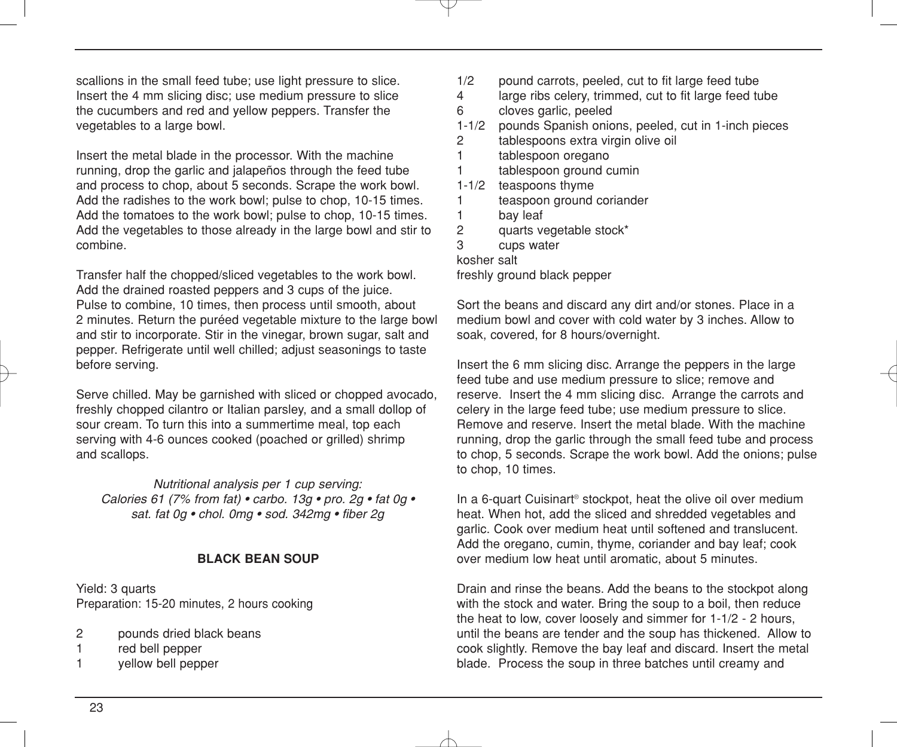scallions in the small feed tube; use light pressure to slice. Insert the 4 mm slicing disc; use medium pressure to slice the cucumbers and red and yellow peppers. Transfer the vegetables to a large bowl.

Insert the metal blade in the processor. With the machine running, drop the garlic and jalapeños through the feed tube and process to chop, about 5 seconds. Scrape the work bowl. Add the radishes to the work bowl; pulse to chop, 10-15 times. Add the tomatoes to the work bowl; pulse to chop, 10-15 times. Add the vegetables to those already in the large bowl and stir to combine.

Transfer half the chopped/sliced vegetables to the work bowl. Add the drained roasted peppers and 3 cups of the juice. Pulse to combine, 10 times, then process until smooth, about 2 minutes. Return the puréed vegetable mixture to the large bowl and stir to incorporate. Stir in the vinegar, brown sugar, salt and pepper. Refrigerate until well chilled; adjust seasonings to taste before serving.

Serve chilled. May be garnished with sliced or chopped avocado, freshly chopped cilantro or Italian parsley, and a small dollop of sour cream. To turn this into a summertime meal, top each serving with 4-6 ounces cooked (poached or grilled) shrimp and scallops.

*Nutritional analysis per 1 cup serving:*
*Calories 61 (7% from fat) • carbo. 13g • pro. 2g • fat 0g • sat. fat 0g • chol. 0mg • sod. 342mg • fiber 2g*

## BLACK BEAN SOUP

Yield: 3 quarts
Preparation: 15-20 minutes, 2 hours cooking

- 2 pounds dried black beans
- 1 red bell pepper
- 1 yellow bell pepper
- 1/2 pound carrots, peeled, cut to fit large feed tube
- 4 large ribs celery, trimmed, cut to fit large feed tube
- 6 cloves garlic, peeled
- 1-1/2 pounds Spanish onions, peeled, cut in 1-inch pieces
- 2 tablespoons extra virgin olive oil
- 1 tablespoon oregano
- 1 tablespoon ground cumin
- 1-1/2 teaspoons thyme
- 1 teaspoon ground coriander
- 1 bay leaf
- 2 quarts vegetable stock*
- 3 cups water
- kosher salt
- freshly ground black pepper

Sort the beans and discard any dirt and/or stones. Place in a medium bowl and cover with cold water by 3 inches. Allow to soak, covered, for 8 hours/overnight.

Insert the 6 mm slicing disc. Arrange the peppers in the large feed tube and use medium pressure to slice; remove and reserve. Insert the 4 mm slicing disc. Arrange the carrots and celery in the large feed tube; use medium pressure to slice. Remove and reserve. Insert the metal blade. With the machine running, drop the garlic through the small feed tube and process to chop, 5 seconds. Scrape the work bowl. Add the onions; pulse to chop, 10 times.

In a 6-quart Cuisinart® stockpot, heat the olive oil over medium heat. When hot, add the sliced and shredded vegetables and garlic. Cook over medium heat until softened and translucent. Add the oregano, cumin, thyme, coriander and bay leaf; cook over medium low heat until aromatic, about 5 minutes.

Drain and rinse the beans. Add the beans to the stockpot along with the stock and water. Bring the soup to a boil, then reduce the heat to low, cover loosely and simmer for 1-1/2 - 2 hours, until the beans are tender and the soup has thickened. Allow to cook slightly. Remove the bay leaf and discard. Insert the metal blade. Process the soup in three batches until creamy and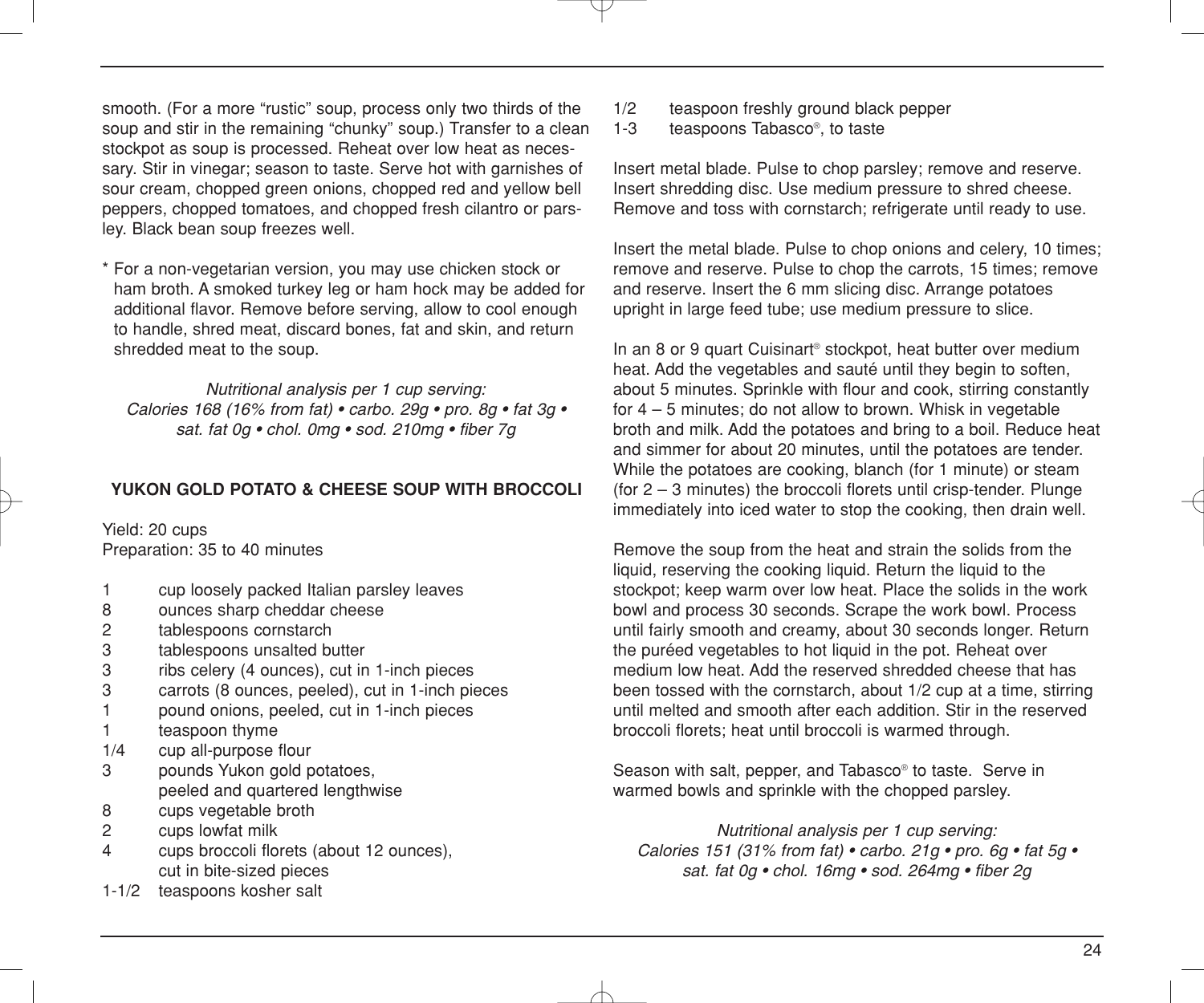smooth. (For a more "rustic" soup, process only two thirds of the soup and stir in the remaining "chunky" soup.) Transfer to a clean stockpot as soup is processed. Reheat over low heat as necessary. Stir in vinegar; season to taste. Serve hot with garnishes of sour cream, chopped green onions, chopped red and yellow bell peppers, chopped tomatoes, and chopped fresh cilantro or parsley. Black bean soup freezes well.

* For a non-vegetarian version, you may use chicken stock or ham broth. A smoked turkey leg or ham hock may be added for additional flavor. Remove before serving, allow to cool enough to handle, shred meat, discard bones, fat and skin, and return shredded meat to the soup.

*Nutritional analysis per 1 cup serving:*
*Calories 168 (16% from fat) • carbo. 29g • pro. 8g • fat 3g • sat. fat 0g • chol. 0mg • sod. 210mg • fiber 7g*

## YUKON GOLD POTATO & CHEESE SOUP WITH BROCCOLI

Yield: 20 cups
Preparation: 35 to 40 minutes

| | |
|---|---|
| 1 | cup loosely packed Italian parsley leaves |
| 8 | ounces sharp cheddar cheese |
| 2 | tablespoons cornstarch |
| 3 | tablespoons unsalted butter |
| 3 | ribs celery (4 ounces), cut in 1-inch pieces |
| 3 | carrots (8 ounces, peeled), cut in 1-inch pieces |
| 1 | pound onions, peeled, cut in 1-inch pieces |
| 1 | teaspoon thyme |
| 1/4 | cup all-purpose flour |
| 3 | pounds Yukon gold potatoes, peeled and quartered lengthwise |
| 8 | cups vegetable broth |
| 2 | cups lowfat milk |
| 4 | cups broccoli florets (about 12 ounces), cut in bite-sized pieces |
| 1-1/2 | teaspoons kosher salt |
| 1/2 | teaspoon freshly ground black pepper |
| 1-3 | teaspoons Tabasco®, to taste |

Insert metal blade. Pulse to chop parsley; remove and reserve. Insert shredding disc. Use medium pressure to shred cheese. Remove and toss with cornstarch; refrigerate until ready to use.

Insert the metal blade. Pulse to chop onions and celery, 10 times; remove and reserve. Pulse to chop the carrots, 15 times; remove and reserve. Insert the 6 mm slicing disc. Arrange potatoes upright in large feed tube; use medium pressure to slice.

In an 8 or 9 quart Cuisinart® stockpot, heat butter over medium heat. Add the vegetables and sauté until they begin to soften, about 5 minutes. Sprinkle with flour and cook, stirring constantly for 4 – 5 minutes; do not allow to brown. Whisk in vegetable broth and milk. Add the potatoes and bring to a boil. Reduce heat and simmer for about 20 minutes, until the potatoes are tender. While the potatoes are cooking, blanch (for 1 minute) or steam (for 2 – 3 minutes) the broccoli florets until crisp-tender. Plunge immediately into iced water to stop the cooking, then drain well.

Remove the soup from the heat and strain the solids from the liquid, reserving the cooking liquid. Return the liquid to the stockpot; keep warm over low heat. Place the solids in the work bowl and process 30 seconds. Scrape the work bowl. Process until fairly smooth and creamy, about 30 seconds longer. Return the puréed vegetables to hot liquid in the pot. Reheat over medium low heat. Add the reserved shredded cheese that has been tossed with the cornstarch, about 1/2 cup at a time, stirring until melted and smooth after each addition. Stir in the reserved broccoli florets; heat until broccoli is warmed through.

Season with salt, pepper, and Tabasco® to taste. Serve in warmed bowls and sprinkle with the chopped parsley.

*Nutritional analysis per 1 cup serving:*
*Calories 151 (31% from fat) • carbo. 21g • pro. 6g • fat 5g • sat. fat 0g • chol. 16mg • sod. 264mg • fiber 2g*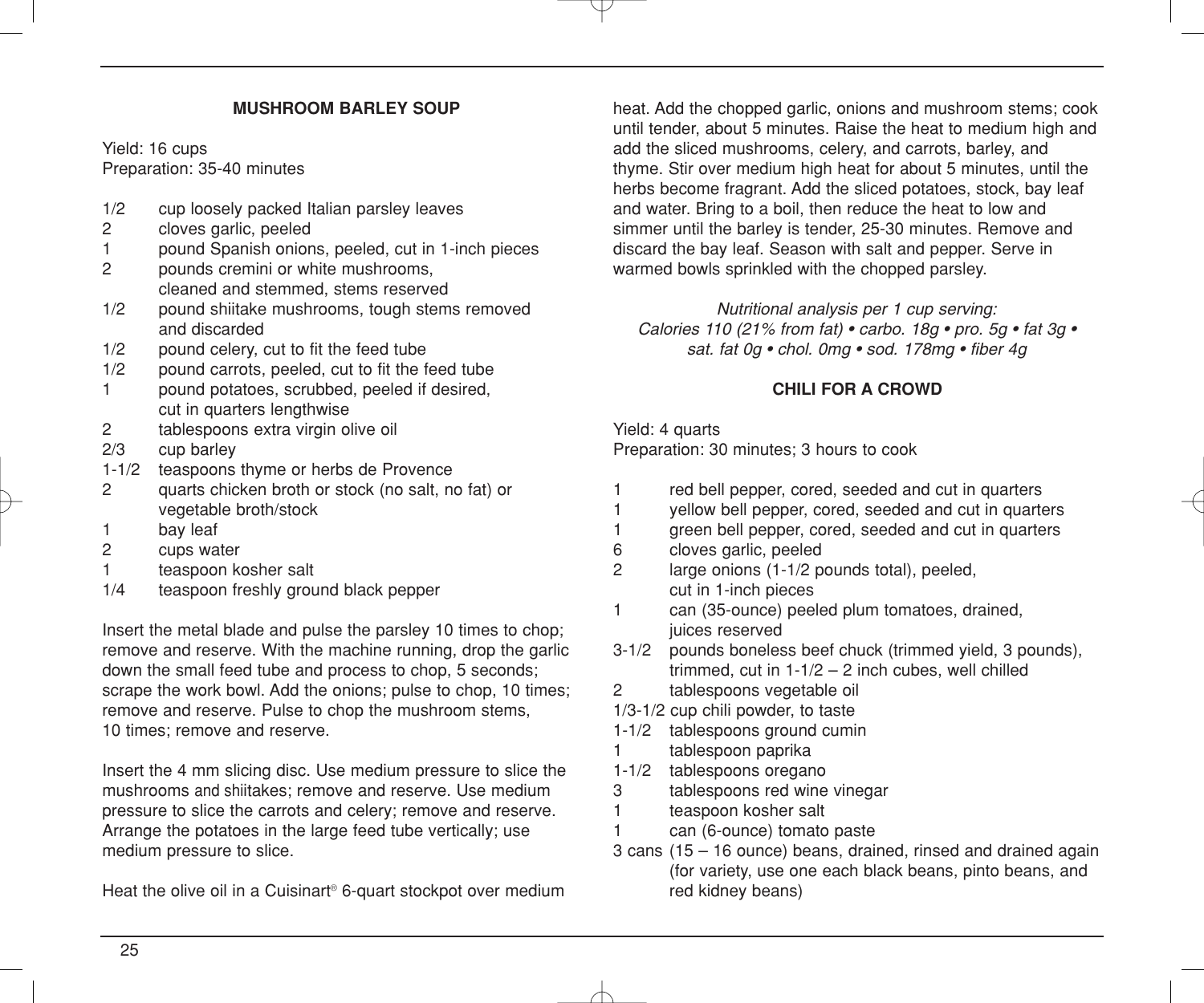## MUSHROOM BARLEY SOUP

Yield: 16 cups
Preparation: 35-40 minutes

- 1/2 cup loosely packed Italian parsley leaves
- 2 cloves garlic, peeled
- 1 pound Spanish onions, peeled, cut in 1-inch pieces
- 2 pounds cremini or white mushrooms, cleaned and stemmed, stems reserved
- 1/2 pound shiitake mushrooms, tough stems removed and discarded
- 1/2 pound celery, cut to fit the feed tube
- 1/2 pound carrots, peeled, cut to fit the feed tube
- 1 pound potatoes, scrubbed, peeled if desired, cut in quarters lengthwise
- 2 tablespoons extra virgin olive oil
- 2/3 cup barley
- 1-1/2 teaspoons thyme or herbs de Provence
- 2 quarts chicken broth or stock (no salt, no fat) or vegetable broth/stock
- 1 bay leaf
- 2 cups water
- 1 teaspoon kosher salt
- 1/4 teaspoon freshly ground black pepper

Insert the metal blade and pulse the parsley 10 times to chop; remove and reserve. With the machine running, drop the garlic down the small feed tube and process to chop, 5 seconds; scrape the work bowl. Add the onions; pulse to chop, 10 times; remove and reserve. Pulse to chop the mushroom stems, 10 times; remove and reserve.

Insert the 4 mm slicing disc. Use medium pressure to slice the mushrooms and shiitakes; remove and reserve. Use medium pressure to slice the carrots and celery; remove and reserve. Arrange the potatoes in the large feed tube vertically; use medium pressure to slice.

Heat the olive oil in a Cuisinart® 6-quart stockpot over medium heat. Add the chopped garlic, onions and mushroom stems; cook until tender, about 5 minutes. Raise the heat to medium high and add the sliced mushrooms, celery, and carrots, barley, and thyme. Stir over medium high heat for about 5 minutes, until the herbs become fragrant. Add the sliced potatoes, stock, bay leaf and water. Bring to a boil, then reduce the heat to low and simmer until the barley is tender, 25-30 minutes. Remove and discard the bay leaf. Season with salt and pepper. Serve in warmed bowls sprinkled with the chopped parsley.

*Nutritional analysis per 1 cup serving:*
*Calories 110 (21% from fat) • carbo. 18g • pro. 5g • fat 3g • sat. fat 0g • chol. 0mg • sod. 178mg • fiber 4g*

## CHILI FOR A CROWD

Yield: 4 quarts
Preparation: 30 minutes; 3 hours to cook

- 1 red bell pepper, cored, seeded and cut in quarters
- 1 yellow bell pepper, cored, seeded and cut in quarters
- 1 green bell pepper, cored, seeded and cut in quarters
- 6 cloves garlic, peeled
- 2 large onions (1-1/2 pounds total), peeled, cut in 1-inch pieces
- 1 can (35-ounce) peeled plum tomatoes, drained, juices reserved
- 3-1/2 pounds boneless beef chuck (trimmed yield, 3 pounds), trimmed, cut in 1-1/2 – 2 inch cubes, well chilled
- 2 tablespoons vegetable oil
- 1/3-1/2 cup chili powder, to taste
- 1-1/2 tablespoons ground cumin
- 1 tablespoon paprika
- 1-1/2 tablespoons oregano
- 3 tablespoons red wine vinegar
- 1 teaspoon kosher salt
- 1 can (6-ounce) tomato paste
- 3 cans (15 – 16 ounce) beans, drained, rinsed and drained again (for variety, use one each black beans, pinto beans, and red kidney beans)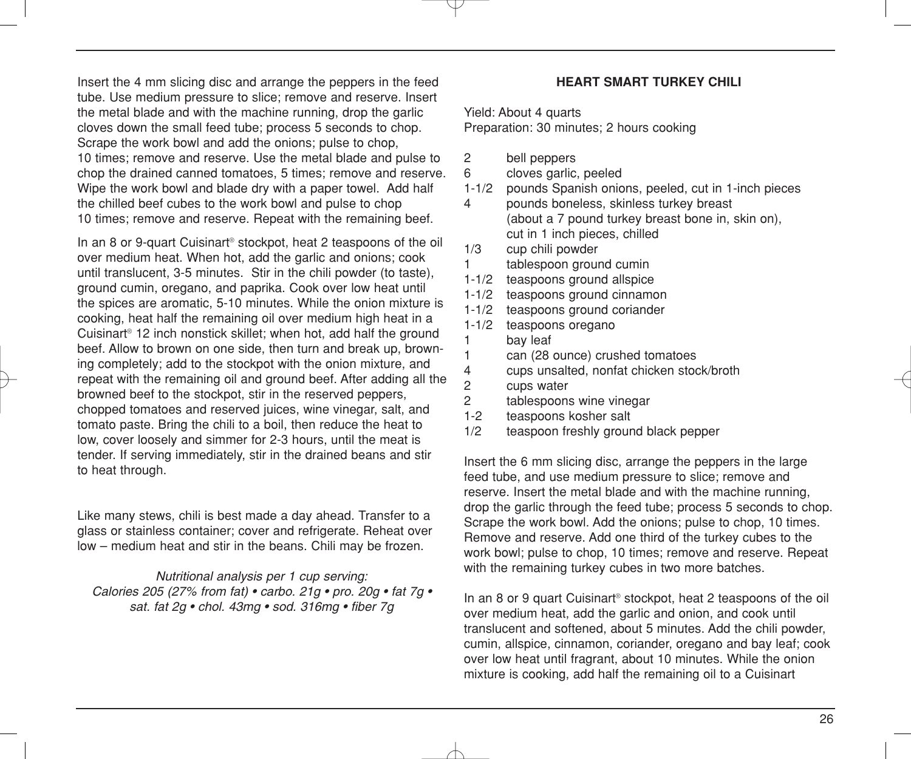Insert the 4 mm slicing disc and arrange the peppers in the feed tube. Use medium pressure to slice; remove and reserve. Insert the metal blade and with the machine running, drop the garlic cloves down the small feed tube; process 5 seconds to chop. Scrape the work bowl and add the onions; pulse to chop, 10 times; remove and reserve. Use the metal blade and pulse to chop the drained canned tomatoes, 5 times; remove and reserve. Wipe the work bowl and blade dry with a paper towel. Add half the chilled beef cubes to the work bowl and pulse to chop 10 times; remove and reserve. Repeat with the remaining beef.

In an 8 or 9-quart Cuisinart® stockpot, heat 2 teaspoons of the oil over medium heat. When hot, add the garlic and onions; cook until translucent, 3-5 minutes. Stir in the chili powder (to taste), ground cumin, oregano, and paprika. Cook over low heat until the spices are aromatic, 5-10 minutes. While the onion mixture is cooking, heat half the remaining oil over medium high heat in a Cuisinart® 12 inch nonstick skillet; when hot, add half the ground beef. Allow to brown on one side, then turn and break up, browning completely; add to the stockpot with the onion mixture, and repeat with the remaining oil and ground beef. After adding all the browned beef to the stockpot, stir in the reserved peppers, chopped tomatoes and reserved juices, wine vinegar, salt, and tomato paste. Bring the chili to a boil, then reduce the heat to low, cover loosely and simmer for 2-3 hours, until the meat is tender. If serving immediately, stir in the drained beans and stir to heat through.

Like many stews, chili is best made a day ahead. Transfer to a glass or stainless container; cover and refrigerate. Reheat over low – medium heat and stir in the beans. Chili may be frozen.

*Nutritional analysis per 1 cup serving:*
*Calories 205 (27% from fat) • carbo. 21g • pro. 20g • fat 7g • sat. fat 2g • chol. 43mg • sod. 316mg • fiber 7g*

## HEART SMART TURKEY CHILI

Yield: About 4 quarts
Preparation: 30 minutes; 2 hours cooking

- 2 bell peppers
- 6 cloves garlic, peeled
- 1-1/2 pounds Spanish onions, peeled, cut in 1-inch pieces
- 4 pounds boneless, skinless turkey breast (about a 7 pound turkey breast bone in, skin on), cut in 1 inch pieces, chilled
- 1/3 cup chili powder
- 1 tablespoon ground cumin
- 1-1/2 teaspoons ground allspice
- 1-1/2 teaspoons ground cinnamon
- 1-1/2 teaspoons ground coriander
- 1-1/2 teaspoons oregano
- 1 bay leaf
- 1 can (28 ounce) crushed tomatoes
- 4 cups unsalted, nonfat chicken stock/broth
- 2 cups water
- 2 tablespoons wine vinegar
- 1-2 teaspoons kosher salt
- 1/2 teaspoon freshly ground black pepper

Insert the 6 mm slicing disc, arrange the peppers in the large feed tube, and use medium pressure to slice; remove and reserve. Insert the metal blade and with the machine running, drop the garlic through the feed tube; process 5 seconds to chop. Scrape the work bowl. Add the onions; pulse to chop, 10 times. Remove and reserve. Add one third of the turkey cubes to the work bowl; pulse to chop, 10 times; remove and reserve. Repeat with the remaining turkey cubes in two more batches.

In an 8 or 9 quart Cuisinart® stockpot, heat 2 teaspoons of the oil over medium heat, add the garlic and onion, and cook until translucent and softened, about 5 minutes. Add the chili powder, cumin, allspice, cinnamon, coriander, oregano and bay leaf; cook over low heat until fragrant, about 10 minutes. While the onion mixture is cooking, add half the remaining oil to a Cuisinart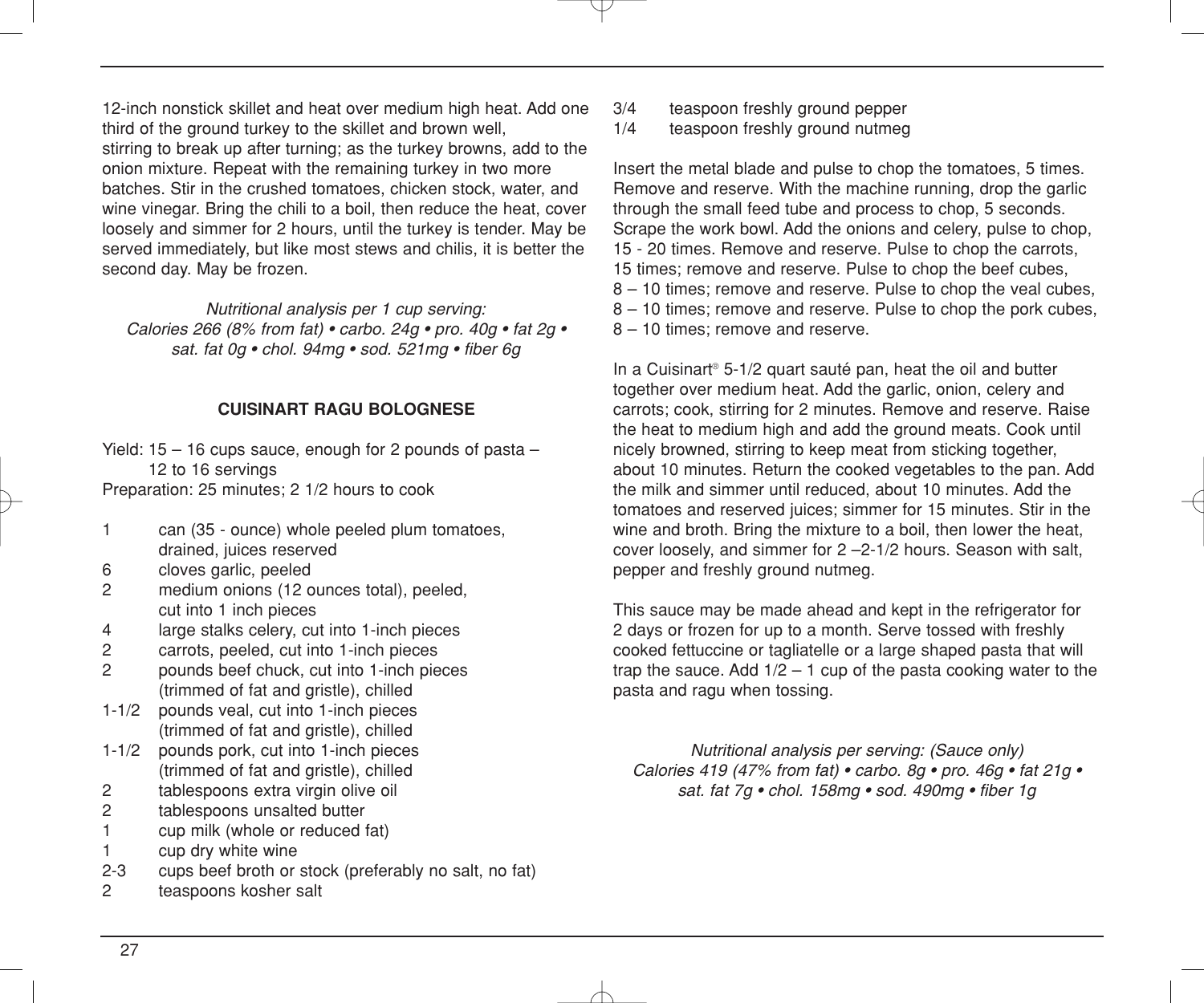12-inch nonstick skillet and heat over medium high heat. Add one third of the ground turkey to the skillet and brown well, stirring to break up after turning; as the turkey browns, add to the onion mixture. Repeat with the remaining turkey in two more batches. Stir in the crushed tomatoes, chicken stock, water, and wine vinegar. Bring the chili to a boil, then reduce the heat, cover loosely and simmer for 2 hours, until the turkey is tender. May be served immediately, but like most stews and chilis, it is better the second day. May be frozen.

*Nutritional analysis per 1 cup serving:*
*Calories 266 (8% from fat) • carbo. 24g • pro. 40g • fat 2g • sat. fat 0g • chol. 94mg • sod. 521mg • fiber 6g*

## CUISINART RAGU BOLOGNESE

Yield: 15 – 16 cups sauce, enough for 2 pounds of pasta – 12 to 16 servings
Preparation: 25 minutes; 2 1/2 hours to cook

- 1 can (35 - ounce) whole peeled plum tomatoes, drained, juices reserved
- 6 cloves garlic, peeled
- 2 medium onions (12 ounces total), peeled, cut into 1 inch pieces
- 4 large stalks celery, cut into 1-inch pieces
- 2 carrots, peeled, cut into 1-inch pieces
- 2 pounds beef chuck, cut into 1-inch pieces (trimmed of fat and gristle), chilled
- 1-1/2 pounds veal, cut into 1-inch pieces (trimmed of fat and gristle), chilled
- 1-1/2 pounds pork, cut into 1-inch pieces (trimmed of fat and gristle), chilled
- 2 tablespoons extra virgin olive oil
- 2 tablespoons unsalted butter
- 1 cup milk (whole or reduced fat)
- 1 cup dry white wine
- 2-3 cups beef broth or stock (preferably no salt, no fat)
- 2 teaspoons kosher salt
- 3/4 teaspoon freshly ground pepper
- 1/4 teaspoon freshly ground nutmeg

Insert the metal blade and pulse to chop the tomatoes, 5 times. Remove and reserve. With the machine running, drop the garlic through the small feed tube and process to chop, 5 seconds. Scrape the work bowl. Add the onions and celery, pulse to chop, 15 - 20 times. Remove and reserve. Pulse to chop the carrots, 15 times; remove and reserve. Pulse to chop the beef cubes, 8 – 10 times; remove and reserve. Pulse to chop the veal cubes, 8 – 10 times; remove and reserve. Pulse to chop the pork cubes, 8 – 10 times; remove and reserve.

In a Cuisinart® 5-1/2 quart sauté pan, heat the oil and butter together over medium heat. Add the garlic, onion, celery and carrots; cook, stirring for 2 minutes. Remove and reserve. Raise the heat to medium high and add the ground meats. Cook until nicely browned, stirring to keep meat from sticking together, about 10 minutes. Return the cooked vegetables to the pan. Add the milk and simmer until reduced, about 10 minutes. Add the tomatoes and reserved juices; simmer for 15 minutes. Stir in the wine and broth. Bring the mixture to a boil, then lower the heat, cover loosely, and simmer for 2 –2-1/2 hours. Season with salt, pepper and freshly ground nutmeg.

This sauce may be made ahead and kept in the refrigerator for 2 days or frozen for up to a month. Serve tossed with freshly cooked fettuccine or tagliatelle or a large shaped pasta that will trap the sauce. Add 1/2 – 1 cup of the pasta cooking water to the pasta and ragu when tossing.

*Nutritional analysis per serving: (Sauce only)*
*Calories 419 (47% from fat) • carbo. 8g • pro. 46g • fat 21g • sat. fat 7g • chol. 158mg • sod. 490mg • fiber 1g*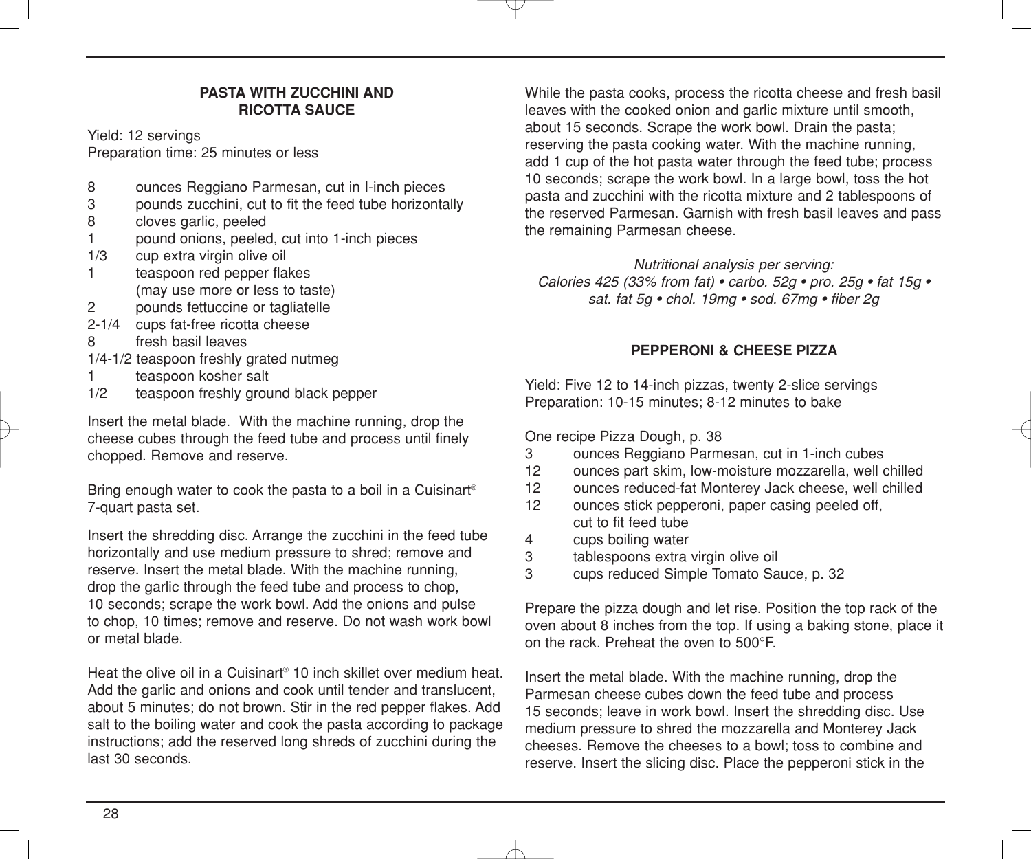## PASTA WITH ZUCCHINI AND RICOTTA SAUCE

Yield: 12 servings
Preparation time: 25 minutes or less

- 8 ounces Reggiano Parmesan, cut in I-inch pieces
- 3 pounds zucchini, cut to fit the feed tube horizontally
- 8 cloves garlic, peeled
- 1 pound onions, peeled, cut into 1-inch pieces
- 1/3 cup extra virgin olive oil
- 1 teaspoon red pepper flakes (may use more or less to taste)
- 2 pounds fettuccine or tagliatelle
- 2-1/4 cups fat-free ricotta cheese
- 8 fresh basil leaves
- 1/4-1/2 teaspoon freshly grated nutmeg
- 1 teaspoon kosher salt
- 1/2 teaspoon freshly ground black pepper

Insert the metal blade. With the machine running, drop the cheese cubes through the feed tube and process until finely chopped. Remove and reserve.

Bring enough water to cook the pasta to a boil in a Cuisinart® 7-quart pasta set.

Insert the shredding disc. Arrange the zucchini in the feed tube horizontally and use medium pressure to shred; remove and reserve. Insert the metal blade. With the machine running, drop the garlic through the feed tube and process to chop, 10 seconds; scrape the work bowl. Add the onions and pulse to chop, 10 times; remove and reserve. Do not wash work bowl or metal blade.

Heat the olive oil in a Cuisinart® 10 inch skillet over medium heat. Add the garlic and onions and cook until tender and translucent, about 5 minutes; do not brown. Stir in the red pepper flakes. Add salt to the boiling water and cook the pasta according to package instructions; add the reserved long shreds of zucchini during the last 30 seconds.

While the pasta cooks, process the ricotta cheese and fresh basil leaves with the cooked onion and garlic mixture until smooth, about 15 seconds. Scrape the work bowl. Drain the pasta; reserving the pasta cooking water. With the machine running, add 1 cup of the hot pasta water through the feed tube; process 10 seconds; scrape the work bowl. In a large bowl, toss the hot pasta and zucchini with the ricotta mixture and 2 tablespoons of the reserved Parmesan. Garnish with fresh basil leaves and pass the remaining Parmesan cheese.

*Nutritional analysis per serving:*
*Calories 425 (33% from fat) • carbo. 52g • pro. 25g • fat 15g • sat. fat 5g • chol. 19mg • sod. 67mg • fiber 2g*

## PEPPERONI & CHEESE PIZZA

Yield: Five 12 to 14-inch pizzas, twenty 2-slice servings
Preparation: 10-15 minutes; 8-12 minutes to bake

One recipe Pizza Dough, p. 38

- 3 ounces Reggiano Parmesan, cut in 1-inch cubes
- 12 ounces part skim, low-moisture mozzarella, well chilled
- 12 ounces reduced-fat Monterey Jack cheese, well chilled
- 12 ounces stick pepperoni, paper casing peeled off, cut to fit feed tube
- 4 cups boiling water
- 3 tablespoons extra virgin olive oil
- 3 cups reduced Simple Tomato Sauce, p. 32

Prepare the pizza dough and let rise. Position the top rack of the oven about 8 inches from the top. If using a baking stone, place it on the rack. Preheat the oven to 500°F.

Insert the metal blade. With the machine running, drop the Parmesan cheese cubes down the feed tube and process 15 seconds; leave in work bowl. Insert the shredding disc. Use medium pressure to shred the mozzarella and Monterey Jack cheeses. Remove the cheeses to a bowl; toss to combine and reserve. Insert the slicing disc. Place the pepperoni stick in the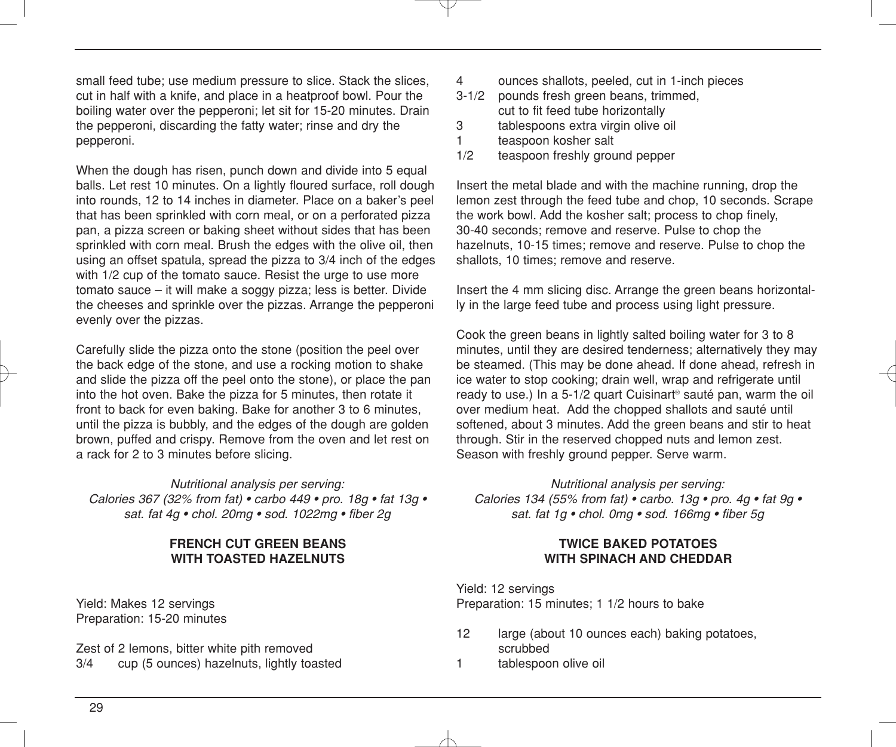small feed tube; use medium pressure to slice. Stack the slices, cut in half with a knife, and place in a heatproof bowl. Pour the boiling water over the pepperoni; let sit for 15-20 minutes. Drain the pepperoni, discarding the fatty water; rinse and dry the pepperoni.

When the dough has risen, punch down and divide into 5 equal balls. Let rest 10 minutes. On a lightly floured surface, roll dough into rounds, 12 to 14 inches in diameter. Place on a baker's peel that has been sprinkled with corn meal, or on a perforated pizza pan, a pizza screen or baking sheet without sides that has been sprinkled with corn meal. Brush the edges with the olive oil, then using an offset spatula, spread the pizza to 3/4 inch of the edges with 1/2 cup of the tomato sauce. Resist the urge to use more tomato sauce – it will make a soggy pizza; less is better. Divide the cheeses and sprinkle over the pizzas. Arrange the pepperoni evenly over the pizzas.

Carefully slide the pizza onto the stone (position the peel over the back edge of the stone, and use a rocking motion to shake and slide the pizza off the peel onto the stone), or place the pan into the hot oven. Bake the pizza for 5 minutes, then rotate it front to back for even baking. Bake for another 3 to 6 minutes, until the pizza is bubbly, and the edges of the dough are golden brown, puffed and crispy. Remove from the oven and let rest on a rack for 2 to 3 minutes before slicing.

*Nutritional analysis per serving:*
*Calories 367 (32% from fat) • carbo 449 • pro. 18g • fat 13g • sat. fat 4g • chol. 20mg • sod. 1022mg • fiber 2g*

## FRENCH CUT GREEN BEANS WITH TOASTED HAZELNUTS

Yield: Makes 12 servings
Preparation: 15-20 minutes

Zest of 2 lemons, bitter white pith removed
3/4 cup (5 ounces) hazelnuts, lightly toasted
4 ounces shallots, peeled, cut in 1-inch pieces
3-1/2 pounds fresh green beans, trimmed, cut to fit feed tube horizontally
3 tablespoons extra virgin olive oil
1 teaspoon kosher salt
1/2 teaspoon freshly ground pepper

Insert the metal blade and with the machine running, drop the lemon zest through the feed tube and chop, 10 seconds. Scrape the work bowl. Add the kosher salt; process to chop finely, 30-40 seconds; remove and reserve. Pulse to chop the hazelnuts, 10-15 times; remove and reserve. Pulse to chop the shallots, 10 times; remove and reserve.

Insert the 4 mm slicing disc. Arrange the green beans horizontally in the large feed tube and process using light pressure.

Cook the green beans in lightly salted boiling water for 3 to 8 minutes, until they are desired tenderness; alternatively they may be steamed. (This may be done ahead. If done ahead, refresh in ice water to stop cooking; drain well, wrap and refrigerate until ready to use.) In a 5-1/2 quart Cuisinart® sauté pan, warm the oil over medium heat. Add the chopped shallots and sauté until softened, about 3 minutes. Add the green beans and stir to heat through. Stir in the reserved chopped nuts and lemon zest. Season with freshly ground pepper. Serve warm.

*Nutritional analysis per serving:*
*Calories 134 (55% from fat) • carbo. 13g • pro. 4g • fat 9g • sat. fat 1g • chol. 0mg • sod. 166mg • fiber 5g*

## TWICE BAKED POTATOES WITH SPINACH AND CHEDDAR

Yield: 12 servings
Preparation: 15 minutes; 1 1/2 hours to bake

12 large (about 10 ounces each) baking potatoes, scrubbed
1 tablespoon olive oil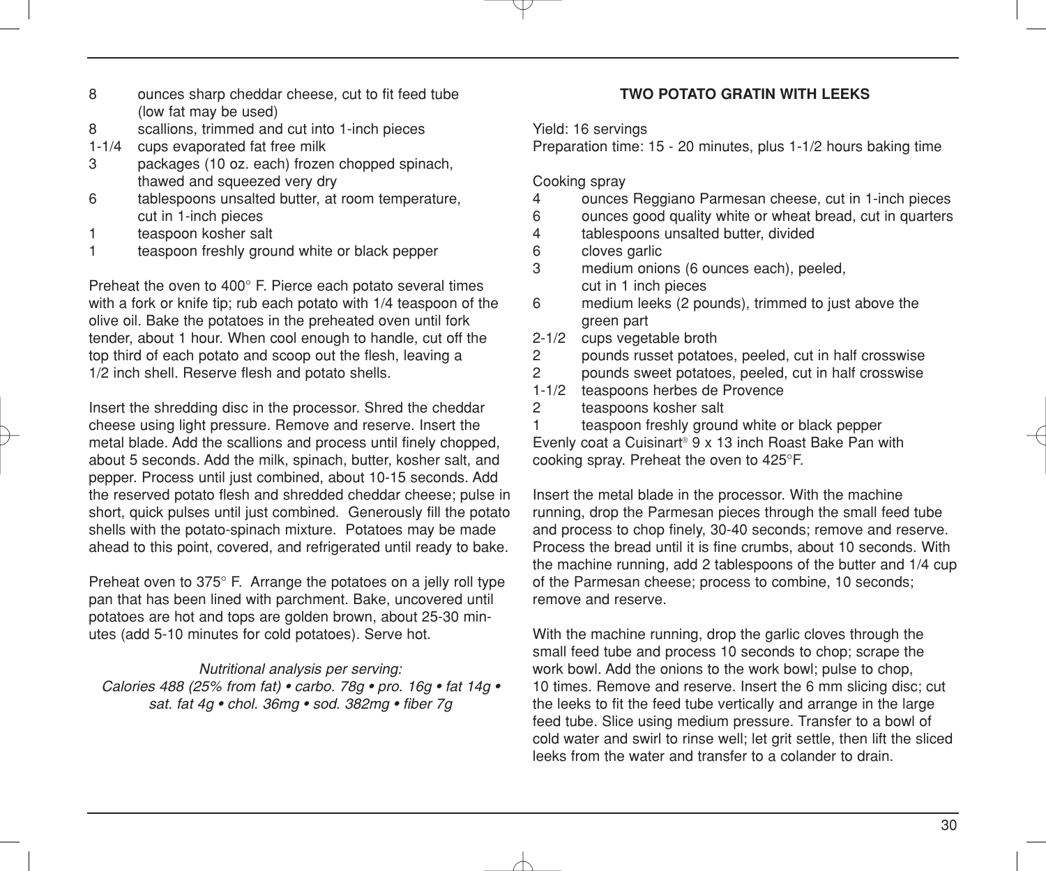8 ounces sharp cheddar cheese, cut to fit feed tube (low fat may be used)
8 scallions, trimmed and cut into 1-inch pieces
1-1/4 cups evaporated fat free milk
3 packages (10 oz. each) frozen chopped spinach, thawed and squeezed very dry
6 tablespoons unsalted butter, at room temperature, cut in 1-inch pieces
1 teaspoon kosher salt
1 teaspoon freshly ground white or black pepper

Preheat the oven to 400° F. Pierce each potato several times with a fork or knife tip; rub each potato with 1/4 teaspoon of the olive oil. Bake the potatoes in the preheated oven until fork tender, about 1 hour. When cool enough to handle, cut off the top third of each potato and scoop out the flesh, leaving a 1/2 inch shell. Reserve flesh and potato shells.

Insert the shredding disc in the processor. Shred the cheddar cheese using light pressure. Remove and reserve. Insert the metal blade. Add the scallions and process until finely chopped, about 5 seconds. Add the milk, spinach, butter, kosher salt, and pepper. Process until just combined, about 10-15 seconds. Add the reserved potato flesh and shredded cheddar cheese; pulse in short, quick pulses until just combined. Generously fill the potato shells with the potato-spinach mixture. Potatoes may be made ahead to this point, covered, and refrigerated until ready to bake.

Preheat oven to 375° F. Arrange the potatoes on a jelly roll type pan that has been lined with parchment. Bake, uncovered until potatoes are hot and tops are golden brown, about 25-30 minutes (add 5-10 minutes for cold potatoes). Serve hot.

*Nutritional analysis per serving:*
*Calories 488 (25% from fat) • carbo. 78g • pro. 16g • fat 14g • sat. fat 4g • chol. 36mg • sod. 382mg • fiber 7g*

## TWO POTATO GRATIN WITH LEEKS

Yield: 16 servings
Preparation time: 15 - 20 minutes, plus 1-1/2 hours baking time

Cooking spray
4 ounces Reggiano Parmesan cheese, cut in 1-inch pieces
6 ounces good quality white or wheat bread, cut in quarters
4 tablespoons unsalted butter, divided
6 cloves garlic
3 medium onions (6 ounces each), peeled, cut in 1 inch pieces
6 medium leeks (2 pounds), trimmed to just above the green part
2-1/2 cups vegetable broth
2 pounds russet potatoes, peeled, cut in half crosswise
2 pounds sweet potatoes, peeled, cut in half crosswise
1-1/2 teaspoons herbes de Provence
2 teaspoons kosher salt
1 teaspoon freshly ground white or black pepper

Evenly coat a Cuisinart® 9 x 13 inch Roast Bake Pan with cooking spray. Preheat the oven to 425°F.

Insert the metal blade in the processor. With the machine running, drop the Parmesan pieces through the small feed tube and process to chop finely, 30-40 seconds; remove and reserve. Process the bread until it is fine crumbs, about 10 seconds. With the machine running, add 2 tablespoons of the butter and 1/4 cup of the Parmesan cheese; process to combine, 10 seconds; remove and reserve.

With the machine running, drop the garlic cloves through the small feed tube and process 10 seconds to chop; scrape the work bowl. Add the onions to the work bowl; pulse to chop, 10 times. Remove and reserve. Insert the 6 mm slicing disc; cut the leeks to fit the feed tube vertically and arrange in the large feed tube. Slice using medium pressure. Transfer to a bowl of cold water and swirl to rinse well; let grit settle, then lift the sliced leeks from the water and transfer to a colander to drain.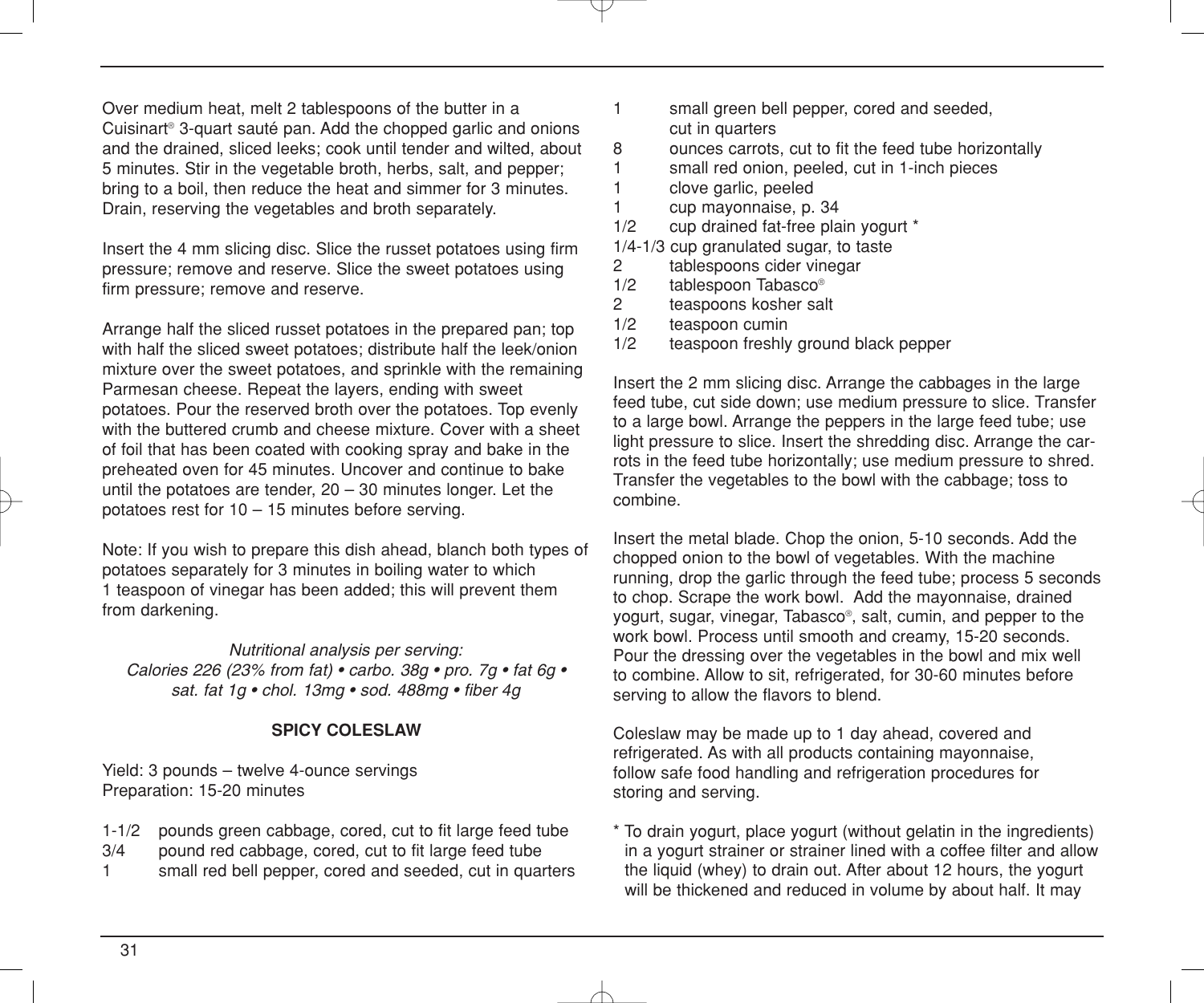Over medium heat, melt 2 tablespoons of the butter in a Cuisinart® 3-quart sauté pan. Add the chopped garlic and onions and the drained, sliced leeks; cook until tender and wilted, about 5 minutes. Stir in the vegetable broth, herbs, salt, and pepper; bring to a boil, then reduce the heat and simmer for 3 minutes. Drain, reserving the vegetables and broth separately.

Insert the 4 mm slicing disc. Slice the russet potatoes using firm pressure; remove and reserve. Slice the sweet potatoes using firm pressure; remove and reserve.

Arrange half the sliced russet potatoes in the prepared pan; top with half the sliced sweet potatoes; distribute half the leek/onion mixture over the sweet potatoes, and sprinkle with the remaining Parmesan cheese. Repeat the layers, ending with sweet potatoes. Pour the reserved broth over the potatoes. Top evenly with the buttered crumb and cheese mixture. Cover with a sheet of foil that has been coated with cooking spray and bake in the preheated oven for 45 minutes. Uncover and continue to bake until the potatoes are tender, 20 – 30 minutes longer. Let the potatoes rest for 10 – 15 minutes before serving.

Note: If you wish to prepare this dish ahead, blanch both types of potatoes separately for 3 minutes in boiling water to which 1 teaspoon of vinegar has been added; this will prevent them from darkening.

*Nutritional analysis per serving:*
*Calories 226 (23% from fat) • carbo. 38g • pro. 7g • fat 6g • sat. fat 1g • chol. 13mg • sod. 488mg • fiber 4g*

## SPICY COLESLAW

Yield: 3 pounds – twelve 4-ounce servings
Preparation: 15-20 minutes

- 1-1/2 pounds green cabbage, cored, cut to fit large feed tube
- 3/4 pound red cabbage, cored, cut to fit large feed tube
- 1 small red bell pepper, cored and seeded, cut in quarters
- 1 small green bell pepper, cored and seeded, cut in quarters
- 8 ounces carrots, cut to fit the feed tube horizontally
- 1 small red onion, peeled, cut in 1-inch pieces
- 1 clove garlic, peeled
- 1 cup mayonnaise, p. 34
- 1/2 cup drained fat-free plain yogurt *
- 1/4-1/3 cup granulated sugar, to taste
- 2 tablespoons cider vinegar
- 1/2 tablespoon Tabasco®
- 2 teaspoons kosher salt
- 1/2 teaspoon cumin
- 1/2 teaspoon freshly ground black pepper

Insert the 2 mm slicing disc. Arrange the cabbages in the large feed tube, cut side down; use medium pressure to slice. Transfer to a large bowl. Arrange the peppers in the large feed tube; use light pressure to slice. Insert the shredding disc. Arrange the carrots in the feed tube horizontally; use medium pressure to shred. Transfer the vegetables to the bowl with the cabbage; toss to combine.

Insert the metal blade. Chop the onion, 5-10 seconds. Add the chopped onion to the bowl of vegetables. With the machine running, drop the garlic through the feed tube; process 5 seconds to chop. Scrape the work bowl. Add the mayonnaise, drained yogurt, sugar, vinegar, Tabasco®, salt, cumin, and pepper to the work bowl. Process until smooth and creamy, 15-20 seconds. Pour the dressing over the vegetables in the bowl and mix well to combine. Allow to sit, refrigerated, for 30-60 minutes before serving to allow the flavors to blend.

Coleslaw may be made up to 1 day ahead, covered and refrigerated. As with all products containing mayonnaise, follow safe food handling and refrigeration procedures for storing and serving.

\* To drain yogurt, place yogurt (without gelatin in the ingredients) in a yogurt strainer or strainer lined with a coffee filter and allow the liquid (whey) to drain out. After about 12 hours, the yogurt will be thickened and reduced in volume by about half. It may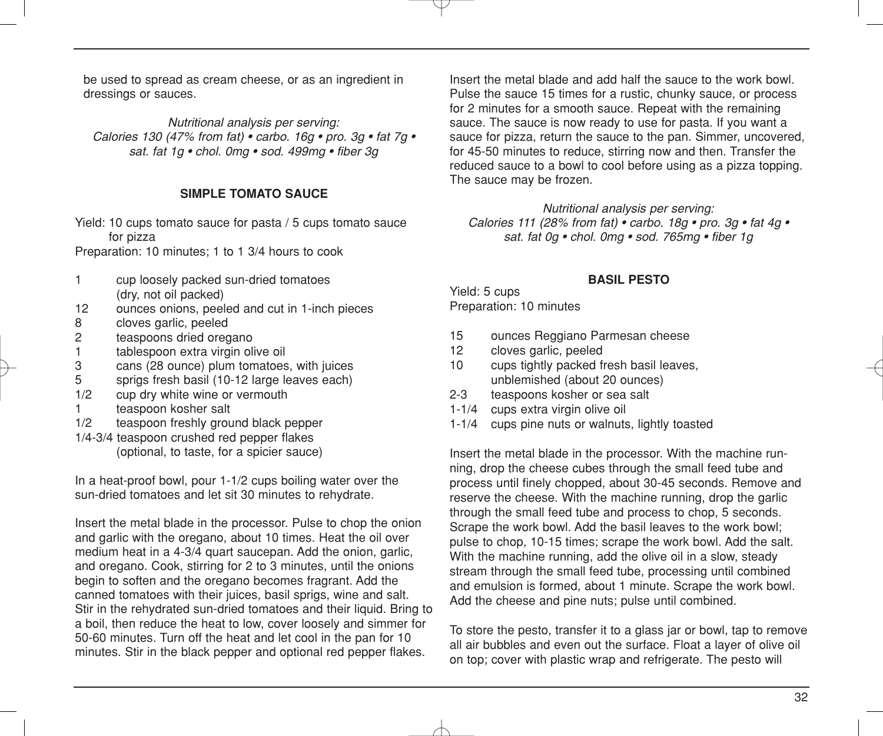be used to spread as cream cheese, or as an ingredient in dressings or sauces.

*Nutritional analysis per serving:*
*Calories 130 (47% from fat) • carbo. 16g • pro. 3g • fat 7g • sat. fat 1g • chol. 0mg • sod. 499mg • fiber 3g*

## SIMPLE TOMATO SAUCE

Yield: 10 cups tomato sauce for pasta / 5 cups tomato sauce for pizza
Preparation: 10 minutes; 1 to 1 3/4 hours to cook

- 1 cup loosely packed sun-dried tomatoes (dry, not oil packed)
- 12 ounces onions, peeled and cut in 1-inch pieces
- 8 cloves garlic, peeled
- 2 teaspoons dried oregano
- 1 tablespoon extra virgin olive oil
- 3 cans (28 ounce) plum tomatoes, with juices
- 5 sprigs fresh basil (10-12 large leaves each)
- 1/2 cup dry white wine or vermouth
- 1 teaspoon kosher salt
- 1/2 teaspoon freshly ground black pepper
- 1/4-3/4 teaspoon crushed red pepper flakes (optional, to taste, for a spicier sauce)

In a heat-proof bowl, pour 1-1/2 cups boiling water over the sun-dried tomatoes and let sit 30 minutes to rehydrate.

Insert the metal blade in the processor. Pulse to chop the onion and garlic with the oregano, about 10 times. Heat the oil over medium heat in a 4-3/4 quart saucepan. Add the onion, garlic, and oregano. Cook, stirring for 2 to 3 minutes, until the onions begin to soften and the oregano becomes fragrant. Add the canned tomatoes with their juices, basil sprigs, wine and salt. Stir in the rehydrated sun-dried tomatoes and their liquid. Bring to a boil, then reduce the heat to low, cover loosely and simmer for 50-60 minutes. Turn off the heat and let cool in the pan for 10 minutes. Stir in the black pepper and optional red pepper flakes.

Insert the metal blade and add half the sauce to the work bowl. Pulse the sauce 15 times for a rustic, chunky sauce, or process for 2 minutes for a smooth sauce. Repeat with the remaining sauce. The sauce is now ready to use for pasta. If you want a sauce for pizza, return the sauce to the pan. Simmer, uncovered, for 45-50 minutes to reduce, stirring now and then. Transfer the reduced sauce to a bowl to cool before using as a pizza topping. The sauce may be frozen.

*Nutritional analysis per serving:*
*Calories 111 (28% from fat) • carbo. 18g • pro. 3g • fat 4g • sat. fat 0g • chol. 0mg • sod. 765mg • fiber 1g*

## BASIL PESTO

Yield: 5 cups
Preparation: 10 minutes

- 15 ounces Reggiano Parmesan cheese
- 12 cloves garlic, peeled
- 10 cups tightly packed fresh basil leaves, unblemished (about 20 ounces)
- 2-3 teaspoons kosher or sea salt
- 1-1/4 cups extra virgin olive oil
- 1-1/4 cups pine nuts or walnuts, lightly toasted

Insert the metal blade in the processor. With the machine running, drop the cheese cubes through the small feed tube and process until finely chopped, about 30-45 seconds. Remove and reserve the cheese. With the machine running, drop the garlic through the small feed tube and process to chop, 5 seconds. Scrape the work bowl. Add the basil leaves to the work bowl; pulse to chop, 10-15 times; scrape the work bowl. Add the salt. With the machine running, add the olive oil in a slow, steady stream through the small feed tube, processing until combined and emulsion is formed, about 1 minute. Scrape the work bowl. Add the cheese and pine nuts; pulse until combined.

To store the pesto, transfer it to a glass jar or bowl, tap to remove all air bubbles and even out the surface. Float a layer of olive oil on top; cover with plastic wrap and refrigerate. The pesto will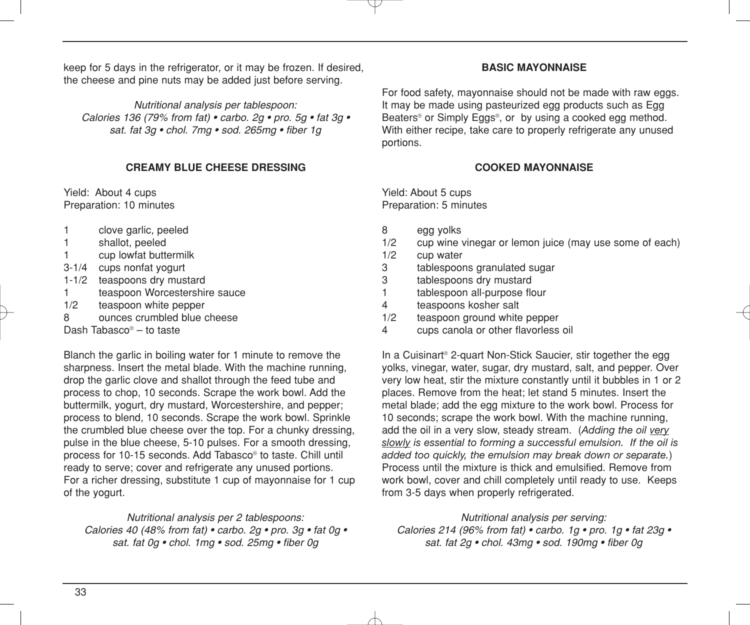keep for 5 days in the refrigerator, or it may be frozen. If desired, the cheese and pine nuts may be added just before serving.

*Nutritional analysis per tablespoon:*
*Calories 136 (79% from fat) • carbo. 2g • pro. 5g • fat 3g • sat. fat 3g • chol. 7mg • sod. 265mg • fiber 1g*

### CREAMY BLUE CHEESE DRESSING

Yield: About 4 cups
Preparation: 10 minutes

- 1 clove garlic, peeled
- 1 shallot, peeled
- 1 cup lowfat buttermilk
- 3-1/4 cups nonfat yogurt
- 1-1/2 teaspoons dry mustard
- 1 teaspoon Worcestershire sauce
- 1/2 teaspoon white pepper
- 8 ounces crumbled blue cheese
- Dash Tabasco® – to taste

Blanch the garlic in boiling water for 1 minute to remove the sharpness. Insert the metal blade. With the machine running, drop the garlic clove and shallot through the feed tube and process to chop, 10 seconds. Scrape the work bowl. Add the buttermilk, yogurt, dry mustard, Worcestershire, and pepper; process to blend, 10 seconds. Scrape the work bowl. Sprinkle the crumbled blue cheese over the top. For a chunky dressing, pulse in the blue cheese, 5-10 pulses. For a smooth dressing, process for 10-15 seconds. Add Tabasco® to taste. Chill until ready to serve; cover and refrigerate any unused portions. For a richer dressing, substitute 1 cup of mayonnaise for 1 cup of the yogurt.

*Nutritional analysis per 2 tablespoons:*
*Calories 40 (48% from fat) • carbo. 2g • pro. 3g • fat 0g • sat. fat 0g • chol. 1mg • sod. 25mg • fiber 0g*

### BASIC MAYONNAISE

For food safety, mayonnaise should not be made with raw eggs. It may be made using pasteurized egg products such as Egg Beaters® or Simply Eggs®, or by using a cooked egg method. With either recipe, take care to properly refrigerate any unused portions.

### COOKED MAYONNAISE

Yield: About 5 cups
Preparation: 5 minutes

- 8 egg yolks
- 1/2 cup wine vinegar or lemon juice (may use some of each)
- 1/2 cup water
- 3 tablespoons granulated sugar
- 3 tablespoons dry mustard
- 1 tablespoon all-purpose flour
- 4 teaspoons kosher salt
- 1/2 teaspoon ground white pepper
- 4 cups canola or other flavorless oil

In a Cuisinart® 2-quart Non-Stick Saucier, stir together the egg yolks, vinegar, water, sugar, dry mustard, salt, and pepper. Over very low heat, stir the mixture constantly until it bubbles in 1 or 2 places. Remove from the heat; let stand 5 minutes. Insert the metal blade; add the egg mixture to the work bowl. Process for 10 seconds; scrape the work bowl. With the machine running, add the oil in a very slow, steady stream. (*Adding the oil very slowly is essential to forming a successful emulsion. If the oil is added too quickly, the emulsion may break down or separate.*) Process until the mixture is thick and emulsified. Remove from work bowl, cover and chill completely until ready to use. Keeps from 3-5 days when properly refrigerated.

*Nutritional analysis per serving:*
*Calories 214 (96% from fat) • carbo. 1g • pro. 1g • fat 23g • sat. fat 2g • chol. 43mg • sod. 190mg • fiber 0g*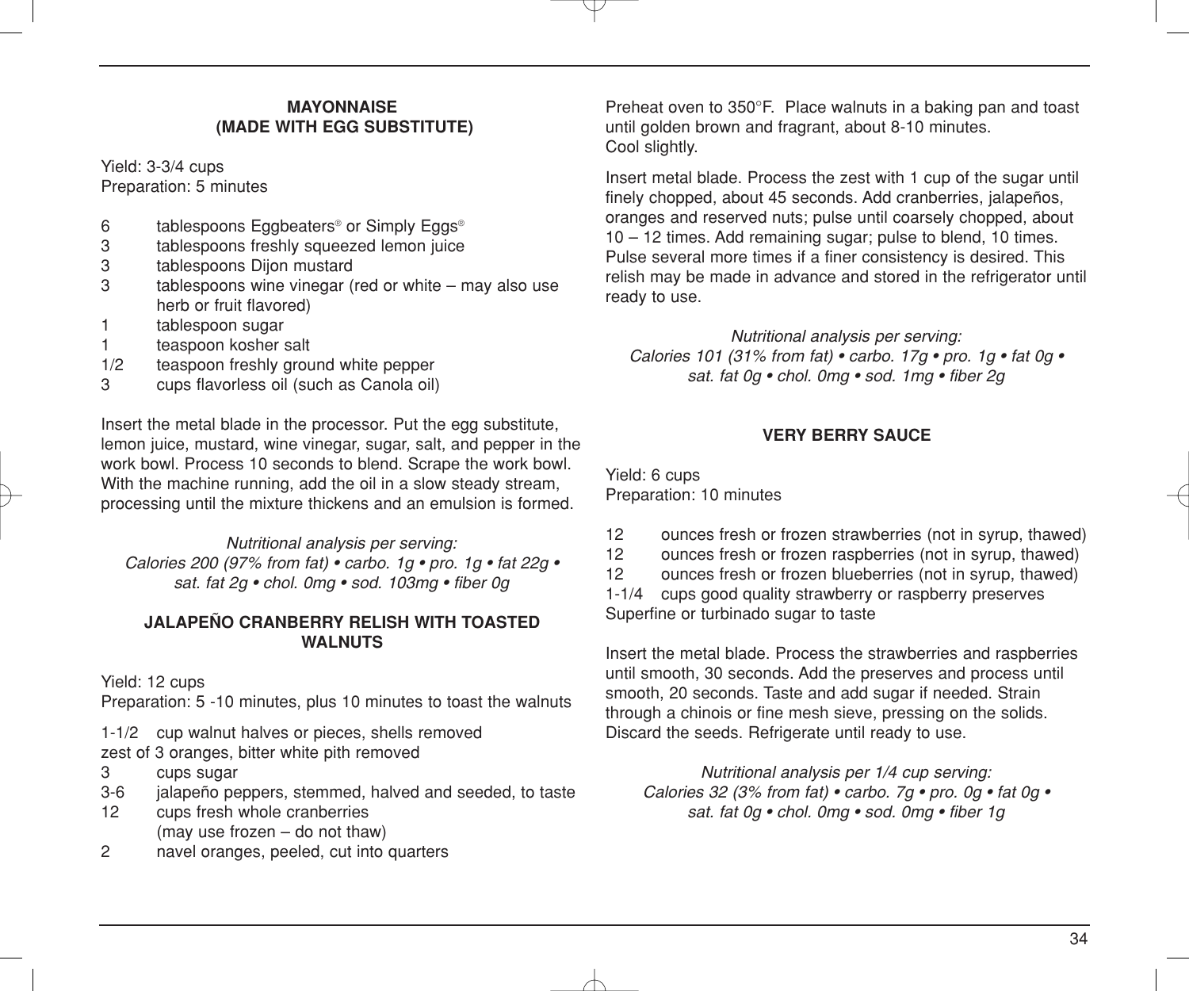### MAYONNAISE
### (MADE WITH EGG SUBSTITUTE)

Yield: 3-3/4 cups
Preparation: 5 minutes

- 6 tablespoons Eggbeaters® or Simply Eggs®
- 3 tablespoons freshly squeezed lemon juice
- 3 tablespoons Dijon mustard
- 3 tablespoons wine vinegar (red or white – may also use herb or fruit flavored)
- 1 tablespoon sugar
- 1 teaspoon kosher salt
- 1/2 teaspoon freshly ground white pepper
- 3 cups flavorless oil (such as Canola oil)

Insert the metal blade in the processor. Put the egg substitute, lemon juice, mustard, wine vinegar, sugar, salt, and pepper in the work bowl. Process 10 seconds to blend. Scrape the work bowl. With the machine running, add the oil in a slow steady stream, processing until the mixture thickens and an emulsion is formed.

*Nutritional analysis per serving:*
*Calories 200 (97% from fat) • carbo. 1g • pro. 1g • fat 22g • sat. fat 2g • chol. 0mg • sod. 103mg • fiber 0g*

### JALAPEÑO CRANBERRY RELISH WITH TOASTED WALNUTS

Yield: 12 cups
Preparation: 5 -10 minutes, plus 10 minutes to toast the walnuts

- 1-1/2 cup walnut halves or pieces, shells removed
- zest of 3 oranges, bitter white pith removed
- 3 cups sugar
- 3-6 jalapeño peppers, stemmed, halved and seeded, to taste
- 12 cups fresh whole cranberries (may use frozen – do not thaw)
- 2 navel oranges, peeled, cut into quarters

Preheat oven to 350°F. Place walnuts in a baking pan and toast until golden brown and fragrant, about 8-10 minutes. Cool slightly.

Insert metal blade. Process the zest with 1 cup of the sugar until finely chopped, about 45 seconds. Add cranberries, jalapeños, oranges and reserved nuts; pulse until coarsely chopped, about 10 – 12 times. Add remaining sugar; pulse to blend, 10 times. Pulse several more times if a finer consistency is desired. This relish may be made in advance and stored in the refrigerator until ready to use.

*Nutritional analysis per serving:*
*Calories 101 (31% from fat) • carbo. 17g • pro. 1g • fat 0g • sat. fat 0g • chol. 0mg • sod. 1mg • fiber 2g*

### VERY BERRY SAUCE

Yield: 6 cups
Preparation: 10 minutes

- 12 ounces fresh or frozen strawberries (not in syrup, thawed)
- 12 ounces fresh or frozen raspberries (not in syrup, thawed)
- 12 ounces fresh or frozen blueberries (not in syrup, thawed)
- 1-1/4 cups good quality strawberry or raspberry preserves
- Superfine or turbinado sugar to taste

Insert the metal blade. Process the strawberries and raspberries until smooth, 30 seconds. Add the preserves and process until smooth, 20 seconds. Taste and add sugar if needed. Strain through a chinois or fine mesh sieve, pressing on the solids. Discard the seeds. Refrigerate until ready to use.

*Nutritional analysis per 1/4 cup serving:*
*Calories 32 (3% from fat) • carbo. 7g • pro. 0g • fat 0g • sat. fat 0g • chol. 0mg • sod. 0mg • fiber 1g*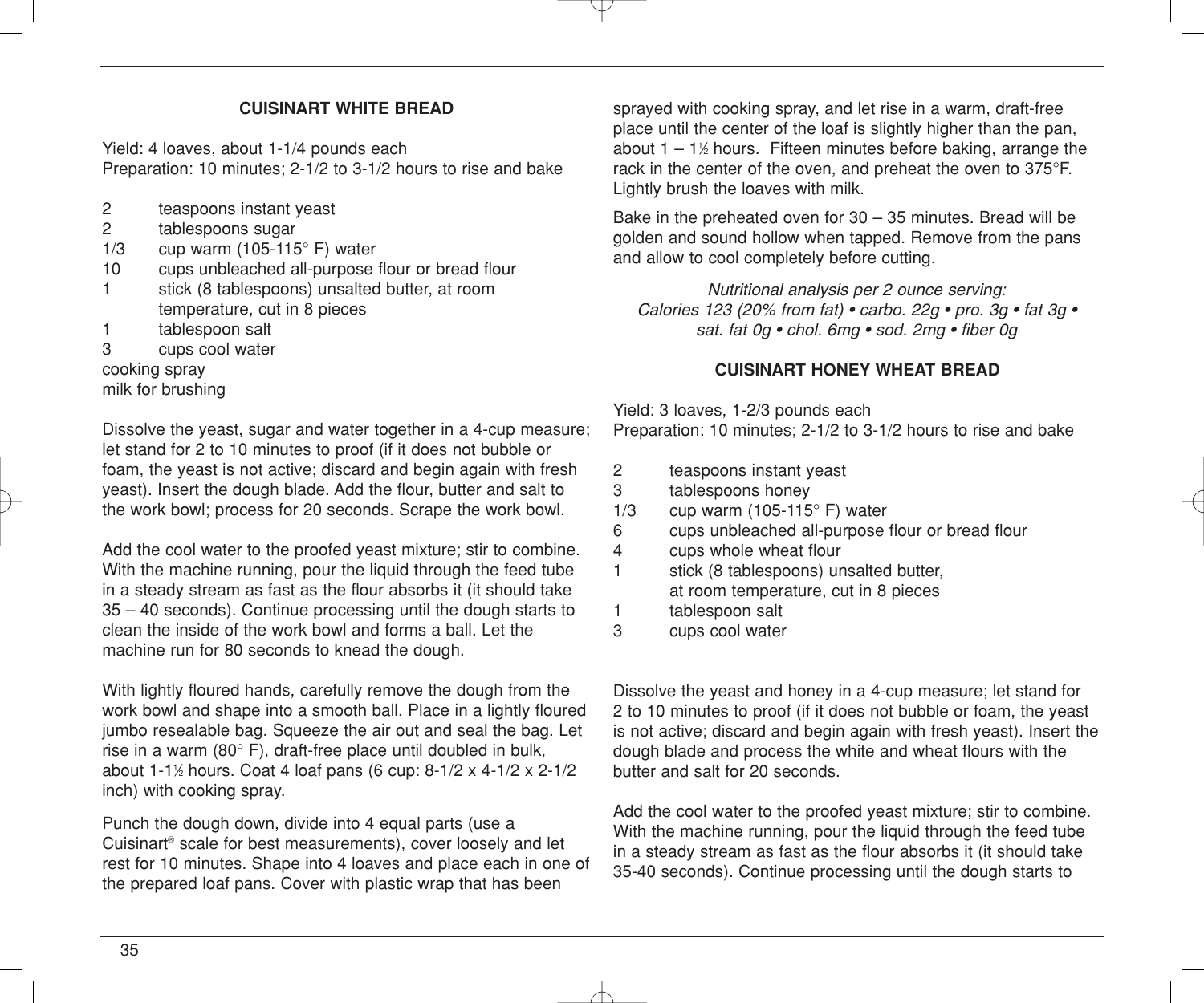### CUISINART WHITE BREAD

Yield: 4 loaves, about 1-1/4 pounds each
Preparation: 10 minutes; 2-1/2 to 3-1/2 hours to rise and bake

- 2 teaspoons instant yeast
- 2 tablespoons sugar
- 1/3 cup warm (105-115° F) water
- 10 cups unbleached all-purpose flour or bread flour
- 1 stick (8 tablespoons) unsalted butter, at room temperature, cut in 8 pieces
- 1 tablespoon salt
- 3 cups cool water
- cooking spray
- milk for brushing

Dissolve the yeast, sugar and water together in a 4-cup measure; let stand for 2 to 10 minutes to proof (if it does not bubble or foam, the yeast is not active; discard and begin again with fresh yeast). Insert the dough blade. Add the flour, butter and salt to the work bowl; process for 20 seconds. Scrape the work bowl.

Add the cool water to the proofed yeast mixture; stir to combine. With the machine running, pour the liquid through the feed tube in a steady stream as fast as the flour absorbs it (it should take 35 – 40 seconds). Continue processing until the dough starts to clean the inside of the work bowl and forms a ball. Let the machine run for 80 seconds to knead the dough.

With lightly floured hands, carefully remove the dough from the work bowl and shape into a smooth ball. Place in a lightly floured jumbo resealable bag. Squeeze the air out and seal the bag. Let rise in a warm (80° F), draft-free place until doubled in bulk, about 1-1½ hours. Coat 4 loaf pans (6 cup: 8-1/2 x 4-1/2 x 2-1/2 inch) with cooking spray.

Punch the dough down, divide into 4 equal parts (use a Cuisinart® scale for best measurements), cover loosely and let rest for 10 minutes. Shape into 4 loaves and place each in one of the prepared loaf pans. Cover with plastic wrap that has been sprayed with cooking spray, and let rise in a warm, draft-free place until the center of the loaf is slightly higher than the pan, about 1 – 1½ hours. Fifteen minutes before baking, arrange the rack in the center of the oven, and preheat the oven to 375°F. Lightly brush the loaves with milk.

Bake in the preheated oven for 30 – 35 minutes. Bread will be golden and sound hollow when tapped. Remove from the pans and allow to cool completely before cutting.

*Nutritional analysis per 2 ounce serving:*
*Calories 123 (20% from fat) • carbo. 22g • pro. 3g • fat 3g • sat. fat 0g • chol. 6mg • sod. 2mg • fiber 0g*

### CUISINART HONEY WHEAT BREAD

Yield: 3 loaves, 1-2/3 pounds each
Preparation: 10 minutes; 2-1/2 to 3-1/2 hours to rise and bake

- 2 teaspoons instant yeast
- 3 tablespoons honey
- 1/3 cup warm (105-115° F) water
- 6 cups unbleached all-purpose flour or bread flour
- 4 cups whole wheat flour
- 1 stick (8 tablespoons) unsalted butter, at room temperature, cut in 8 pieces
- 1 tablespoon salt
- 3 cups cool water

Dissolve the yeast and honey in a 4-cup measure; let stand for 2 to 10 minutes to proof (if it does not bubble or foam, the yeast is not active; discard and begin again with fresh yeast). Insert the dough blade and process the white and wheat flours with the butter and salt for 20 seconds.

Add the cool water to the proofed yeast mixture; stir to combine. With the machine running, pour the liquid through the feed tube in a steady stream as fast as the flour absorbs it (it should take 35-40 seconds). Continue processing until the dough starts to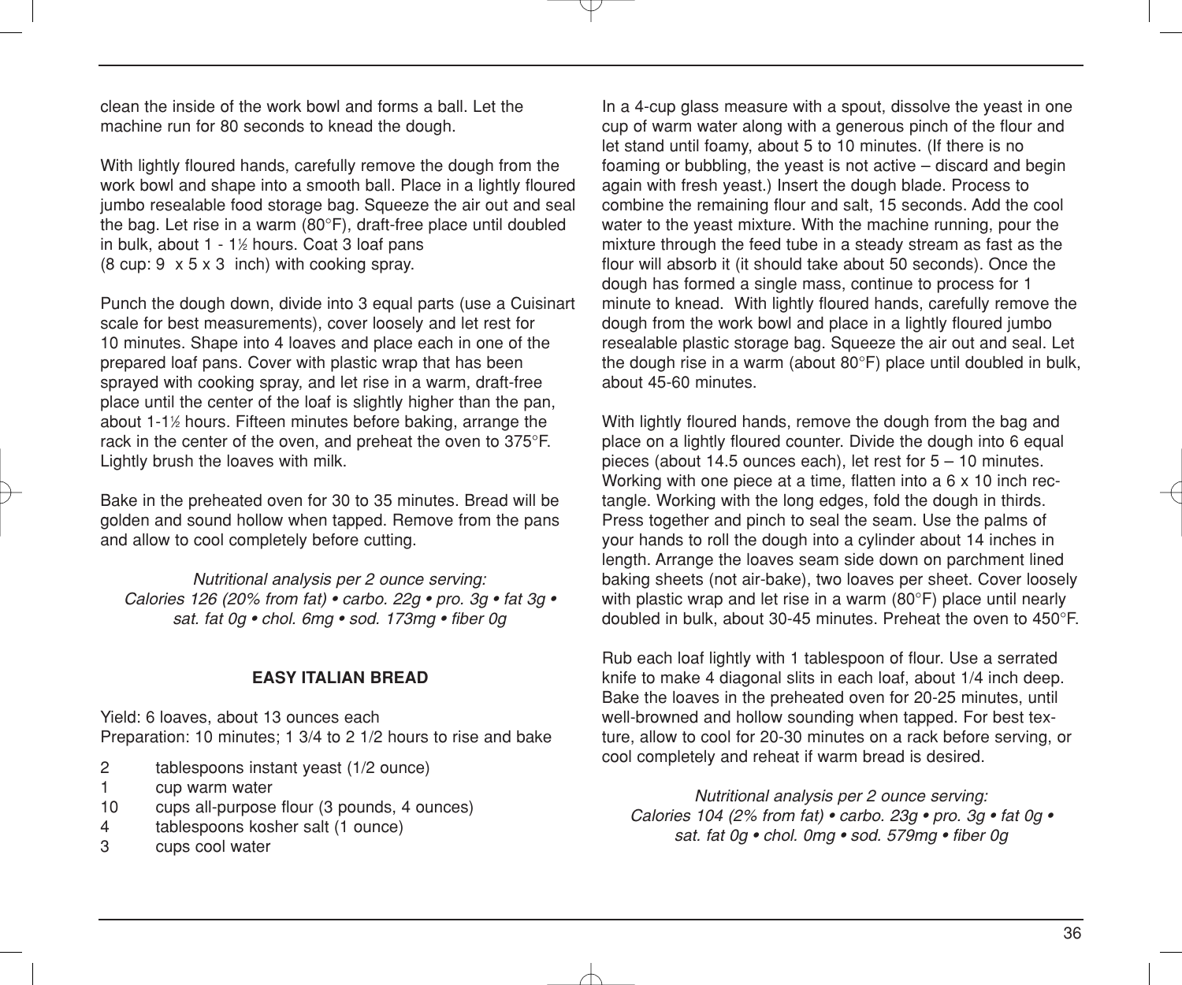clean the inside of the work bowl and forms a ball. Let the machine run for 80 seconds to knead the dough.

With lightly floured hands, carefully remove the dough from the work bowl and shape into a smooth ball. Place in a lightly floured jumbo resealable food storage bag. Squeeze the air out and seal the bag. Let rise in a warm (80°F), draft-free place until doubled in bulk, about 1 - 1½ hours. Coat 3 loaf pans (8 cup: 9 x 5 x 3 inch) with cooking spray.

Punch the dough down, divide into 3 equal parts (use a Cuisinart scale for best measurements), cover loosely and let rest for 10 minutes. Shape into 4 loaves and place each in one of the prepared loaf pans. Cover with plastic wrap that has been sprayed with cooking spray, and let rise in a warm, draft-free place until the center of the loaf is slightly higher than the pan, about 1-1½ hours. Fifteen minutes before baking, arrange the rack in the center of the oven, and preheat the oven to 375°F. Lightly brush the loaves with milk.

Bake in the preheated oven for 30 to 35 minutes. Bread will be golden and sound hollow when tapped. Remove from the pans and allow to cool completely before cutting.

*Nutritional analysis per 2 ounce serving:*
*Calories 126 (20% from fat) • carbo. 22g • pro. 3g • fat 3g • sat. fat 0g • chol. 6mg • sod. 173mg • fiber 0g*

**EASY ITALIAN BREAD**

Yield: 6 loaves, about 13 ounces each
Preparation: 10 minutes; 1 3/4 to 2 1/2 hours to rise and bake

- 2 tablespoons instant yeast (1/2 ounce)
- 1 cup warm water
- 10 cups all-purpose flour (3 pounds, 4 ounces)
- 4 tablespoons kosher salt (1 ounce)
- 3 cups cool water

In a 4-cup glass measure with a spout, dissolve the yeast in one cup of warm water along with a generous pinch of the flour and let stand until foamy, about 5 to 10 minutes. (If there is no foaming or bubbling, the yeast is not active – discard and begin again with fresh yeast.) Insert the dough blade. Process to combine the remaining flour and salt, 15 seconds. Add the cool water to the yeast mixture. With the machine running, pour the mixture through the feed tube in a steady stream as fast as the flour will absorb it (it should take about 50 seconds). Once the dough has formed a single mass, continue to process for 1 minute to knead. With lightly floured hands, carefully remove the dough from the work bowl and place in a lightly floured jumbo resealable plastic storage bag. Squeeze the air out and seal. Let the dough rise in a warm (about 80°F) place until doubled in bulk, about 45-60 minutes.

With lightly floured hands, remove the dough from the bag and place on a lightly floured counter. Divide the dough into 6 equal pieces (about 14.5 ounces each), let rest for 5 – 10 minutes. Working with one piece at a time, flatten into a 6 x 10 inch rectangle. Working with the long edges, fold the dough in thirds. Press together and pinch to seal the seam. Use the palms of your hands to roll the dough into a cylinder about 14 inches in length. Arrange the loaves seam side down on parchment lined baking sheets (not air-bake), two loaves per sheet. Cover loosely with plastic wrap and let rise in a warm (80°F) place until nearly doubled in bulk, about 30-45 minutes. Preheat the oven to 450°F.

Rub each loaf lightly with 1 tablespoon of flour. Use a serrated knife to make 4 diagonal slits in each loaf, about 1/4 inch deep. Bake the loaves in the preheated oven for 20-25 minutes, until well-browned and hollow sounding when tapped. For best texture, allow to cool for 20-30 minutes on a rack before serving, or cool completely and reheat if warm bread is desired.

*Nutritional analysis per 2 ounce serving:*
*Calories 104 (2% from fat) • carbo. 23g • pro. 3g • fat 0g • sat. fat 0g • chol. 0mg • sod. 579mg • fiber 0g*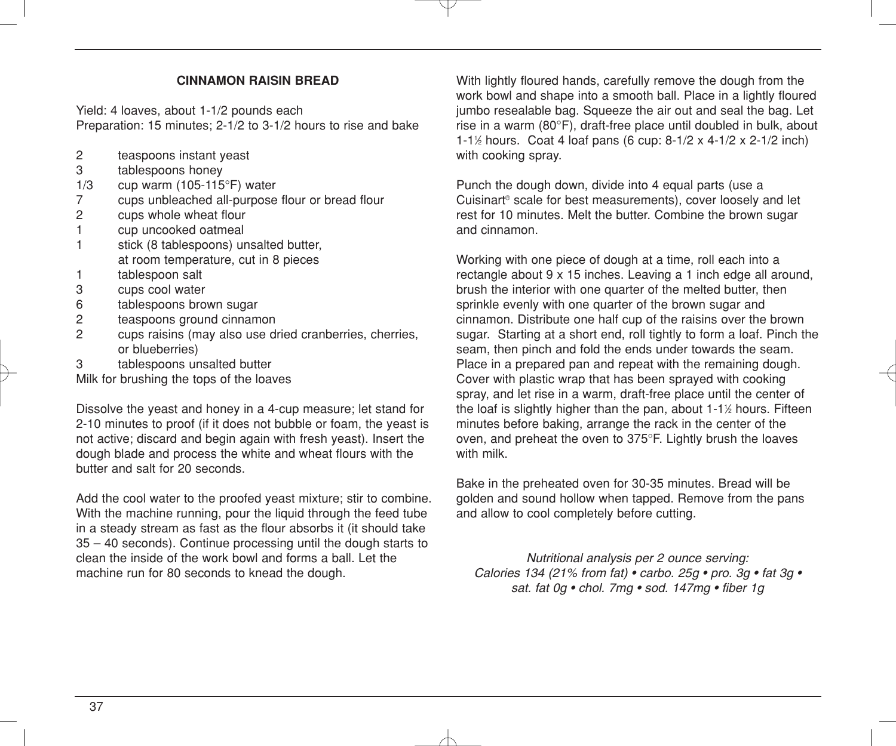## CINNAMON RAISIN BREAD

Yield: 4 loaves, about 1-1/2 pounds each
Preparation: 15 minutes; 2-1/2 to 3-1/2 hours to rise and bake

| | |
|---|---|
| 2 | teaspoons instant yeast |
| 3 | tablespoons honey |
| 1/3 | cup warm (105-115°F) water |
| 7 | cups unbleached all-purpose flour or bread flour |
| 2 | cups whole wheat flour |
| 1 | cup uncooked oatmeal |
| 1 | stick (8 tablespoons) unsalted butter, at room temperature, cut in 8 pieces |
| 1 | tablespoon salt |
| 3 | cups cool water |
| 6 | tablespoons brown sugar |
| 2 | teaspoons ground cinnamon |
| 2 | cups raisins (may also use dried cranberries, cherries, or blueberries) |
| 3 | tablespoons unsalted butter |

Milk for brushing the tops of the loaves

Dissolve the yeast and honey in a 4-cup measure; let stand for 2-10 minutes to proof (if it does not bubble or foam, the yeast is not active; discard and begin again with fresh yeast). Insert the dough blade and process the white and wheat flours with the butter and salt for 20 seconds.

Add the cool water to the proofed yeast mixture; stir to combine. With the machine running, pour the liquid through the feed tube in a steady stream as fast as the flour absorbs it (it should take 35 – 40 seconds). Continue processing until the dough starts to clean the inside of the work bowl and forms a ball. Let the machine run for 80 seconds to knead the dough.

With lightly floured hands, carefully remove the dough from the work bowl and shape into a smooth ball. Place in a lightly floured jumbo resealable bag. Squeeze the air out and seal the bag. Let rise in a warm (80°F), draft-free place until doubled in bulk, about 1-1½ hours. Coat 4 loaf pans (6 cup: 8-1/2 x 4-1/2 x 2-1/2 inch) with cooking spray.

Punch the dough down, divide into 4 equal parts (use a Cuisinart® scale for best measurements), cover loosely and let rest for 10 minutes. Melt the butter. Combine the brown sugar and cinnamon.

Working with one piece of dough at a time, roll each into a rectangle about 9 x 15 inches. Leaving a 1 inch edge all around, brush the interior with one quarter of the melted butter, then sprinkle evenly with one quarter of the brown sugar and cinnamon. Distribute one half cup of the raisins over the brown sugar. Starting at a short end, roll tightly to form a loaf. Pinch the seam, then pinch and fold the ends under towards the seam. Place in a prepared pan and repeat with the remaining dough. Cover with plastic wrap that has been sprayed with cooking spray, and let rise in a warm, draft-free place until the center of the loaf is slightly higher than the pan, about 1-1½ hours. Fifteen minutes before baking, arrange the rack in the center of the oven, and preheat the oven to 375°F. Lightly brush the loaves with milk.

Bake in the preheated oven for 30-35 minutes. Bread will be golden and sound hollow when tapped. Remove from the pans and allow to cool completely before cutting.

*Nutritional analysis per 2 ounce serving:*
*Calories 134 (21% from fat) • carbo. 25g • pro. 3g • fat 3g • sat. fat 0g • chol. 7mg • sod. 147mg • fiber 1g*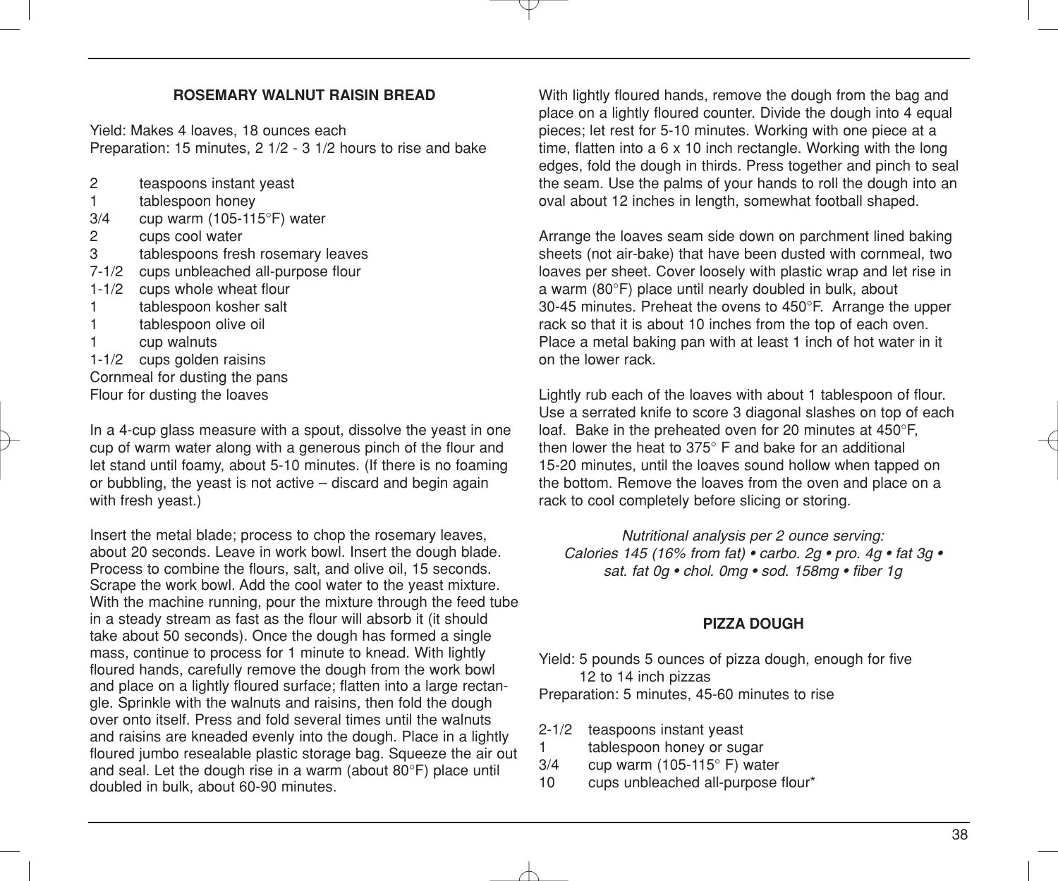## ROSEMARY WALNUT RAISIN BREAD

Yield: Makes 4 loaves, 18 ounces each
Preparation: 15 minutes, 2 1/2 - 3 1/2 hours to rise and bake

- 2 teaspoons instant yeast
- 1 tablespoon honey
- 3/4 cup warm (105-115°F) water
- 2 cups cool water
- 3 tablespoons fresh rosemary leaves
- 7-1/2 cups unbleached all-purpose flour
- 1-1/2 cups whole wheat flour
- 1 tablespoon kosher salt
- 1 tablespoon olive oil
- 1 cup walnuts
- 1-1/2 cups golden raisins

Cornmeal for dusting the pans
Flour for dusting the loaves

In a 4-cup glass measure with a spout, dissolve the yeast in one cup of warm water along with a generous pinch of the flour and let stand until foamy, about 5-10 minutes. (If there is no foaming or bubbling, the yeast is not active – discard and begin again with fresh yeast.)

Insert the metal blade; process to chop the rosemary leaves, about 20 seconds. Leave in work bowl. Insert the dough blade. Process to combine the flours, salt, and olive oil, 15 seconds. Scrape the work bowl. Add the cool water to the yeast mixture. With the machine running, pour the mixture through the feed tube in a steady stream as fast as the flour will absorb it (it should take about 50 seconds). Once the dough has formed a single mass, continue to process for 1 minute to knead. With lightly floured hands, carefully remove the dough from the work bowl and place on a lightly floured surface; flatten into a large rectangle. Sprinkle with the walnuts and raisins, then fold the dough over onto itself. Press and fold several times until the walnuts and raisins are kneaded evenly into the dough. Place in a lightly floured jumbo resealable plastic storage bag. Squeeze the air out and seal. Let the dough rise in a warm (about 80°F) place until doubled in bulk, about 60-90 minutes.

With lightly floured hands, remove the dough from the bag and place on a lightly floured counter. Divide the dough into 4 equal pieces; let rest for 5-10 minutes. Working with one piece at a time, flatten into a 6 x 10 inch rectangle. Working with the long edges, fold the dough in thirds. Press together and pinch to seal the seam. Use the palms of your hands to roll the dough into an oval about 12 inches in length, somewhat football shaped.

Arrange the loaves seam side down on parchment lined baking sheets (not air-bake) that have been dusted with cornmeal, two loaves per sheet. Cover loosely with plastic wrap and let rise in a warm (80°F) place until nearly doubled in bulk, about 30-45 minutes. Preheat the ovens to 450°F. Arrange the upper rack so that it is about 10 inches from the top of each oven. Place a metal baking pan with at least 1 inch of hot water in it on the lower rack.

Lightly rub each of the loaves with about 1 tablespoon of flour. Use a serrated knife to score 3 diagonal slashes on top of each loaf. Bake in the preheated oven for 20 minutes at 450°F, then lower the heat to 375° F and bake for an additional 15-20 minutes, until the loaves sound hollow when tapped on the bottom. Remove the loaves from the oven and place on a rack to cool completely before slicing or storing.

*Nutritional analysis per 2 ounce serving:*
*Calories 145 (16% from fat) • carbo. 2g • pro. 4g • fat 3g • sat. fat 0g • chol. 0mg • sod. 158mg • fiber 1g*

## PIZZA DOUGH

Yield: 5 pounds 5 ounces of pizza dough, enough for five 12 to 14 inch pizzas
Preparation: 5 minutes, 45-60 minutes to rise

- 2-1/2 teaspoons instant yeast
- 1 tablespoon honey or sugar
- 3/4 cup warm (105-115° F) water
- 10 cups unbleached all-purpose flour*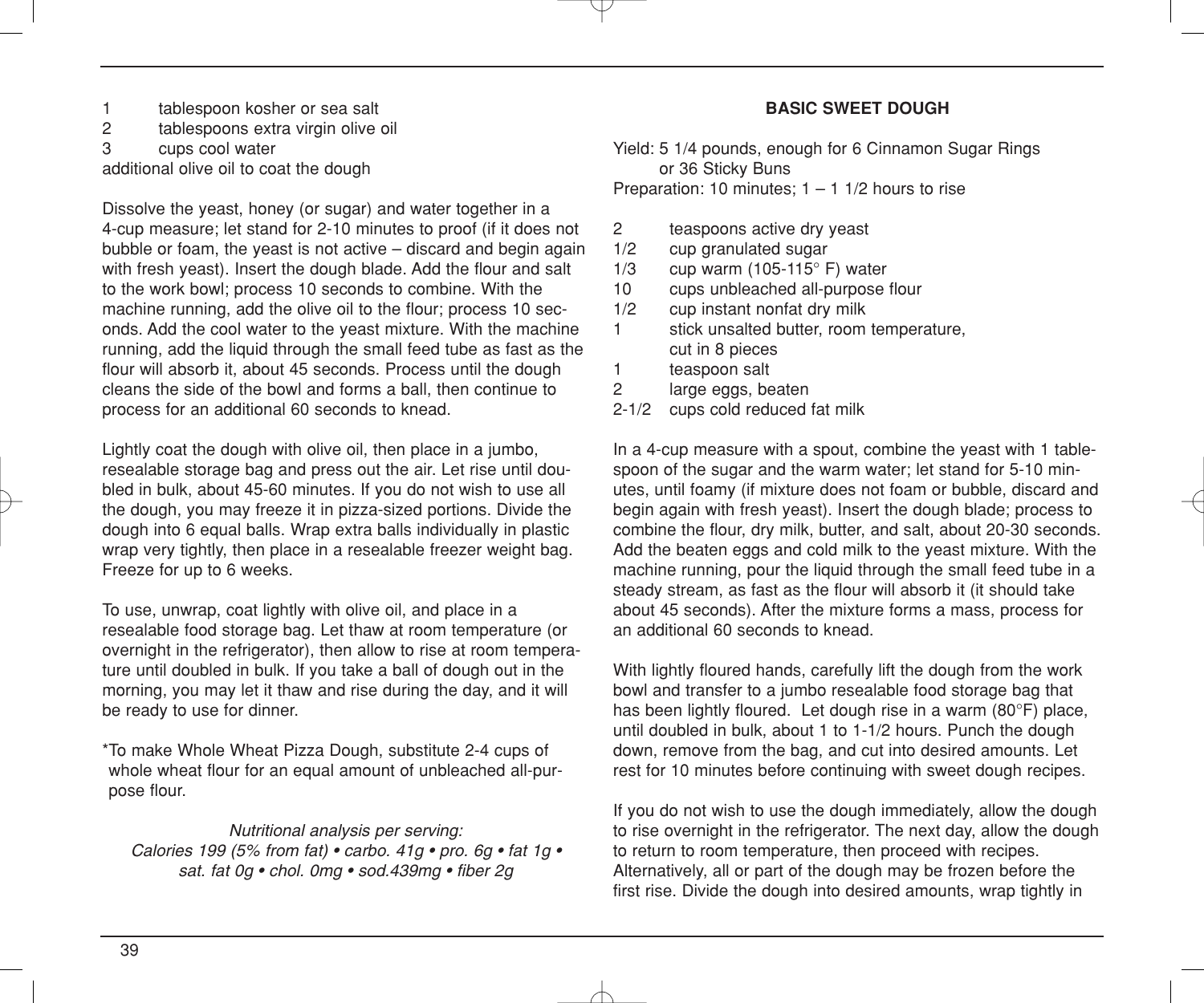1 tablespoon kosher or sea salt
2 tablespoons extra virgin olive oil
3 cups cool water
additional olive oil to coat the dough

Dissolve the yeast, honey (or sugar) and water together in a 4-cup measure; let stand for 2-10 minutes to proof (if it does not bubble or foam, the yeast is not active – discard and begin again with fresh yeast). Insert the dough blade. Add the flour and salt to the work bowl; process 10 seconds to combine. With the machine running, add the olive oil to the flour; process 10 seconds. Add the cool water to the yeast mixture. With the machine running, add the liquid through the small feed tube as fast as the flour will absorb it, about 45 seconds. Process until the dough cleans the side of the bowl and forms a ball, then continue to process for an additional 60 seconds to knead.

Lightly coat the dough with olive oil, then place in a jumbo, resealable storage bag and press out the air. Let rise until doubled in bulk, about 45-60 minutes. If you do not wish to use all the dough, you may freeze it in pizza-sized portions. Divide the dough into 6 equal balls. Wrap extra balls individually in plastic wrap very tightly, then place in a resealable freezer weight bag. Freeze for up to 6 weeks.

To use, unwrap, coat lightly with olive oil, and place in a resealable food storage bag. Let thaw at room temperature (or overnight in the refrigerator), then allow to rise at room temperature until doubled in bulk. If you take a ball of dough out in the morning, you may let it thaw and rise during the day, and it will be ready to use for dinner.

*To make Whole Wheat Pizza Dough, substitute 2-4 cups of whole wheat flour for an equal amount of unbleached all-purpose flour.

*Nutritional analysis per serving:*
*Calories 199 (5% from fat) • carbo. 41g • pro. 6g • fat 1g • sat. fat 0g • chol. 0mg • sod.439mg • fiber 2g*

## BASIC SWEET DOUGH

Yield: 5 1/4 pounds, enough for 6 Cinnamon Sugar Rings or 36 Sticky Buns
Preparation: 10 minutes; 1 – 1 1/2 hours to rise

2 teaspoons active dry yeast
1/2 cup granulated sugar
1/3 cup warm (105-115° F) water
10 cups unbleached all-purpose flour
1/2 cup instant nonfat dry milk
1 stick unsalted butter, room temperature, cut in 8 pieces
1 teaspoon salt
2 large eggs, beaten
2-1/2 cups cold reduced fat milk

In a 4-cup measure with a spout, combine the yeast with 1 tablespoon of the sugar and the warm water; let stand for 5-10 minutes, until foamy (if mixture does not foam or bubble, discard and begin again with fresh yeast). Insert the dough blade; process to combine the flour, dry milk, butter, and salt, about 20-30 seconds. Add the beaten eggs and cold milk to the yeast mixture. With the machine running, pour the liquid through the small feed tube in a steady stream, as fast as the flour will absorb it (it should take about 45 seconds). After the mixture forms a mass, process for an additional 60 seconds to knead.

With lightly floured hands, carefully lift the dough from the work bowl and transfer to a jumbo resealable food storage bag that has been lightly floured. Let dough rise in a warm (80°F) place, until doubled in bulk, about 1 to 1-1/2 hours. Punch the dough down, remove from the bag, and cut into desired amounts. Let rest for 10 minutes before continuing with sweet dough recipes.

If you do not wish to use the dough immediately, allow the dough to rise overnight in the refrigerator. The next day, allow the dough to return to room temperature, then proceed with recipes. Alternatively, all or part of the dough may be frozen before the first rise. Divide the dough into desired amounts, wrap tightly in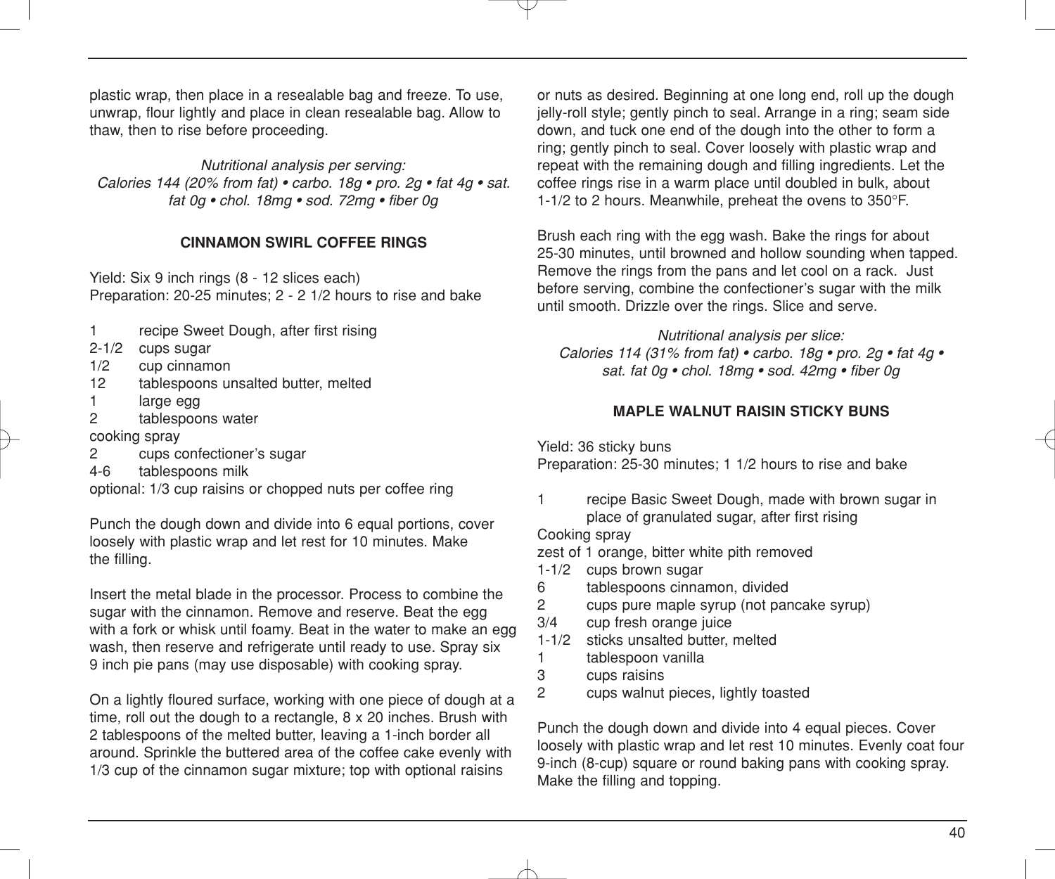plastic wrap, then place in a resealable bag and freeze. To use, unwrap, flour lightly and place in clean resealable bag. Allow to thaw, then to rise before proceeding.

*Nutritional analysis per serving:*
*Calories 144 (20% from fat) • carbo. 18g • pro. 2g • fat 4g • sat. fat 0g • chol. 18mg • sod. 72mg • fiber 0g*

### CINNAMON SWIRL COFFEE RINGS

Yield: Six 9 inch rings (8 - 12 slices each)
Preparation: 20-25 minutes; 2 - 2 1/2 hours to rise and bake

1 recipe Sweet Dough, after first rising
2-1/2 cups sugar
1/2 cup cinnamon
12 tablespoons unsalted butter, melted
1 large egg
2 tablespoons water
cooking spray
2 cups confectioner's sugar
4-6 tablespoons milk
optional: 1/3 cup raisins or chopped nuts per coffee ring

Punch the dough down and divide into 6 equal portions, cover loosely with plastic wrap and let rest for 10 minutes. Make the filling.

Insert the metal blade in the processor. Process to combine the sugar with the cinnamon. Remove and reserve. Beat the egg with a fork or whisk until foamy. Beat in the water to make an egg wash, then reserve and refrigerate until ready to use. Spray six 9 inch pie pans (may use disposable) with cooking spray.

On a lightly floured surface, working with one piece of dough at a time, roll out the dough to a rectangle, 8 x 20 inches. Brush with 2 tablespoons of the melted butter, leaving a 1-inch border all around. Sprinkle the buttered area of the coffee cake evenly with 1/3 cup of the cinnamon sugar mixture; top with optional raisins or nuts as desired. Beginning at one long end, roll up the dough jelly-roll style; gently pinch to seal. Arrange in a ring; seam side down, and tuck one end of the dough into the other to form a ring; gently pinch to seal. Cover loosely with plastic wrap and repeat with the remaining dough and filling ingredients. Let the coffee rings rise in a warm place until doubled in bulk, about 1-1/2 to 2 hours. Meanwhile, preheat the ovens to 350°F.

Brush each ring with the egg wash. Bake the rings for about 25-30 minutes, until browned and hollow sounding when tapped. Remove the rings from the pans and let cool on a rack. Just before serving, combine the confectioner's sugar with the milk until smooth. Drizzle over the rings. Slice and serve.

*Nutritional analysis per slice:*
*Calories 114 (31% from fat) • carbo. 18g • pro. 2g • fat 4g • sat. fat 0g • chol. 18mg • sod. 42mg • fiber 0g*

### MAPLE WALNUT RAISIN STICKY BUNS

Yield: 36 sticky buns
Preparation: 25-30 minutes; 1 1/2 hours to rise and bake

1 recipe Basic Sweet Dough, made with brown sugar in place of granulated sugar, after first rising
Cooking spray
zest of 1 orange, bitter white pith removed
1-1/2 cups brown sugar
6 tablespoons cinnamon, divided
2 cups pure maple syrup (not pancake syrup)
3/4 cup fresh orange juice
1-1/2 sticks unsalted butter, melted
1 tablespoon vanilla
3 cups raisins
2 cups walnut pieces, lightly toasted

Punch the dough down and divide into 4 equal pieces. Cover loosely with plastic wrap and let rest 10 minutes. Evenly coat four 9-inch (8-cup) square or round baking pans with cooking spray. Make the filling and topping.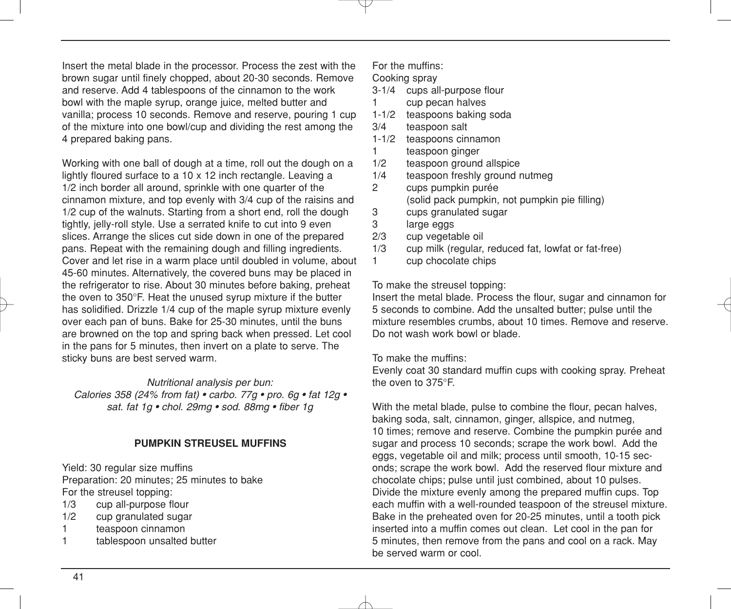Insert the metal blade in the processor. Process the zest with the brown sugar until finely chopped, about 20-30 seconds. Remove and reserve. Add 4 tablespoons of the cinnamon to the work bowl with the maple syrup, orange juice, melted butter and vanilla; process 10 seconds. Remove and reserve, pouring 1 cup of the mixture into one bowl/cup and dividing the rest among the 4 prepared baking pans.

Working with one ball of dough at a time, roll out the dough on a lightly floured surface to a 10 x 12 inch rectangle. Leaving a 1/2 inch border all around, sprinkle with one quarter of the cinnamon mixture, and top evenly with 3/4 cup of the raisins and 1/2 cup of the walnuts. Starting from a short end, roll the dough tightly, jelly-roll style. Use a serrated knife to cut into 9 even slices. Arrange the slices cut side down in one of the prepared pans. Repeat with the remaining dough and filling ingredients. Cover and let rise in a warm place until doubled in volume, about 45-60 minutes. Alternatively, the covered buns may be placed in the refrigerator to rise. About 30 minutes before baking, preheat the oven to 350°F. Heat the unused syrup mixture if the butter has solidified. Drizzle 1/4 cup of the maple syrup mixture evenly over each pan of buns. Bake for 25-30 minutes, until the buns are browned on the top and spring back when pressed. Let cool in the pans for 5 minutes, then invert on a plate to serve. The sticky buns are best served warm.

*Nutritional analysis per bun:*
*Calories 358 (24% from fat) • carbo. 77g • pro. 6g • fat 12g • sat. fat 1g • chol. 29mg • sod. 88mg • fiber 1g*

## PUMPKIN STREUSEL MUFFINS

Yield: 30 regular size muffins
Preparation: 20 minutes; 25 minutes to bake

For the streusel topping:

- 1/3 cup all-purpose flour
- 1/2 cup granulated sugar
- 1 teaspoon cinnamon
- 1 tablespoon unsalted butter

For the muffins:

- Cooking spray
- 3-1/4 cups all-purpose flour
- 1 cup pecan halves
- 1-1/2 teaspoons baking soda
- 3/4 teaspoon salt
- 1-1/2 teaspoons cinnamon
- 1 teaspoon ginger
- 1/2 teaspoon ground allspice
- 1/4 teaspoon freshly ground nutmeg
- 2 cups pumpkin purée (solid pack pumpkin, not pumpkin pie filling)
- 3 cups granulated sugar
- 3 large eggs
- 2/3 cup vegetable oil
- 1/3 cup milk (regular, reduced fat, lowfat or fat-free)
- 1 cup chocolate chips

To make the streusel topping:
Insert the metal blade. Process the flour, sugar and cinnamon for 5 seconds to combine. Add the unsalted butter; pulse until the mixture resembles crumbs, about 10 times. Remove and reserve. Do not wash work bowl or blade.

To make the muffins:
Evenly coat 30 standard muffin cups with cooking spray. Preheat the oven to 375°F.

With the metal blade, pulse to combine the flour, pecan halves, baking soda, salt, cinnamon, ginger, allspice, and nutmeg, 10 times; remove and reserve. Combine the pumpkin purée and sugar and process 10 seconds; scrape the work bowl. Add the eggs, vegetable oil and milk; process until smooth, 10-15 seconds; scrape the work bowl. Add the reserved flour mixture and chocolate chips; pulse until just combined, about 10 pulses. Divide the mixture evenly among the prepared muffin cups. Top each muffin with a well-rounded teaspoon of the streusel mixture. Bake in the preheated oven for 20-25 minutes, until a tooth pick inserted into a muffin comes out clean. Let cool in the pan for 5 minutes, then remove from the pans and cool on a rack. May be served warm or cool.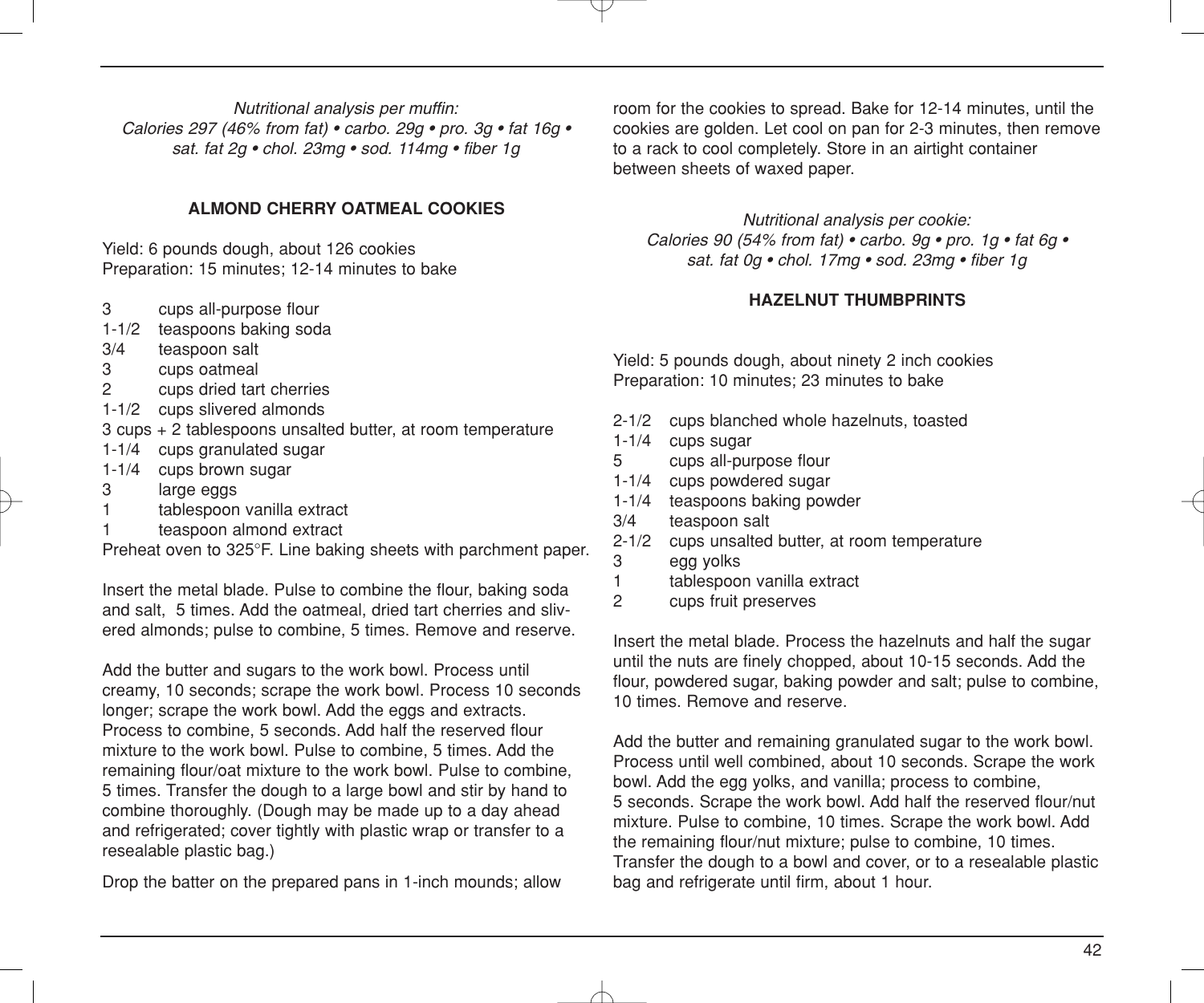*Nutritional analysis per muffin:*
*Calories 297 (46% from fat) • carbo. 29g • pro. 3g • fat 16g • sat. fat 2g • chol. 23mg • sod. 114mg • fiber 1g*

**ALMOND CHERRY OATMEAL COOKIES**

Yield: 6 pounds dough, about 126 cookies
Preparation: 15 minutes; 12-14 minutes to bake

3 cups all-purpose flour
1-1/2 teaspoons baking soda
3/4 teaspoon salt
3 cups oatmeal
2 cups dried tart cherries
1-1/2 cups slivered almonds
3 cups + 2 tablespoons unsalted butter, at room temperature
1-1/4 cups granulated sugar
1-1/4 cups brown sugar
3 large eggs
1 tablespoon vanilla extract
1 teaspoon almond extract

Preheat oven to 325°F. Line baking sheets with parchment paper.

Insert the metal blade. Pulse to combine the flour, baking soda and salt, 5 times. Add the oatmeal, dried tart cherries and slivered almonds; pulse to combine, 5 times. Remove and reserve.

Add the butter and sugars to the work bowl. Process until creamy, 10 seconds; scrape the work bowl. Process 10 seconds longer; scrape the work bowl. Add the eggs and extracts. Process to combine, 5 seconds. Add half the reserved flour mixture to the work bowl. Pulse to combine, 5 times. Add the remaining flour/oat mixture to the work bowl. Pulse to combine, 5 times. Transfer the dough to a large bowl and stir by hand to combine thoroughly. (Dough may be made up to a day ahead and refrigerated; cover tightly with plastic wrap or transfer to a resealable plastic bag.)

Drop the batter on the prepared pans in 1-inch mounds; allow room for the cookies to spread. Bake for 12-14 minutes, until the cookies are golden. Let cool on pan for 2-3 minutes, then remove to a rack to cool completely. Store in an airtight container between sheets of waxed paper.

*Nutritional analysis per cookie:*
*Calories 90 (54% from fat) • carbo. 9g • pro. 1g • fat 6g • sat. fat 0g • chol. 17mg • sod. 23mg • fiber 1g*

**HAZELNUT THUMBPRINTS**

Yield: 5 pounds dough, about ninety 2 inch cookies
Preparation: 10 minutes; 23 minutes to bake

2-1/2 cups blanched whole hazelnuts, toasted
1-1/4 cups sugar
5 cups all-purpose flour
1-1/4 cups powdered sugar
1-1/4 teaspoons baking powder
3/4 teaspoon salt
2-1/2 cups unsalted butter, at room temperature
3 egg yolks
1 tablespoon vanilla extract
2 cups fruit preserves

Insert the metal blade. Process the hazelnuts and half the sugar until the nuts are finely chopped, about 10-15 seconds. Add the flour, powdered sugar, baking powder and salt; pulse to combine, 10 times. Remove and reserve.

Add the butter and remaining granulated sugar to the work bowl. Process until well combined, about 10 seconds. Scrape the work bowl. Add the egg yolks, and vanilla; process to combine, 5 seconds. Scrape the work bowl. Add half the reserved flour/nut mixture. Pulse to combine, 10 times. Scrape the work bowl. Add the remaining flour/nut mixture; pulse to combine, 10 times. Transfer the dough to a bowl and cover, or to a resealable plastic bag and refrigerate until firm, about 1 hour.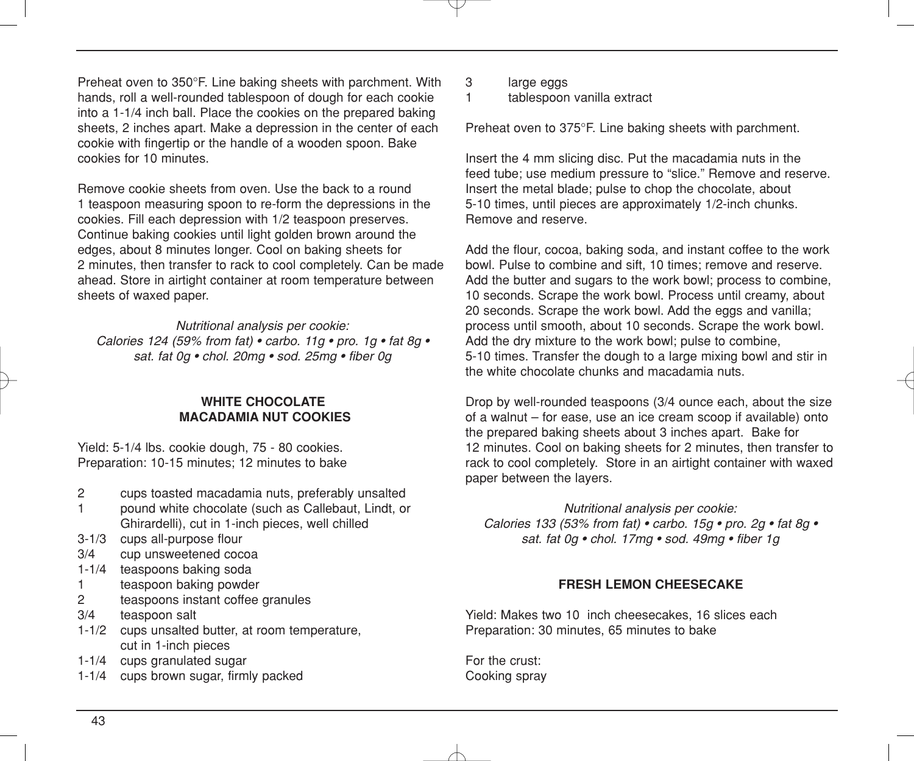Preheat oven to 350°F. Line baking sheets with parchment. With hands, roll a well-rounded tablespoon of dough for each cookie into a 1-1/4 inch ball. Place the cookies on the prepared baking sheets, 2 inches apart. Make a depression in the center of each cookie with fingertip or the handle of a wooden spoon. Bake cookies for 10 minutes.

Remove cookie sheets from oven. Use the back to a round 1 teaspoon measuring spoon to re-form the depressions in the cookies. Fill each depression with 1/2 teaspoon preserves. Continue baking cookies until light golden brown around the edges, about 8 minutes longer. Cool on baking sheets for 2 minutes, then transfer to rack to cool completely. Can be made ahead. Store in airtight container at room temperature between sheets of waxed paper.

*Nutritional analysis per cookie:*
*Calories 124 (59% from fat) • carbo. 11g • pro. 1g • fat 8g • sat. fat 0g • chol. 20mg • sod. 25mg • fiber 0g*

## WHITE CHOCOLATE MACADAMIA NUT COOKIES

Yield: 5-1/4 lbs. cookie dough, 75 - 80 cookies.
Preparation: 10-15 minutes; 12 minutes to bake

- 2 cups toasted macadamia nuts, preferably unsalted
- 1 pound white chocolate (such as Callebaut, Lindt, or Ghirardelli), cut in 1-inch pieces, well chilled
- 3-1/3 cups all-purpose flour
- 3/4 cup unsweetened cocoa
- 1-1/4 teaspoons baking soda
- 1 teaspoon baking powder
- 2 teaspoons instant coffee granules
- 3/4 teaspoon salt
- 1-1/2 cups unsalted butter, at room temperature, cut in 1-inch pieces
- 1-1/4 cups granulated sugar
- 1-1/4 cups brown sugar, firmly packed
- 3 large eggs
- 1 tablespoon vanilla extract

Preheat oven to 375°F. Line baking sheets with parchment.

Insert the 4 mm slicing disc. Put the macadamia nuts in the feed tube; use medium pressure to "slice." Remove and reserve. Insert the metal blade; pulse to chop the chocolate, about 5-10 times, until pieces are approximately 1/2-inch chunks. Remove and reserve.

Add the flour, cocoa, baking soda, and instant coffee to the work bowl. Pulse to combine and sift, 10 times; remove and reserve. Add the butter and sugars to the work bowl; process to combine, 10 seconds. Scrape the work bowl. Process until creamy, about 20 seconds. Scrape the work bowl. Add the eggs and vanilla; process until smooth, about 10 seconds. Scrape the work bowl. Add the dry mixture to the work bowl; pulse to combine, 5-10 times. Transfer the dough to a large mixing bowl and stir in the white chocolate chunks and macadamia nuts.

Drop by well-rounded teaspoons (3/4 ounce each, about the size of a walnut – for ease, use an ice cream scoop if available) onto the prepared baking sheets about 3 inches apart. Bake for 12 minutes. Cool on baking sheets for 2 minutes, then transfer to rack to cool completely. Store in an airtight container with waxed paper between the layers.

*Nutritional analysis per cookie:*
*Calories 133 (53% from fat) • carbo. 15g • pro. 2g • fat 8g • sat. fat 0g • chol. 17mg • sod. 49mg • fiber 1g*

## FRESH LEMON CHEESECAKE

Yield: Makes two 10 inch cheesecakes, 16 slices each
Preparation: 30 minutes, 65 minutes to bake

For the crust:
Cooking spray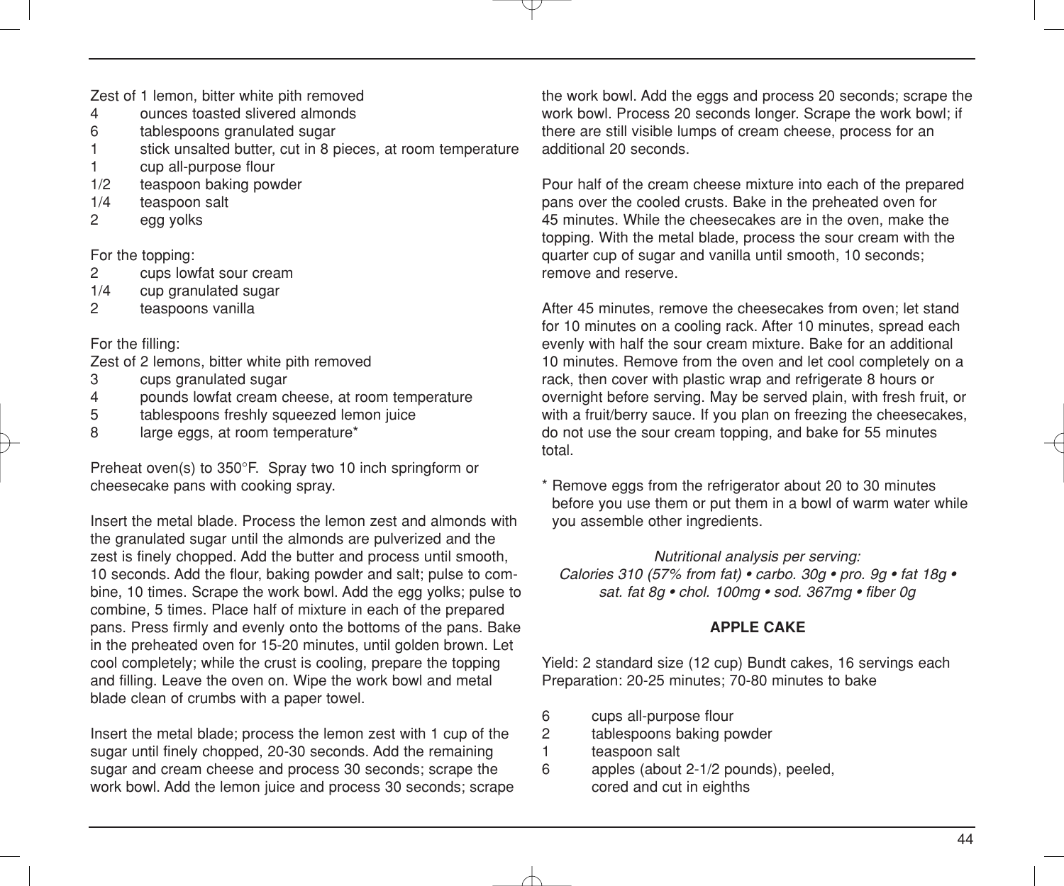Zest of 1 lemon, bitter white pith removed

- 4 ounces toasted slivered almonds
- 6 tablespoons granulated sugar
- 1 stick unsalted butter, cut in 8 pieces, at room temperature
- 1 cup all-purpose flour
- 1/2 teaspoon baking powder
- 1/4 teaspoon salt
- 2 egg yolks

For the topping:

- 2 cups lowfat sour cream
- 1/4 cup granulated sugar
- 2 teaspoons vanilla

For the filling:

Zest of 2 lemons, bitter white pith removed

- 3 cups granulated sugar
- 4 pounds lowfat cream cheese, at room temperature
- 5 tablespoons freshly squeezed lemon juice
- 8 large eggs, at room temperature*

Preheat oven(s) to 350°F. Spray two 10 inch springform or cheesecake pans with cooking spray.

Insert the metal blade. Process the lemon zest and almonds with the granulated sugar until the almonds are pulverized and the zest is finely chopped. Add the butter and process until smooth, 10 seconds. Add the flour, baking powder and salt; pulse to combine, 10 times. Scrape the work bowl. Add the egg yolks; pulse to combine, 5 times. Place half of mixture in each of the prepared pans. Press firmly and evenly onto the bottoms of the pans. Bake in the preheated oven for 15-20 minutes, until golden brown. Let cool completely; while the crust is cooling, prepare the topping and filling. Leave the oven on. Wipe the work bowl and metal blade clean of crumbs with a paper towel.

Insert the metal blade; process the lemon zest with 1 cup of the sugar until finely chopped, 20-30 seconds. Add the remaining sugar and cream cheese and process 30 seconds; scrape the work bowl. Add the lemon juice and process 30 seconds; scrape the work bowl. Add the eggs and process 20 seconds; scrape the work bowl. Process 20 seconds longer. Scrape the work bowl; if there are still visible lumps of cream cheese, process for an additional 20 seconds.

Pour half of the cream cheese mixture into each of the prepared pans over the cooled crusts. Bake in the preheated oven for 45 minutes. While the cheesecakes are in the oven, make the topping. With the metal blade, process the sour cream with the quarter cup of sugar and vanilla until smooth, 10 seconds; remove and reserve.

After 45 minutes, remove the cheesecakes from oven; let stand for 10 minutes on a cooling rack. After 10 minutes, spread each evenly with half the sour cream mixture. Bake for an additional 10 minutes. Remove from the oven and let cool completely on a rack, then cover with plastic wrap and refrigerate 8 hours or overnight before serving. May be served plain, with fresh fruit, or with a fruit/berry sauce. If you plan on freezing the cheesecakes, do not use the sour cream topping, and bake for 55 minutes total.

\* Remove eggs from the refrigerator about 20 to 30 minutes before you use them or put them in a bowl of warm water while you assemble other ingredients.

*Nutritional analysis per serving:*
*Calories 310 (57% from fat) • carbo. 30g • pro. 9g • fat 18g • sat. fat 8g • chol. 100mg • sod. 367mg • fiber 0g*

## APPLE CAKE

Yield: 2 standard size (12 cup) Bundt cakes, 16 servings each
Preparation: 20-25 minutes; 70-80 minutes to bake

- 6 cups all-purpose flour
- 2 tablespoons baking powder
- 1 teaspoon salt
- 6 apples (about 2-1/2 pounds), peeled, cored and cut in eighths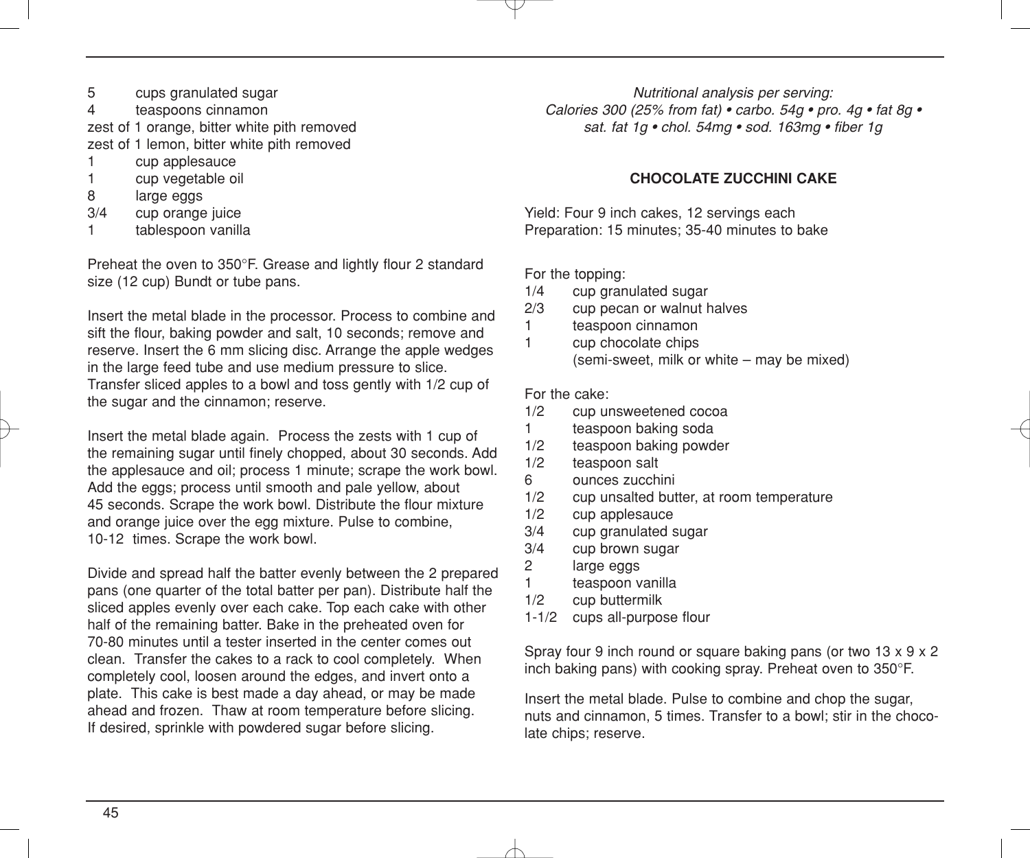5 cups granulated sugar
4 teaspoons cinnamon
zest of 1 orange, bitter white pith removed
zest of 1 lemon, bitter white pith removed
1 cup applesauce
1 cup vegetable oil
8 large eggs
3/4 cup orange juice
1 tablespoon vanilla

Preheat the oven to 350°F. Grease and lightly flour 2 standard size (12 cup) Bundt or tube pans.

Insert the metal blade in the processor. Process to combine and sift the flour, baking powder and salt, 10 seconds; remove and reserve. Insert the 6 mm slicing disc. Arrange the apple wedges in the large feed tube and use medium pressure to slice. Transfer sliced apples to a bowl and toss gently with 1/2 cup of the sugar and the cinnamon; reserve.

Insert the metal blade again. Process the zests with 1 cup of the remaining sugar until finely chopped, about 30 seconds. Add the applesauce and oil; process 1 minute; scrape the work bowl. Add the eggs; process until smooth and pale yellow, about 45 seconds. Scrape the work bowl. Distribute the flour mixture and orange juice over the egg mixture. Pulse to combine, 10-12 times. Scrape the work bowl.

Divide and spread half the batter evenly between the 2 prepared pans (one quarter of the total batter per pan). Distribute half the sliced apples evenly over each cake. Top each cake with other half of the remaining batter. Bake in the preheated oven for 70-80 minutes until a tester inserted in the center comes out clean. Transfer the cakes to a rack to cool completely. When completely cool, loosen around the edges, and invert onto a plate. This cake is best made a day ahead, or may be made ahead and frozen. Thaw at room temperature before slicing. If desired, sprinkle with powdered sugar before slicing.

*Nutritional analysis per serving:*
*Calories 300 (25% from fat) • carbo. 54g • pro. 4g • fat 8g • sat. fat 1g • chol. 54mg • sod. 163mg • fiber 1g*

## CHOCOLATE ZUCCHINI CAKE

Yield: Four 9 inch cakes, 12 servings each
Preparation: 15 minutes; 35-40 minutes to bake

For the topping:
1/4 cup granulated sugar
2/3 cup pecan or walnut halves
1 teaspoon cinnamon
1 cup chocolate chips
(semi-sweet, milk or white – may be mixed)

For the cake:
1/2 cup unsweetened cocoa
1 teaspoon baking soda
1/2 teaspoon baking powder
1/2 teaspoon salt
6 ounces zucchini
1/2 cup unsalted butter, at room temperature
1/2 cup applesauce
3/4 cup granulated sugar
3/4 cup brown sugar
2 large eggs
1 teaspoon vanilla
1/2 cup buttermilk
1-1/2 cups all-purpose flour

Spray four 9 inch round or square baking pans (or two 13 x 9 x 2 inch baking pans) with cooking spray. Preheat oven to 350°F.

Insert the metal blade. Pulse to combine and chop the sugar, nuts and cinnamon, 5 times. Transfer to a bowl; stir in the chocolate chips; reserve.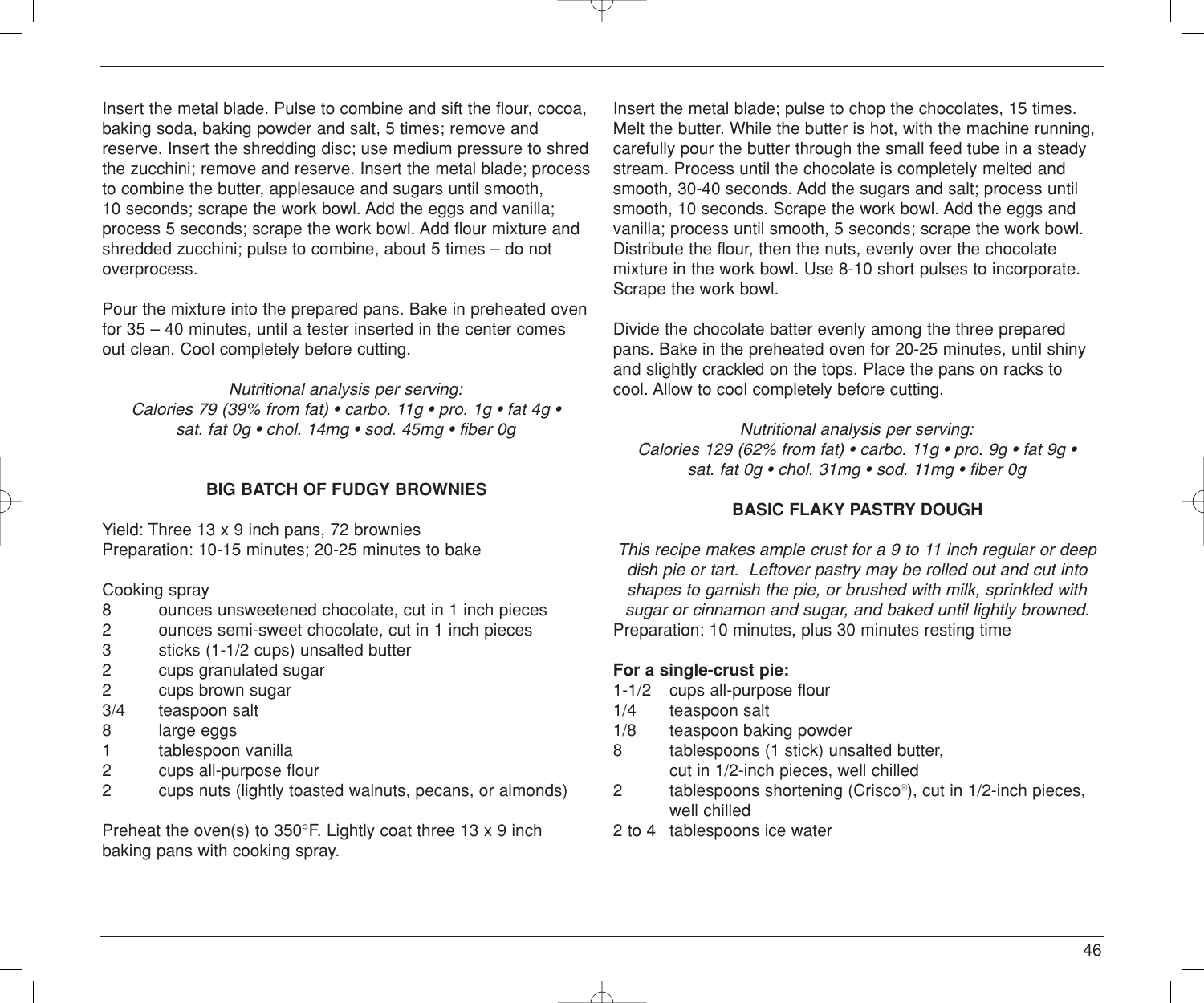Insert the metal blade. Pulse to combine and sift the flour, cocoa, baking soda, baking powder and salt, 5 times; remove and reserve. Insert the shredding disc; use medium pressure to shred the zucchini; remove and reserve. Insert the metal blade; process to combine the butter, applesauce and sugars until smooth, 10 seconds; scrape the work bowl. Add the eggs and vanilla; process 5 seconds; scrape the work bowl. Add flour mixture and shredded zucchini; pulse to combine, about 5 times – do not overprocess.

Pour the mixture into the prepared pans. Bake in preheated oven for 35 – 40 minutes, until a tester inserted in the center comes out clean. Cool completely before cutting.

*Nutritional analysis per serving:*
*Calories 79 (39% from fat) • carbo. 11g • pro. 1g • fat 4g • sat. fat 0g • chol. 14mg • sod. 45mg • fiber 0g*

## BIG BATCH OF FUDGY BROWNIES

Yield: Three 13 x 9 inch pans, 72 brownies
Preparation: 10-15 minutes; 20-25 minutes to bake

Cooking spray
8 ounces unsweetened chocolate, cut in 1 inch pieces
2 ounces semi-sweet chocolate, cut in 1 inch pieces
3 sticks (1-1/2 cups) unsalted butter
2 cups granulated sugar
2 cups brown sugar
3/4 teaspoon salt
8 large eggs
1 tablespoon vanilla
2 cups all-purpose flour
2 cups nuts (lightly toasted walnuts, pecans, or almonds)

Preheat the oven(s) to 350°F. Lightly coat three 13 x 9 inch baking pans with cooking spray.

Insert the metal blade; pulse to chop the chocolates, 15 times. Melt the butter. While the butter is hot, with the machine running, carefully pour the butter through the small feed tube in a steady stream. Process until the chocolate is completely melted and smooth, 30-40 seconds. Add the sugars and salt; process until smooth, 10 seconds. Scrape the work bowl. Add the eggs and vanilla; process until smooth, 5 seconds; scrape the work bowl. Distribute the flour, then the nuts, evenly over the chocolate mixture in the work bowl. Use 8-10 short pulses to incorporate. Scrape the work bowl.

Divide the chocolate batter evenly among the three prepared pans. Bake in the preheated oven for 20-25 minutes, until shiny and slightly crackled on the tops. Place the pans on racks to cool. Allow to cool completely before cutting.

*Nutritional analysis per serving:*
*Calories 129 (62% from fat) • carbo. 11g • pro. 9g • fat 9g • sat. fat 0g • chol. 31mg • sod. 11mg • fiber 0g*

## BASIC FLAKY PASTRY DOUGH

*This recipe makes ample crust for a 9 to 11 inch regular or deep dish pie or tart. Leftover pastry may be rolled out and cut into shapes to garnish the pie, or brushed with milk, sprinkled with sugar or cinnamon and sugar, and baked until lightly browned.*
Preparation: 10 minutes, plus 30 minutes resting time

**For a single-crust pie:**
1-1/2 cups all-purpose flour
1/4 teaspoon salt
1/8 teaspoon baking powder
8 tablespoons (1 stick) unsalted butter, cut in 1/2-inch pieces, well chilled
2 tablespoons shortening (Crisco®), cut in 1/2-inch pieces, well chilled
2 to 4 tablespoons ice water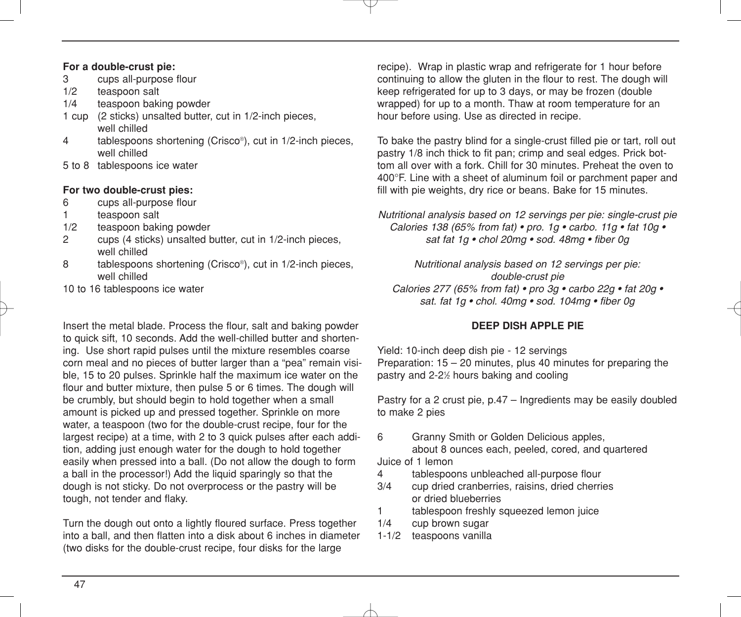**For a double-crust pie:**

3 cups all-purpose flour
1/2 teaspoon salt
1/4 teaspoon baking powder
1 cup (2 sticks) unsalted butter, cut in 1/2-inch pieces, well chilled
4 tablespoons shortening (Crisco®), cut in 1/2-inch pieces, well chilled
5 to 8 tablespoons ice water

**For two double-crust pies:**

6 cups all-purpose flour
1 teaspoon salt
1/2 teaspoon baking powder
2 cups (4 sticks) unsalted butter, cut in 1/2-inch pieces, well chilled
8 tablespoons shortening (Crisco®), cut in 1/2-inch pieces, well chilled
10 to 16 tablespoons ice water

Insert the metal blade. Process the flour, salt and baking powder to quick sift, 10 seconds. Add the well-chilled butter and shortening. Use short rapid pulses until the mixture resembles coarse corn meal and no pieces of butter larger than a "pea" remain visible, 15 to 20 pulses. Sprinkle half the maximum ice water on the flour and butter mixture, then pulse 5 or 6 times. The dough will be crumbly, but should begin to hold together when a small amount is picked up and pressed together. Sprinkle on more water, a teaspoon (two for the double-crust recipe, four for the largest recipe) at a time, with 2 to 3 quick pulses after each addition, adding just enough water for the dough to hold together easily when pressed into a ball. (Do not allow the dough to form a ball in the processor!) Add the liquid sparingly so that the dough is not sticky. Do not overprocess or the pastry will be tough, not tender and flaky.

Turn the dough out onto a lightly floured surface. Press together into a ball, and then flatten into a disk about 6 inches in diameter (two disks for the double-crust recipe, four disks for the large recipe). Wrap in plastic wrap and refrigerate for 1 hour before continuing to allow the gluten in the flour to rest. The dough will keep refrigerated for up to 3 days, or may be frozen (double wrapped) for up to a month. Thaw at room temperature for an hour before using. Use as directed in recipe.

To bake the pastry blind for a single-crust filled pie or tart, roll out pastry 1/8 inch thick to fit pan; crimp and seal edges. Prick bottom all over with a fork. Chill for 30 minutes. Preheat the oven to 400°F. Line with a sheet of aluminum foil or parchment paper and fill with pie weights, dry rice or beans. Bake for 15 minutes.

*Nutritional analysis based on 12 servings per pie: single-crust pie*
*Calories 138 (65% from fat) • pro. 1g • carbo. 11g • fat 10g • sat fat 1g • chol 20mg • sod. 48mg • fiber 0g*

*Nutritional analysis based on 12 servings per pie: double-crust pie*
*Calories 277 (65% from fat) • pro 3g • carbo 22g • fat 20g • sat. fat 1g • chol. 40mg • sod. 104mg • fiber 0g*

## DEEP DISH APPLE PIE

Yield: 10-inch deep dish pie - 12 servings
Preparation: 15 – 20 minutes, plus 40 minutes for preparing the pastry and 2-2½ hours baking and cooling

Pastry for a 2 crust pie, p.47 – Ingredients may be easily doubled to make 2 pies

6 Granny Smith or Golden Delicious apples, about 8 ounces each, peeled, cored, and quartered
Juice of 1 lemon
4 tablespoons unbleached all-purpose flour
3/4 cup dried cranberries, raisins, dried cherries or dried blueberries
1 tablespoon freshly squeezed lemon juice
1/4 cup brown sugar
1-1/2 teaspoons vanilla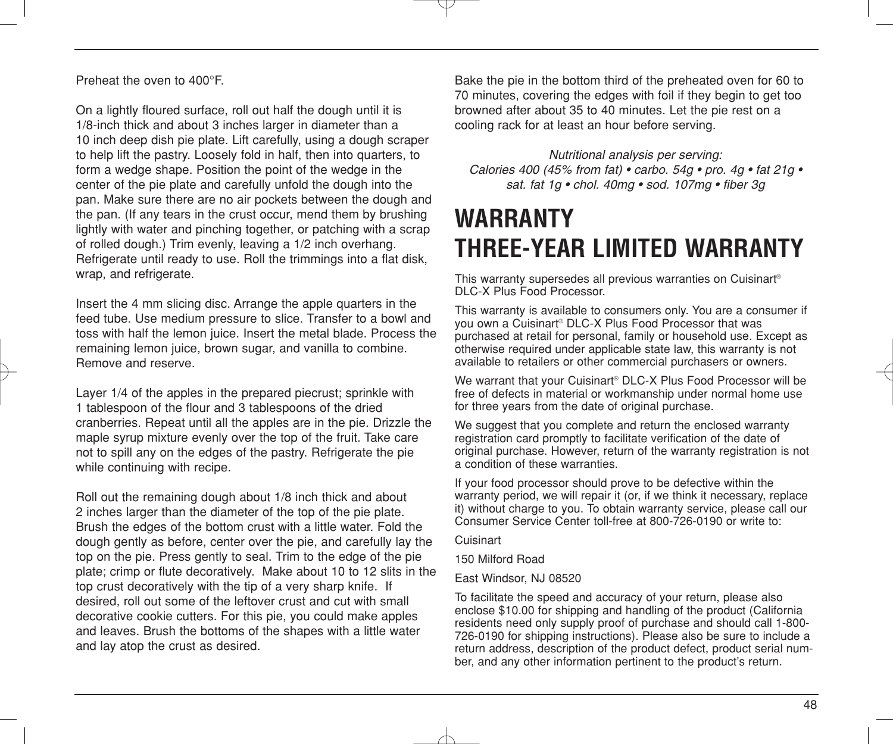Preheat the oven to 400°F.

On a lightly floured surface, roll out half the dough until it is 1/8-inch thick and about 3 inches larger in diameter than a 10 inch deep dish pie plate. Lift carefully, using a dough scraper to help lift the pastry. Loosely fold in half, then into quarters, to form a wedge shape. Position the point of the wedge in the center of the pie plate and carefully unfold the dough into the pan. Make sure there are no air pockets between the dough and the pan. (If any tears in the crust occur, mend them by brushing lightly with water and pinching together, or patching with a scrap of rolled dough.) Trim evenly, leaving a 1/2 inch overhang. Refrigerate until ready to use. Roll the trimmings into a flat disk, wrap, and refrigerate.

Insert the 4 mm slicing disc. Arrange the apple quarters in the feed tube. Use medium pressure to slice. Transfer to a bowl and toss with half the lemon juice. Insert the metal blade. Process the remaining lemon juice, brown sugar, and vanilla to combine. Remove and reserve.

Layer 1/4 of the apples in the prepared piecrust; sprinkle with 1 tablespoon of the flour and 3 tablespoons of the dried cranberries. Repeat until all the apples are in the pie. Drizzle the maple syrup mixture evenly over the top of the fruit. Take care not to spill any on the edges of the pastry. Refrigerate the pie while continuing with recipe.

Roll out the remaining dough about 1/8 inch thick and about 2 inches larger than the diameter of the top of the pie plate. Brush the edges of the bottom crust with a little water. Fold the dough gently as before, center over the pie, and carefully lay the top on the pie. Press gently to seal. Trim to the edge of the pie plate; crimp or flute decoratively. Make about 10 to 12 slits in the top crust decoratively with the tip of a very sharp knife. If desired, roll out some of the leftover crust and cut with small decorative cookie cutters. For this pie, you could make apples and leaves. Brush the bottoms of the shapes with a little water and lay atop the crust as desired.

Bake the pie in the bottom third of the preheated oven for 60 to 70 minutes, covering the edges with foil if they begin to get too browned after about 35 to 40 minutes. Let the pie rest on a cooling rack for at least an hour before serving.

*Nutritional analysis per serving:*
*Calories 400 (45% from fat) • carbo. 54g • pro. 4g • fat 21g • sat. fat 1g • chol. 40mg • sod. 107mg • fiber 3g*

# WARRANTY

# THREE-YEAR LIMITED WARRANTY

This warranty supersedes all previous warranties on Cuisinart® DLC-X Plus Food Processor.

This warranty is available to consumers only. You are a consumer if you own a Cuisinart® DLC-X Plus Food Processor that was purchased at retail for personal, family or household use. Except as otherwise required under applicable state law, this warranty is not available to retailers or other commercial purchasers or owners.

We warrant that your Cuisinart® DLC-X Plus Food Processor will be free of defects in material or workmanship under normal home use for three years from the date of original purchase.

We suggest that you complete and return the enclosed warranty registration card promptly to facilitate verification of the date of original purchase. However, return of the warranty registration is not a condition of these warranties.

If your food processor should prove to be defective within the warranty period, we will repair it (or, if we think it necessary, replace it) without charge to you. To obtain warranty service, please call our Consumer Service Center toll-free at 800-726-0190 or write to:

Cuisinart

150 Milford Road

East Windsor, NJ 08520

To facilitate the speed and accuracy of your return, please also enclose $10.00 for shipping and handling of the product (California residents need only supply proof of purchase and should call 1-800-726-0190 for shipping instructions). Please also be sure to include a return address, description of the product defect, product serial number, and any other information pertinent to the product's return.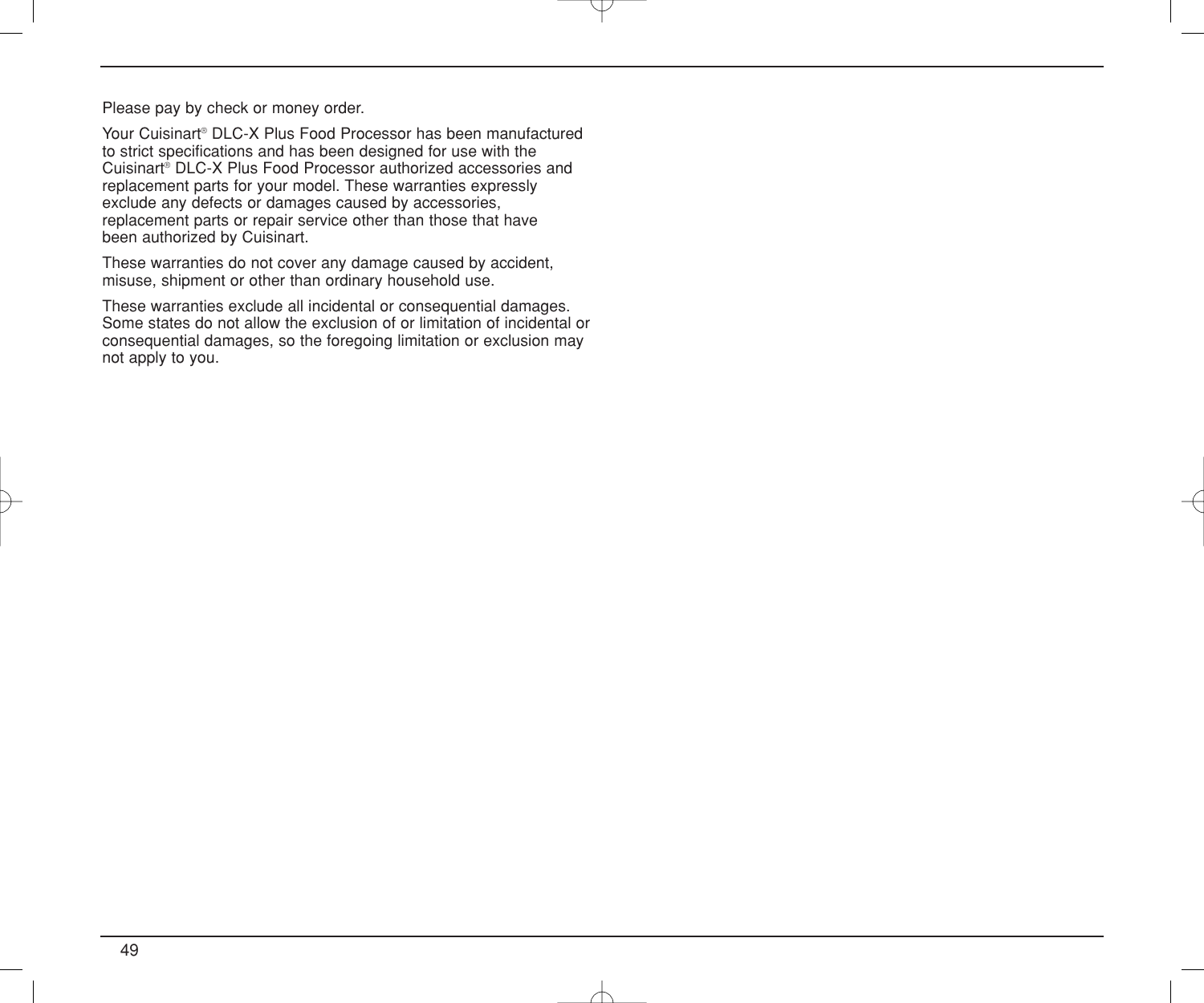Please pay by check or money order.

Your Cuisinart® DLC-X Plus Food Processor has been manufactured to strict specifications and has been designed for use with the Cuisinart® DLC-X Plus Food Processor authorized accessories and replacement parts for your model. These warranties expressly exclude any defects or damages caused by accessories, replacement parts or repair service other than those that have been authorized by Cuisinart.

These warranties do not cover any damage caused by accident, misuse, shipment or other than ordinary household use.

These warranties exclude all incidental or consequential damages. Some states do not allow the exclusion of or limitation of incidental or consequential damages, so the foregoing limitation or exclusion may not apply to you.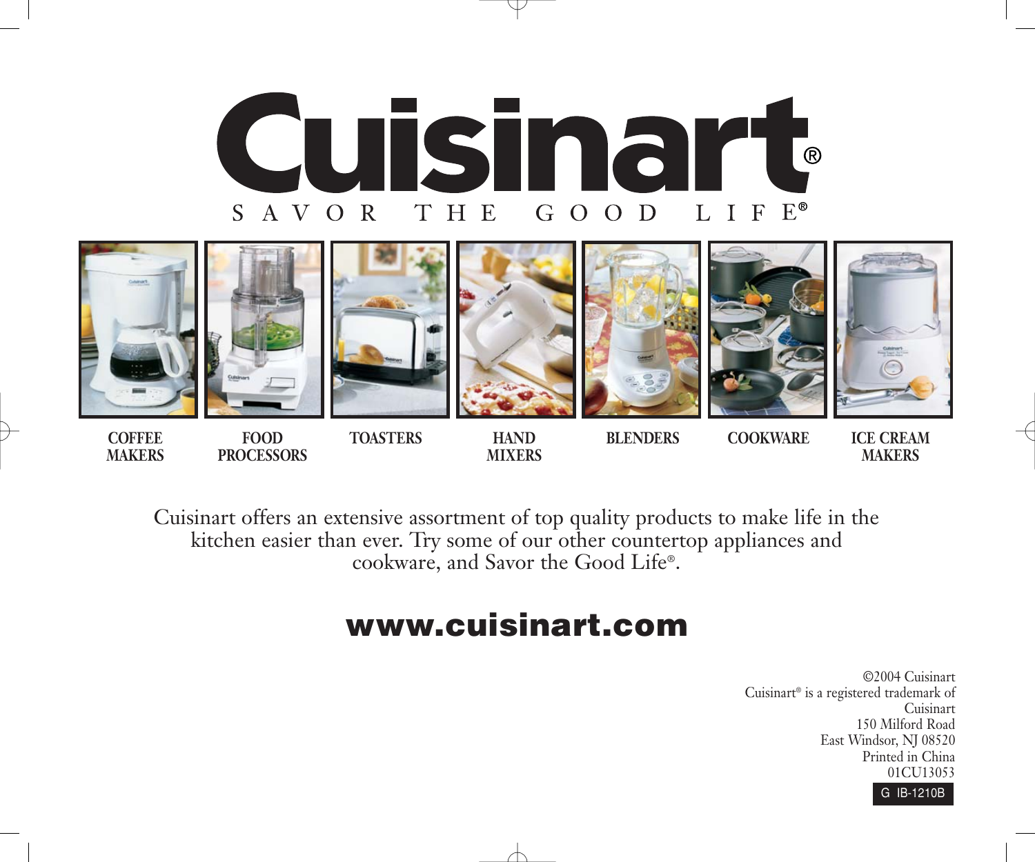# Cuisinart®

SAVOR THE GOOD LIFE®

COFFEE MAKERS | FOOD PROCESSORS | TOASTERS | HAND MIXERS | BLENDERS | COOKWARE | ICE CREAM MAKERS

Cuisinart offers an extensive assortment of top quality products to make life in the kitchen easier than ever. Try some of our other countertop appliances and cookware, and Savor the Good Life®.

**www.cuisinart.com**

©2004 Cuisinart
Cuisinart® is a registered trademark of Cuisinart
150 Milford Road
East Windsor, NJ 08520
Printed in China
01CU13053

G IB-1210B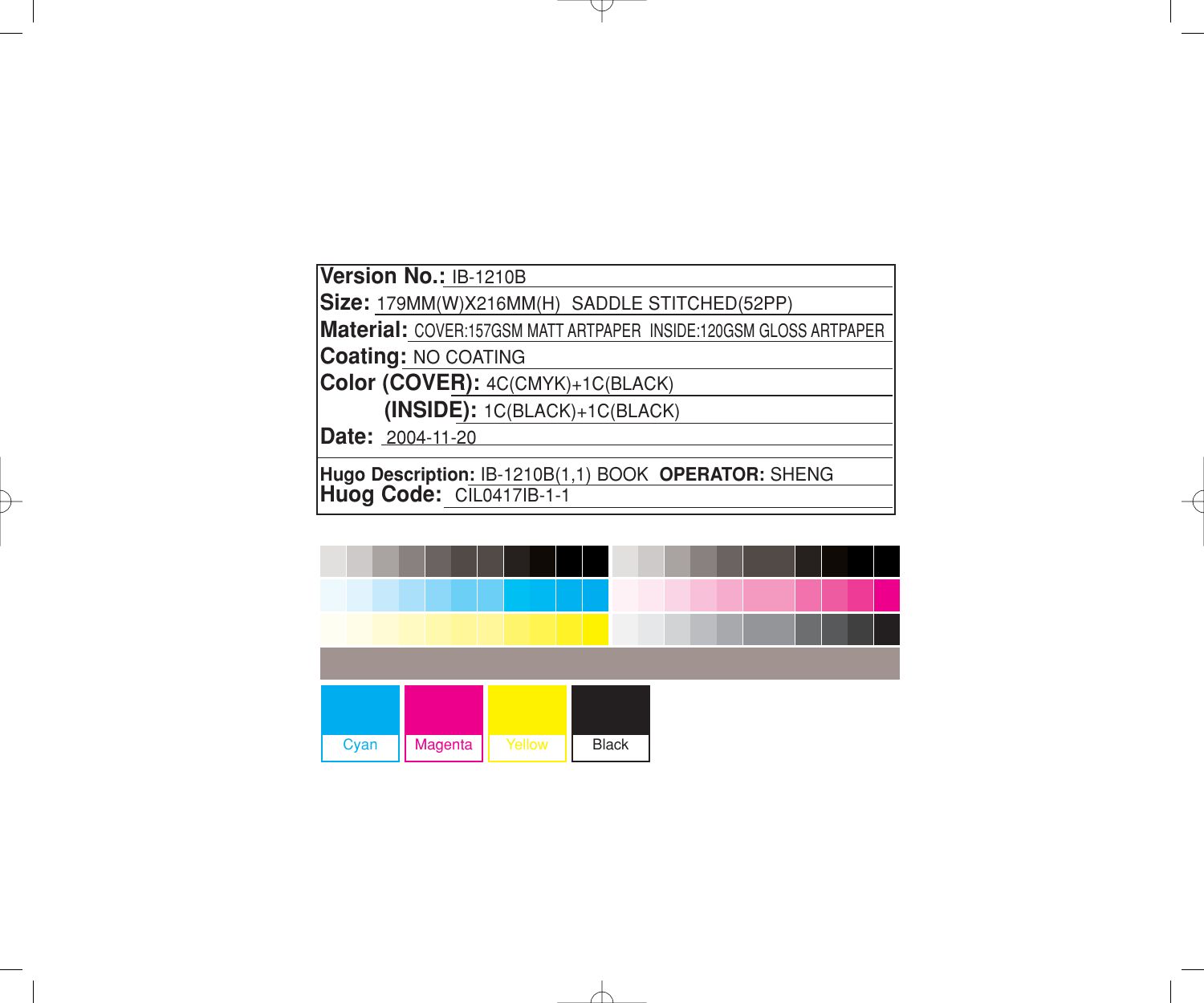**Version No.:** IB-1210B

**Size:** 179MM(W)X216MM(H) SADDLE STITCHED(52PP)

**Material:** COVER:157GSM MATT ARTPAPER INSIDE:120GSM GLOSS ARTPAPER

**Coating:** NO COATING

**Color (COVER):** 4C(CMYK)+1C(BLACK)

**(INSIDE):** 1C(BLACK)+1C(BLACK)

**Date:** 2004-11-20

**Hugo Description:** IB-1210B(1,1) BOOK **OPERATOR:** SHENG

**Huog Code:** CIL0417IB-1-1

Cyan

Magenta

Yellow

Black